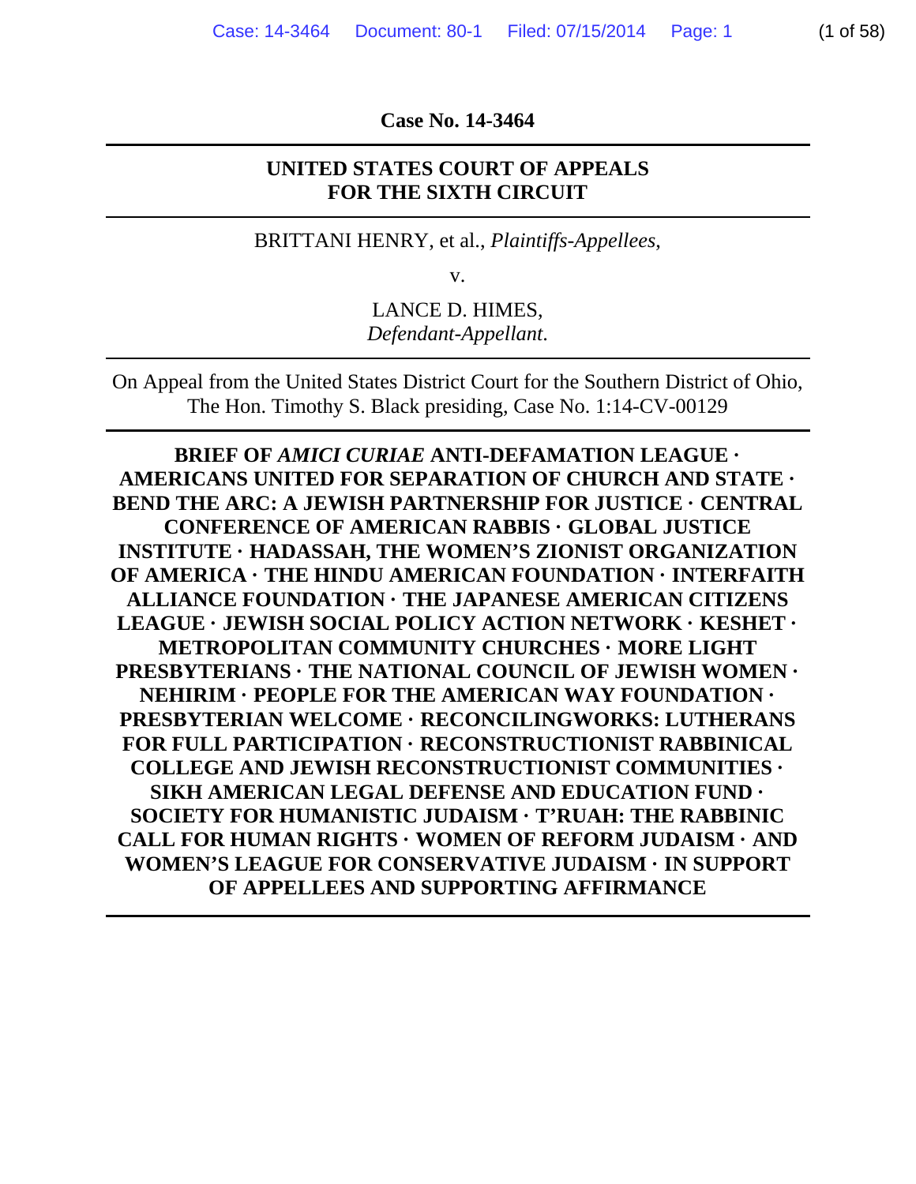**Case No. 14-3464**

---

**UNITED STATES COURT OF APPEALS**
**FOR THE SIXTH CIRCUIT**

---

BRITTANI HENRY, et al., *Plaintiffs-Appellees,*

v.

LANCE D. HIMES,
*Defendant-Appellant.*

---

On Appeal from the United States District Court for the Southern District of Ohio, The Hon. Timothy S. Black presiding, Case No. 1:14-CV-00129

---

**BRIEF OF *AMICI CURIAE* ANTI-DEFAMATION LEAGUE · AMERICANS UNITED FOR SEPARATION OF CHURCH AND STATE · BEND THE ARC: A JEWISH PARTNERSHIP FOR JUSTICE · CENTRAL CONFERENCE OF AMERICAN RABBIS · GLOBAL JUSTICE INSTITUTE · HADASSAH, THE WOMEN'S ZIONIST ORGANIZATION OF AMERICA · THE HINDU AMERICAN FOUNDATION · INTERFAITH ALLIANCE FOUNDATION · THE JAPANESE AMERICAN CITIZENS LEAGUE · JEWISH SOCIAL POLICY ACTION NETWORK · KESHET · METROPOLITAN COMMUNITY CHURCHES · MORE LIGHT PRESBYTERIANS · THE NATIONAL COUNCIL OF JEWISH WOMEN · NEHIRIM · PEOPLE FOR THE AMERICAN WAY FOUNDATION · PRESBYTERIAN WELCOME · RECONCILINGWORKS: LUTHERANS FOR FULL PARTICIPATION · RECONSTRUCTIONIST RABBINICAL COLLEGE AND JEWISH RECONSTRUCTIONIST COMMUNITIES · SIKH AMERICAN LEGAL DEFENSE AND EDUCATION FUND · SOCIETY FOR HUMANISTIC JUDAISM · T'RUAH: THE RABBINIC CALL FOR HUMAN RIGHTS · WOMEN OF REFORM JUDAISM · AND WOMEN'S LEAGUE FOR CONSERVATIVE JUDAISM · IN SUPPORT OF APPELLEES AND SUPPORTING AFFIRMANCE**

---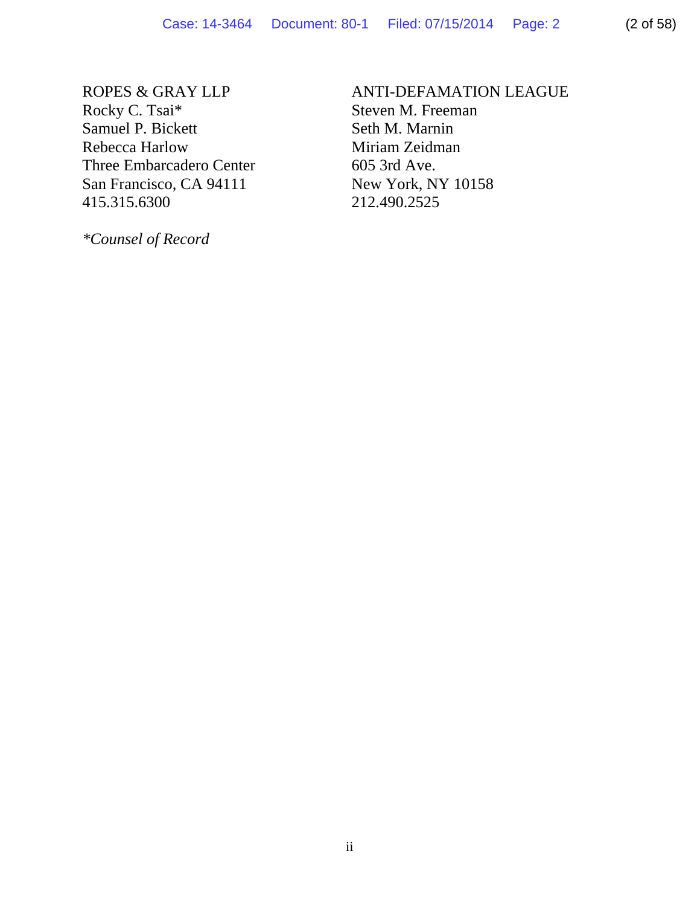ROPES & GRAY LLP
Rocky C. Tsai*
Samuel P. Bickett
Rebecca Harlow
Three Embarcadero Center
San Francisco, CA 94111
415.315.6300

ANTI-DEFAMATION LEAGUE
Steven M. Freeman
Seth M. Marnin
Miriam Zeidman
605 3rd Ave.
New York, NY 10158
212.490.2525

*Counsel of Record*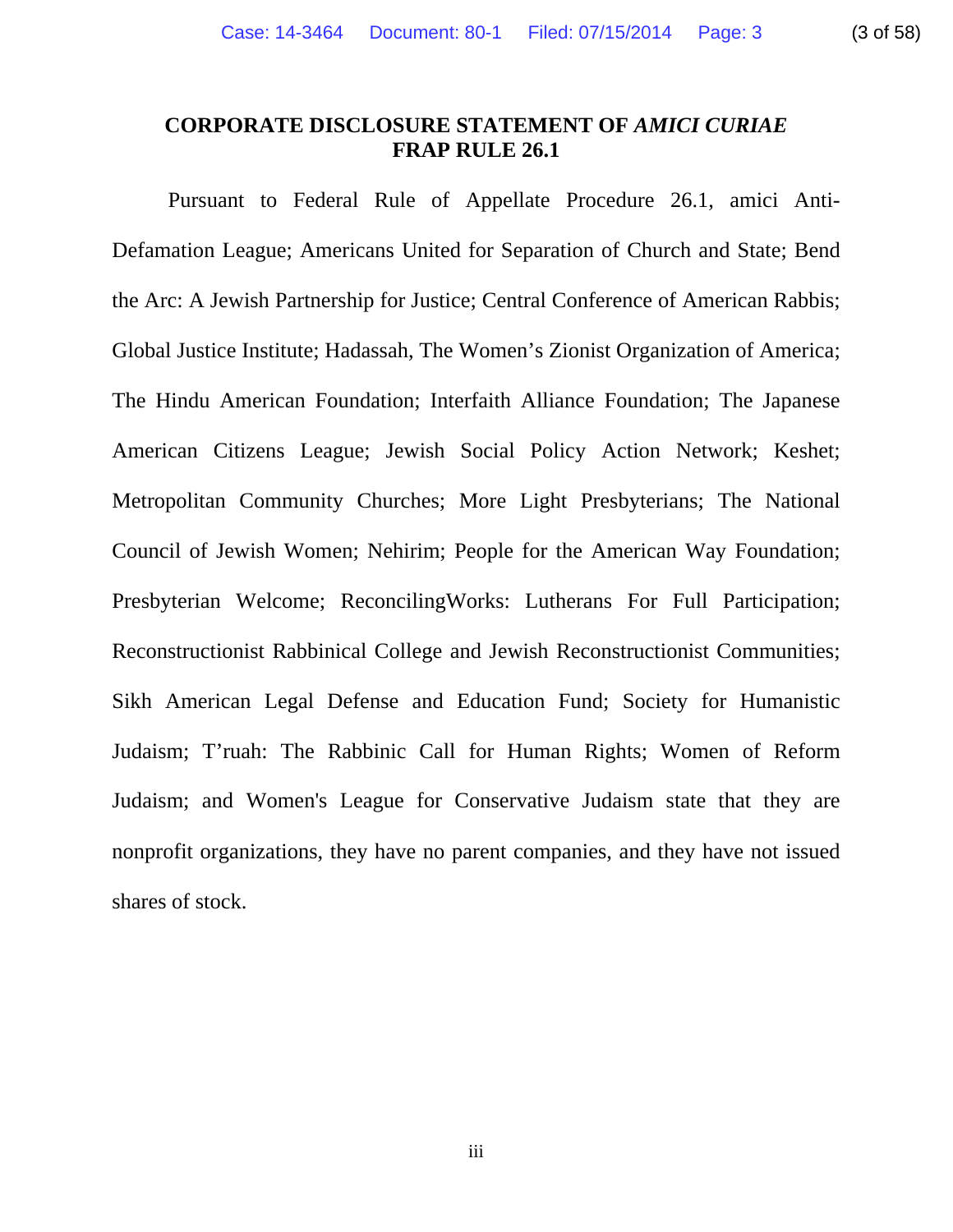**CORPORATE DISCLOSURE STATEMENT OF *AMICI CURIAE***
**FRAP RULE 26.1**

Pursuant to Federal Rule of Appellate Procedure 26.1, amici Anti-Defamation League; Americans United for Separation of Church and State; Bend the Arc: A Jewish Partnership for Justice; Central Conference of American Rabbis; Global Justice Institute; Hadassah, The Women's Zionist Organization of America; The Hindu American Foundation; Interfaith Alliance Foundation; The Japanese American Citizens League; Jewish Social Policy Action Network; Keshet; Metropolitan Community Churches; More Light Presbyterians; The National Council of Jewish Women; Nehirim; People for the American Way Foundation; Presbyterian Welcome; ReconcilingWorks: Lutherans For Full Participation; Reconstructionist Rabbinical College and Jewish Reconstructionist Communities; Sikh American Legal Defense and Education Fund; Society for Humanistic Judaism; T'ruah: The Rabbinic Call for Human Rights; Women of Reform Judaism; and Women's League for Conservative Judaism state that they are nonprofit organizations, they have no parent companies, and they have not issued shares of stock.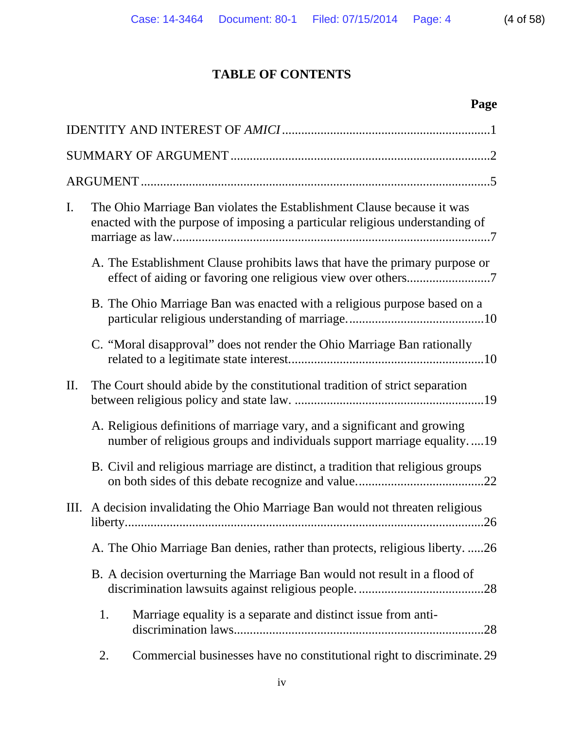# TABLE OF CONTENTS

| | Page |
|---|---|
| IDENTITY AND INTEREST OF *AMICI* | 1 |
| SUMMARY OF ARGUMENT | 2 |
| ARGUMENT | 5 |
| I. The Ohio Marriage Ban violates the Establishment Clause because it was enacted with the purpose of imposing a particular religious understanding of marriage as law. | 7 |
| A. The Establishment Clause prohibits laws that have the primary purpose or effect of aiding or favoring one religious view over others. | 7 |
| B. The Ohio Marriage Ban was enacted with a religious purpose based on a particular religious understanding of marriage. | 10 |
| C. “Moral disapproval” does not render the Ohio Marriage Ban rationally related to a legitimate state interest. | 10 |
| II. The Court should abide by the constitutional tradition of strict separation between religious policy and state law. | 19 |
| A. Religious definitions of marriage vary, and a significant and growing number of religious groups and individuals support marriage equality. | 19 |
| B. Civil and religious marriage are distinct, a tradition that religious groups on both sides of this debate recognize and value. | 22 |
| III. A decision invalidating the Ohio Marriage Ban would not threaten religious liberty. | 26 |
| A. The Ohio Marriage Ban denies, rather than protects, religious liberty. | 26 |
| B. A decision overturning the Marriage Ban would not result in a flood of discrimination lawsuits against religious people. | 28 |
| 1. Marriage equality is a separate and distinct issue from anti-discrimination laws. | 28 |
| 2. Commercial businesses have no constitutional right to discriminate. | 29 |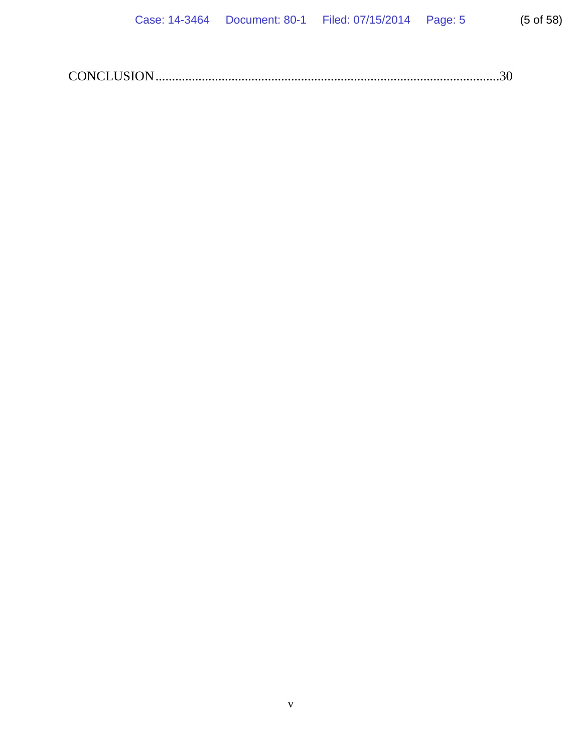CONCLUSION........................................................................................................30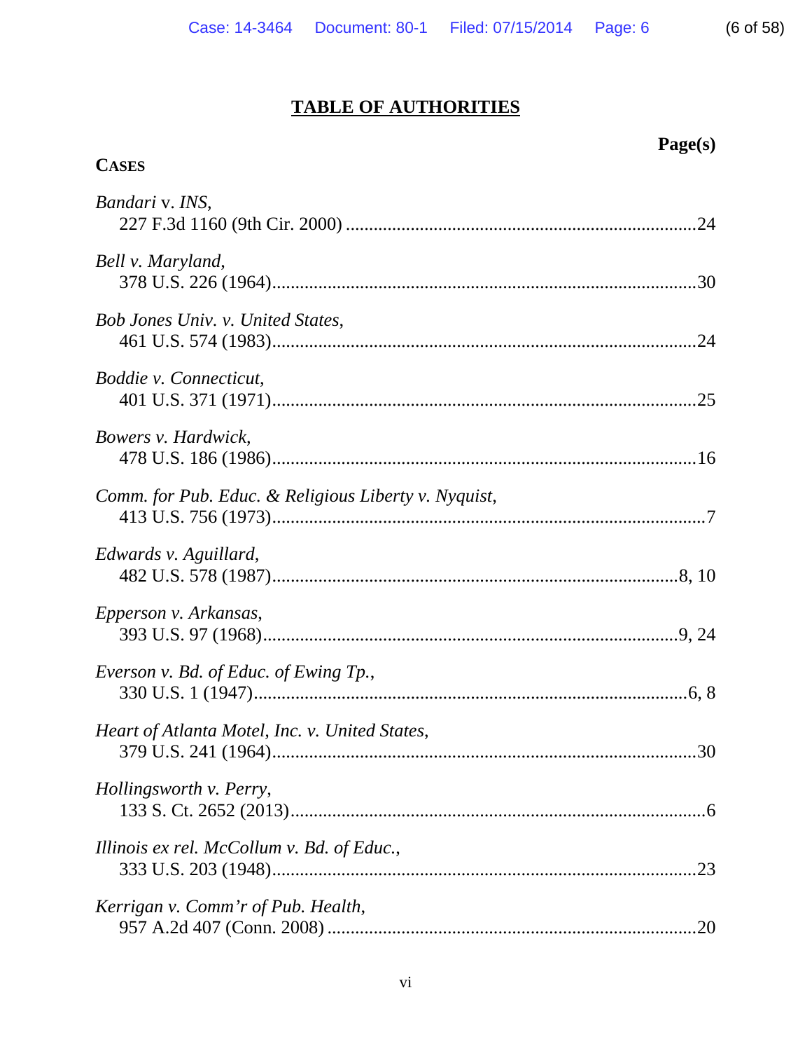## TABLE OF AUTHORITIES

| **CASES** | **Page(s)** |
|---|---|
| *Bandari* v. *INS*, 227 F.3d 1160 (9th Cir. 2000) | 24 |
| *Bell v. Maryland*, 378 U.S. 226 (1964) | 30 |
| *Bob Jones Univ. v. United States*, 461 U.S. 574 (1983) | 24 |
| *Boddie v. Connecticut*, 401 U.S. 371 (1971) | 25 |
| *Bowers v. Hardwick*, 478 U.S. 186 (1986) | 16 |
| *Comm. for Pub. Educ. & Religious Liberty v. Nyquist*, 413 U.S. 756 (1973) | 7 |
| *Edwards v. Aguillard*, 482 U.S. 578 (1987) | 8, 10 |
| *Epperson v. Arkansas*, 393 U.S. 97 (1968) | 9, 24 |
| *Everson v. Bd. of Educ. of Ewing Tp.*, 330 U.S. 1 (1947) | 6, 8 |
| *Heart of Atlanta Motel, Inc. v. United States*, 379 U.S. 241 (1964) | 30 |
| *Hollingsworth v. Perry*, 133 S. Ct. 2652 (2013) | 6 |
| *Illinois ex rel. McCollum v. Bd. of Educ.*, 333 U.S. 203 (1948) | 23 |
| *Kerrigan v. Comm'r of Pub. Health*, 957 A.2d 407 (Conn. 2008) | 20 |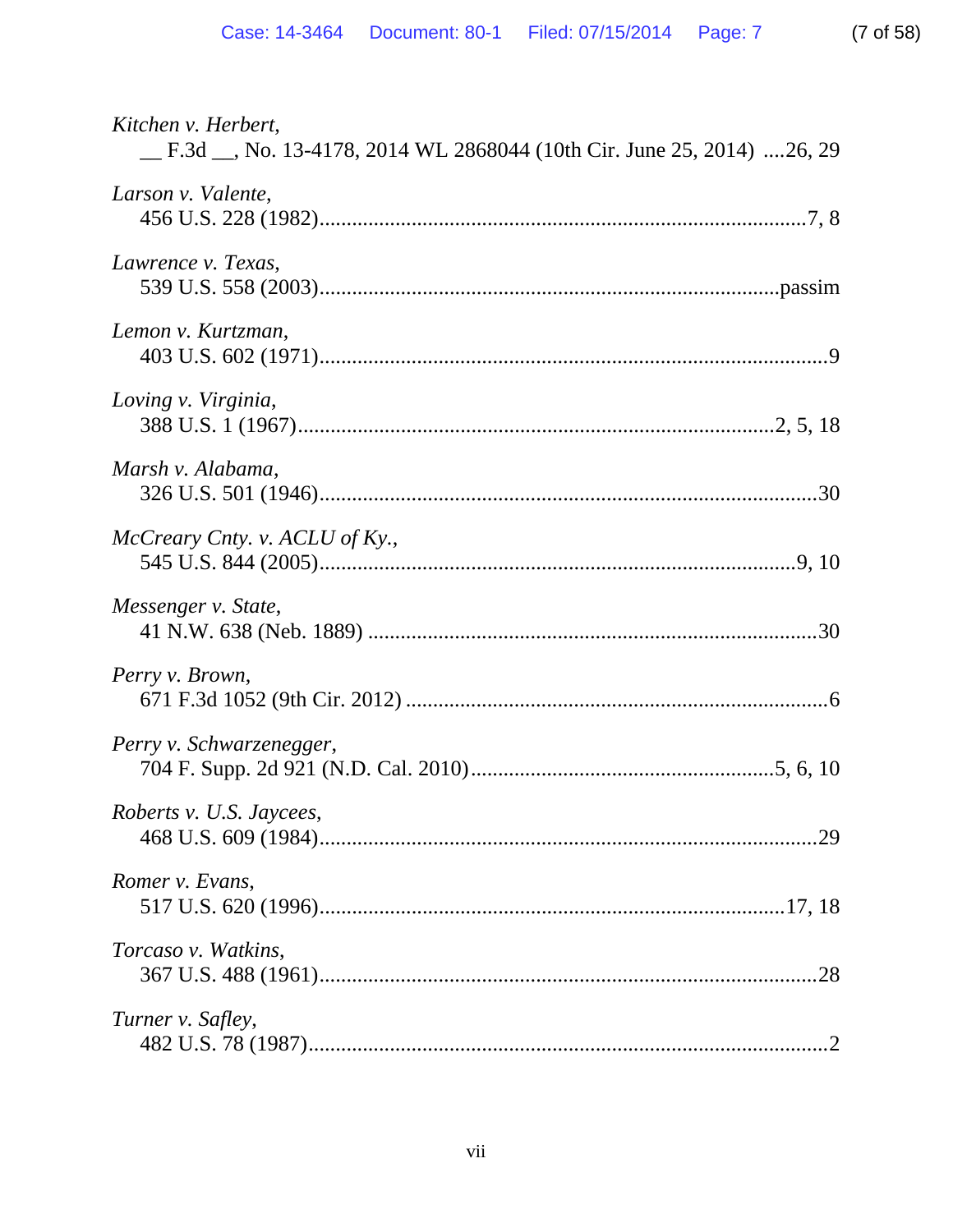*Kitchen v. Herbert*,
__ F.3d __, No. 13-4178, 2014 WL 2868044 (10th Cir. June 25, 2014) ....26, 29

*Larson v. Valente*,
456 U.S. 228 (1982)........................................................................................7, 8

*Lawrence v. Texas*,
539 U.S. 558 (2003)...................................................................................passim

*Lemon v. Kurtzman*,
403 U.S. 602 (1971).............................................................................................9

*Loving v. Virginia*,
388 U.S. 1 (1967)......................................................................................2, 5, 18

*Marsh v. Alabama*,
326 U.S. 501 (1946)...........................................................................................30

*McCreary Cnty. v. ACLU of Ky.*,
545 U.S. 844 (2005)........................................................................................9, 10

*Messenger v. State*,
41 N.W. 638 (Neb. 1889) ..................................................................................30

*Perry v. Brown*,
671 F.3d 1052 (9th Cir. 2012) .............................................................................6

*Perry v. Schwarzenegger*,
704 F. Supp. 2d 921 (N.D. Cal. 2010).......................................................5, 6, 10

*Roberts v. U.S. Jaycees*,
468 U.S. 609 (1984)...........................................................................................29

*Romer v. Evans*,
517 U.S. 620 (1996).......................................................................................17, 18

*Torcaso v. Watkins*,
367 U.S. 488 (1961)...........................................................................................28

*Turner v. Safley*,
482 U.S. 78 (1987)...............................................................................................2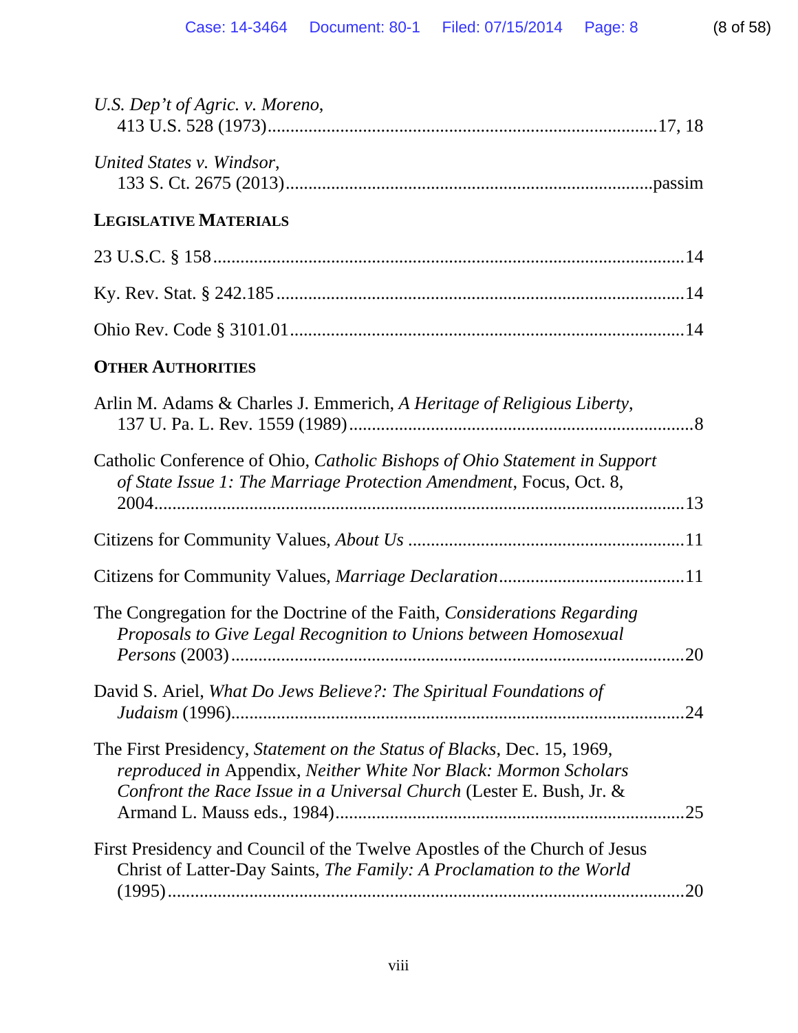*U.S. Dep't of Agric. v. Moreno*,
413 U.S. 528 (1973)....................................................................................17, 18

*United States v. Windsor*,
133 S. Ct. 2675 (2013)...............................................................................passim

**LEGISLATIVE MATERIALS**

23 U.S.C. § 158.....................................................................................................14

Ky. Rev. Stat. § 242.185........................................................................................14

Ohio Rev. Code § 3101.01....................................................................................14

**OTHER AUTHORITIES**

Arlin M. Adams & Charles J. Emmerich, *A Heritage of Religious Liberty*,
137 U. Pa. L. Rev. 1559 (1989)...........................................................................8

Catholic Conference of Ohio, *Catholic Bishops of Ohio Statement in Support of State Issue 1: The Marriage Protection Amendment*, Focus, Oct. 8, 2004....................................................................................................................13

Citizens for Community Values, *About Us* ............................................................11

Citizens for Community Values, *Marriage Declaration*.........................................11

The Congregation for the Doctrine of the Faith, *Considerations Regarding Proposals to Give Legal Recognition to Unions between Homosexual Persons* (2003)......................................................................................................20

David S. Ariel, *What Do Jews Believe?: The Spiritual Foundations of Judaism* (1996)......................................................................................................24

The First Presidency, *Statement on the Status of Blacks*, Dec. 15, 1969, *reproduced in* Appendix, *Neither White Nor Black: Mormon Scholars Confront the Race Issue in a Universal Church* (Lester E. Bush, Jr. & Armand L. Mauss eds., 1984)............................................................................25

First Presidency and Council of the Twelve Apostles of the Church of Jesus Christ of Latter-Day Saints, *The Family: A Proclamation to the World* (1995)....................................................................................................................20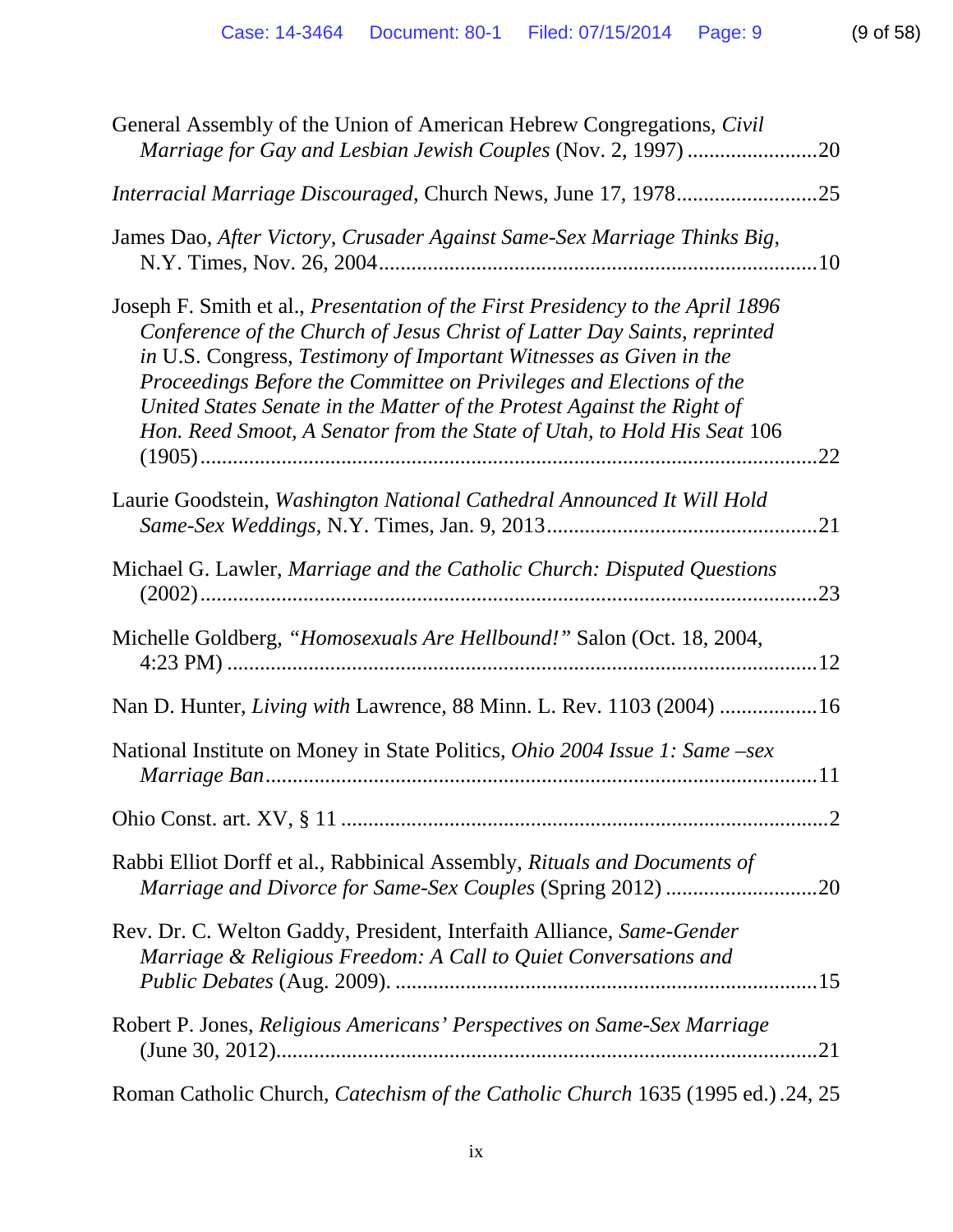General Assembly of the Union of American Hebrew Congregations, *Civil Marriage for Gay and Lesbian Jewish Couples* (Nov. 2, 1997) ........................20

*Interracial Marriage Discouraged*, Church News, June 17, 1978..........................25

James Dao, *After Victory, Crusader Against Same-Sex Marriage Thinks Big*, N.Y. Times, Nov. 26, 2004..................................................................................10

Joseph F. Smith et al., *Presentation of the First Presidency to the April 1896 Conference of the Church of Jesus Christ of Latter Day Saints, reprinted in* U.S. Congress, *Testimony of Important Witnesses as Given in the Proceedings Before the Committee on Privileges and Elections of the United States Senate in the Matter of the Protest Against the Right of Hon. Reed Smoot, A Senator from the State of Utah, to Hold His Seat* 106 (1905)....................................................................................................22

Laurie Goodstein, *Washington National Cathedral Announced It Will Hold Same-Sex Weddings*, N.Y. Times, Jan. 9, 2013..................................................21

Michael G. Lawler, *Marriage and the Catholic Church: Disputed Questions* (2002)....................................................................................................23

Michelle Goldberg, *"Homosexuals Are Hellbound!"* Salon (Oct. 18, 2004, 4:23 PM) ............................................................................................12

Nan D. Hunter, *Living with* Lawrence, 88 Minn. L. Rev. 1103 (2004) ..................16

National Institute on Money in State Politics, *Ohio 2004 Issue 1: Same –sex Marriage Ban*......................................................................................11

Ohio Const. art. XV, § 11 .........................................................................................2

Rabbi Elliot Dorff et al., Rabbinical Assembly, *Rituals and Documents of Marriage and Divorce for Same-Sex Couples* (Spring 2012) ............................20

Rev. Dr. C. Welton Gaddy, President, Interfaith Alliance, *Same-Gender Marriage & Religious Freedom: A Call to Quiet Conversations and Public Debates* (Aug. 2009). ..............................................................................15

Robert P. Jones, *Religious Americans' Perspectives on Same-Sex Marriage* (June 30, 2012)....................................................................................21

Roman Catholic Church, *Catechism of the Catholic Church* 1635 (1995 ed.) .24, 25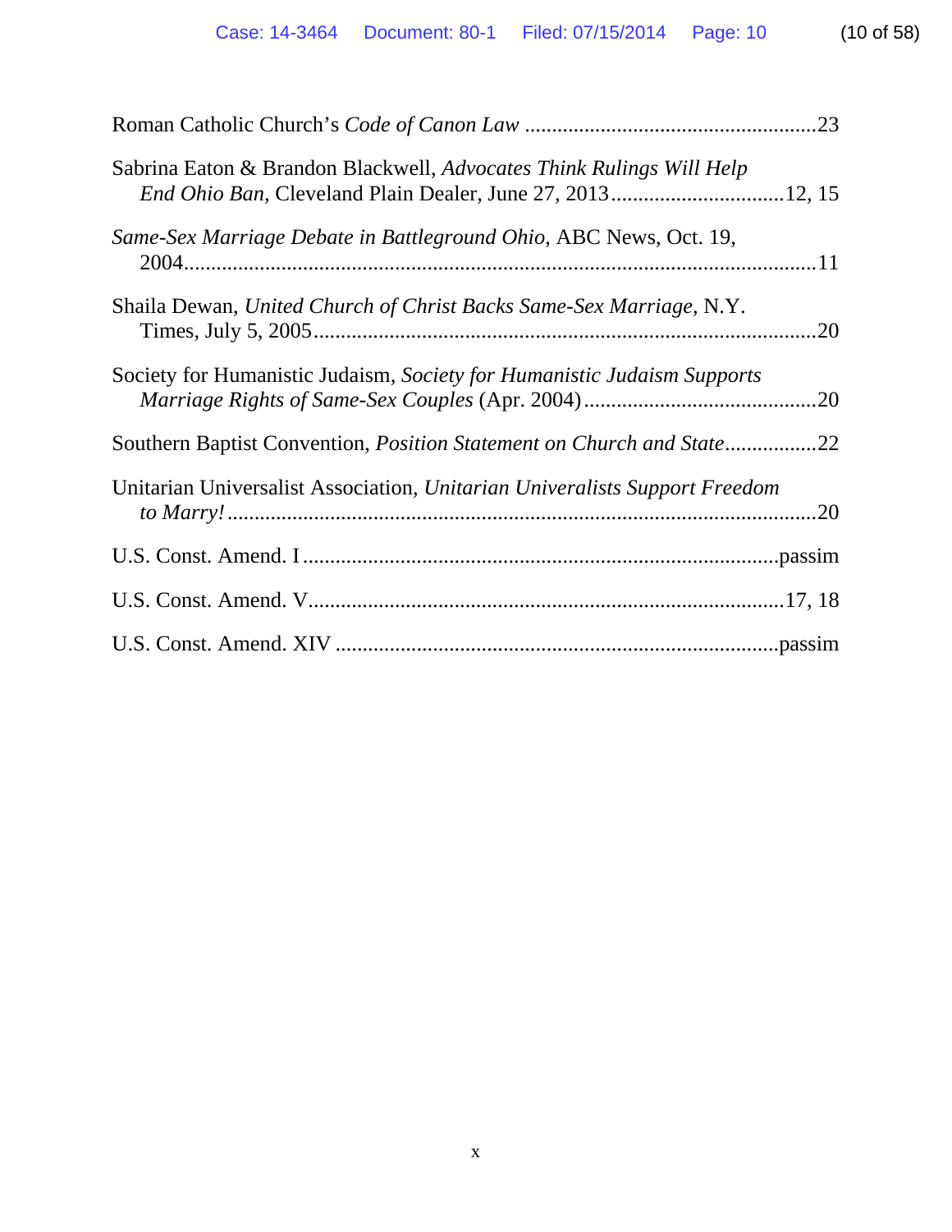Roman Catholic Church's *Code of Canon Law* .....................................................23

Sabrina Eaton & Brandon Blackwell, *Advocates Think Rulings Will Help End Ohio Ban*, Cleveland Plain Dealer, June 27, 2013.................................12, 15

*Same-Sex Marriage Debate in Battleground Ohio*, ABC News, Oct. 19, 2004.....................................................................................................11

Shaila Dewan, *United Church of Christ Backs Same-Sex Marriage*, N.Y. Times, July 5, 2005...........................................................................................20

Society for Humanistic Judaism, *Society for Humanistic Judaism Supports Marriage Rights of Same-Sex Couples* (Apr. 2004)...........................................20

Southern Baptist Convention, *Position Statement on Church and State*.................22

Unitarian Universalist Association, *Unitarian Univeralists Support Freedom to Marry!*...........................................................................................................20

U.S. Const. Amend. I .......................................................................................passim

U.S. Const. Amend. V.......................................................................................17, 18

U.S. Const. Amend. XIV .................................................................................passim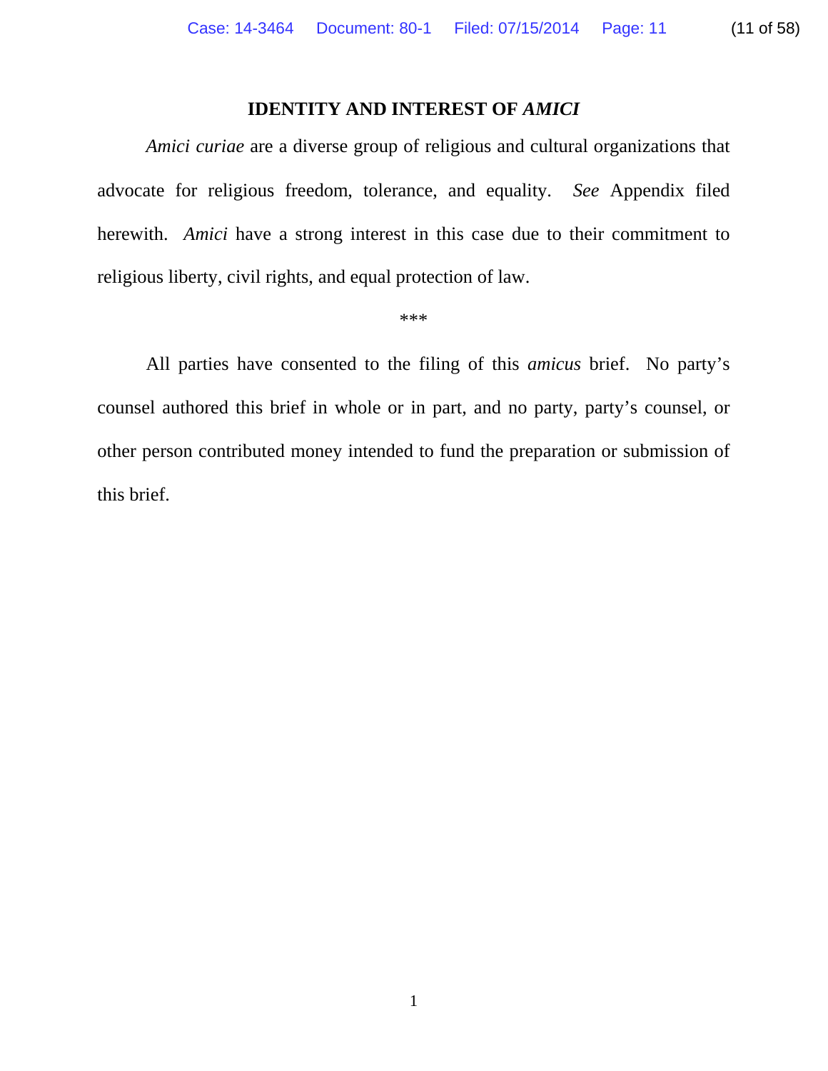## IDENTITY AND INTEREST OF *AMICI*

*Amici curiae* are a diverse group of religious and cultural organizations that advocate for religious freedom, tolerance, and equality. *See* Appendix filed herewith. *Amici* have a strong interest in this case due to their commitment to religious liberty, civil rights, and equal protection of law.

***

All parties have consented to the filing of this *amicus* brief. No party's counsel authored this brief in whole or in part, and no party, party's counsel, or other person contributed money intended to fund the preparation or submission of this brief.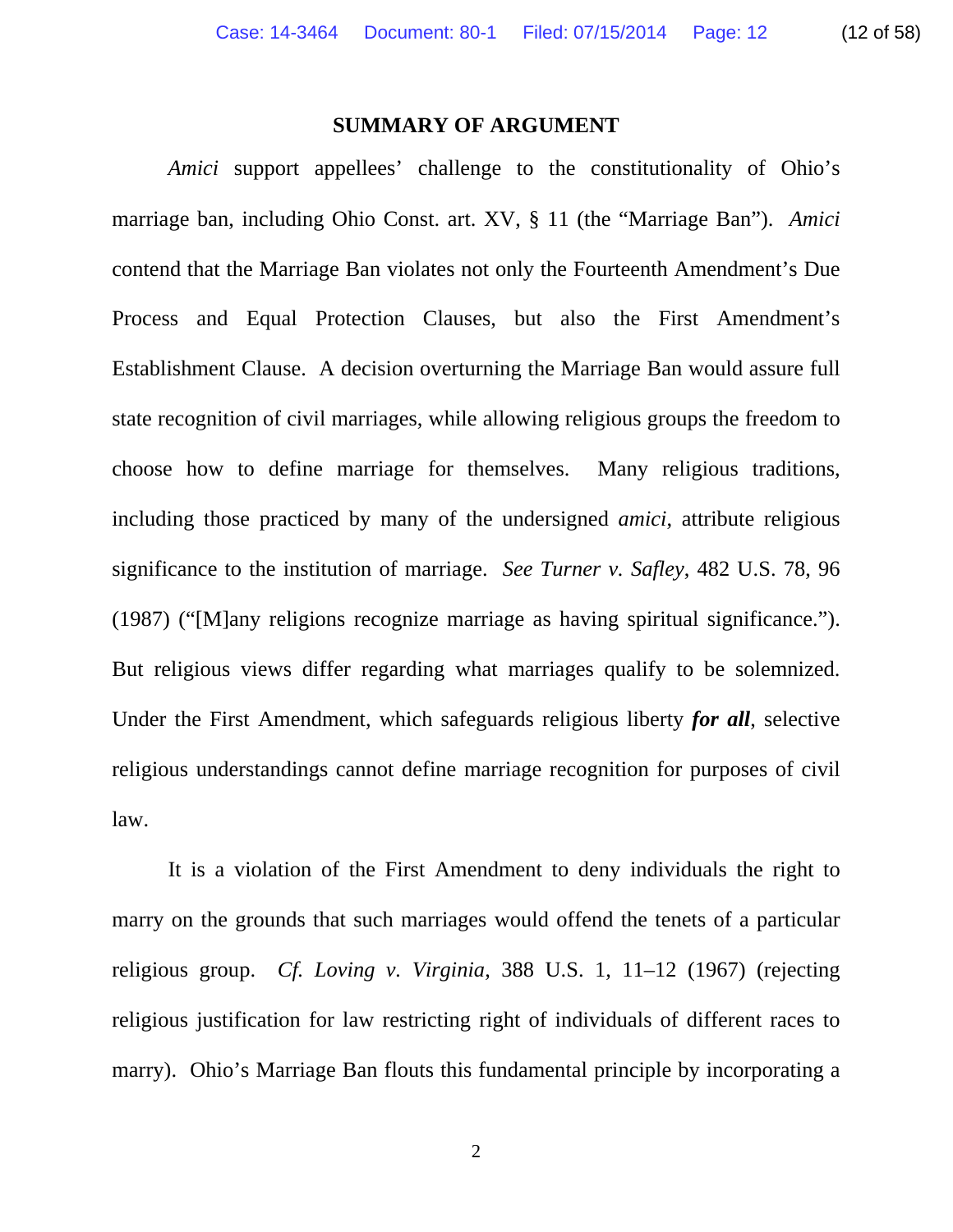## SUMMARY OF ARGUMENT

*Amici* support appellees' challenge to the constitutionality of Ohio's marriage ban, including Ohio Const. art. XV, § 11 (the "Marriage Ban"). *Amici* contend that the Marriage Ban violates not only the Fourteenth Amendment's Due Process and Equal Protection Clauses, but also the First Amendment's Establishment Clause. A decision overturning the Marriage Ban would assure full state recognition of civil marriages, while allowing religious groups the freedom to choose how to define marriage for themselves. Many religious traditions, including those practiced by many of the undersigned *amici*, attribute religious significance to the institution of marriage. *See Turner v. Safley*, 482 U.S. 78, 96 (1987) ("[M]any religions recognize marriage as having spiritual significance."). But religious views differ regarding what marriages qualify to be solemnized. Under the First Amendment, which safeguards religious liberty ***for all***, selective religious understandings cannot define marriage recognition for purposes of civil law.

It is a violation of the First Amendment to deny individuals the right to marry on the grounds that such marriages would offend the tenets of a particular religious group. *Cf. Loving v. Virginia*, 388 U.S. 1, 11–12 (1967) (rejecting religious justification for law restricting right of individuals of different races to marry). Ohio's Marriage Ban flouts this fundamental principle by incorporating a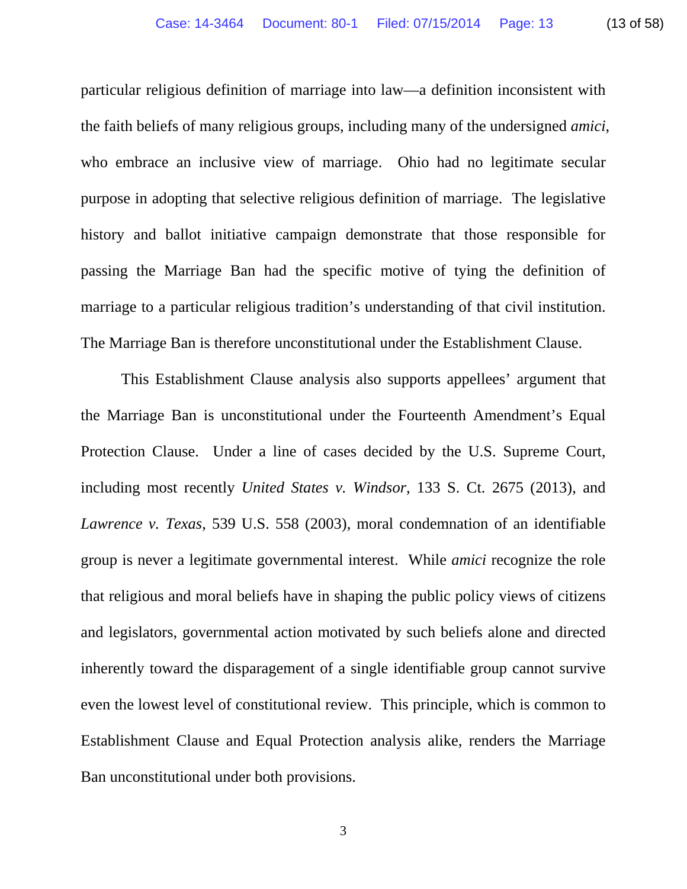particular religious definition of marriage into law—a definition inconsistent with the faith beliefs of many religious groups, including many of the undersigned *amici*, who embrace an inclusive view of marriage. Ohio had no legitimate secular purpose in adopting that selective religious definition of marriage. The legislative history and ballot initiative campaign demonstrate that those responsible for passing the Marriage Ban had the specific motive of tying the definition of marriage to a particular religious tradition's understanding of that civil institution. The Marriage Ban is therefore unconstitutional under the Establishment Clause.

This Establishment Clause analysis also supports appellees' argument that the Marriage Ban is unconstitutional under the Fourteenth Amendment's Equal Protection Clause. Under a line of cases decided by the U.S. Supreme Court, including most recently *United States v. Windsor*, 133 S. Ct. 2675 (2013), and *Lawrence v. Texas*, 539 U.S. 558 (2003), moral condemnation of an identifiable group is never a legitimate governmental interest. While *amici* recognize the role that religious and moral beliefs have in shaping the public policy views of citizens and legislators, governmental action motivated by such beliefs alone and directed inherently toward the disparagement of a single identifiable group cannot survive even the lowest level of constitutional review. This principle, which is common to Establishment Clause and Equal Protection analysis alike, renders the Marriage Ban unconstitutional under both provisions.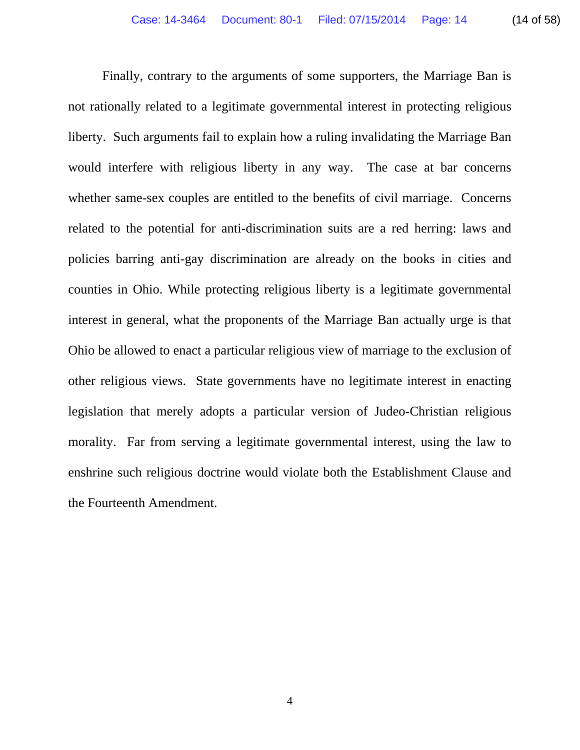Finally, contrary to the arguments of some supporters, the Marriage Ban is not rationally related to a legitimate governmental interest in protecting religious liberty. Such arguments fail to explain how a ruling invalidating the Marriage Ban would interfere with religious liberty in any way. The case at bar concerns whether same-sex couples are entitled to the benefits of civil marriage. Concerns related to the potential for anti-discrimination suits are a red herring: laws and policies barring anti-gay discrimination are already on the books in cities and counties in Ohio. While protecting religious liberty is a legitimate governmental interest in general, what the proponents of the Marriage Ban actually urge is that Ohio be allowed to enact a particular religious view of marriage to the exclusion of other religious views. State governments have no legitimate interest in enacting legislation that merely adopts a particular version of Judeo-Christian religious morality. Far from serving a legitimate governmental interest, using the law to enshrine such religious doctrine would violate both the Establishment Clause and the Fourteenth Amendment.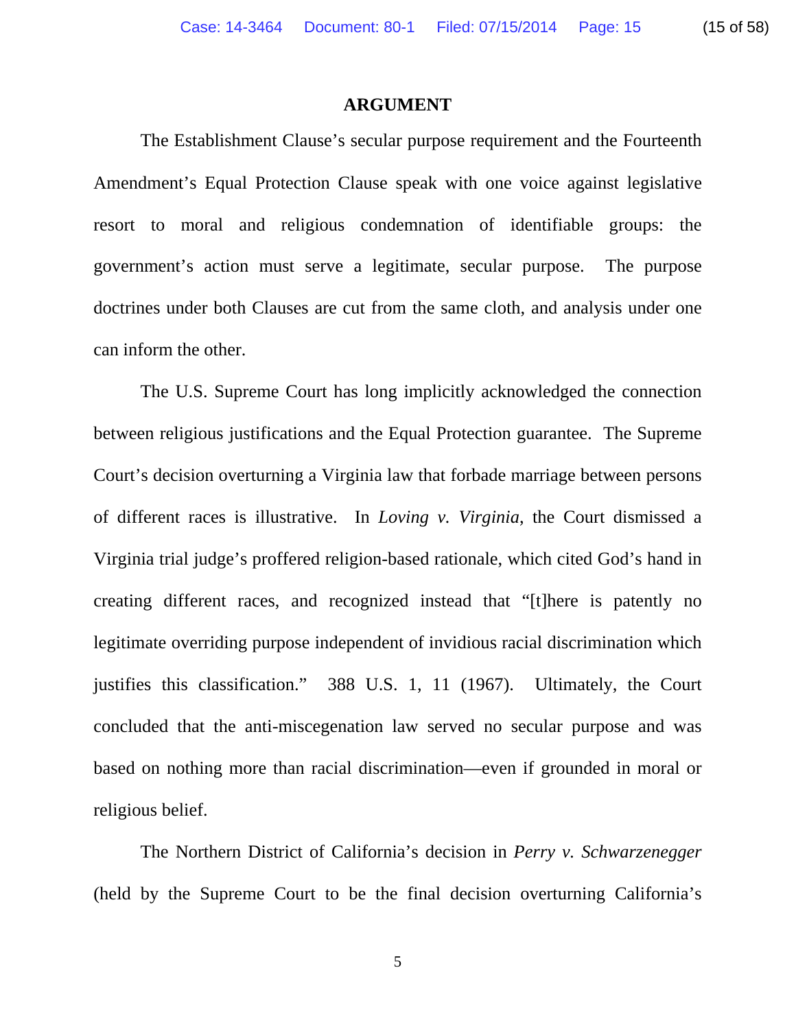## ARGUMENT

The Establishment Clause's secular purpose requirement and the Fourteenth Amendment's Equal Protection Clause speak with one voice against legislative resort to moral and religious condemnation of identifiable groups: the government's action must serve a legitimate, secular purpose. The purpose doctrines under both Clauses are cut from the same cloth, and analysis under one can inform the other.

The U.S. Supreme Court has long implicitly acknowledged the connection between religious justifications and the Equal Protection guarantee. The Supreme Court's decision overturning a Virginia law that forbade marriage between persons of different races is illustrative. In *Loving v. Virginia*, the Court dismissed a Virginia trial judge's proffered religion-based rationale, which cited God's hand in creating different races, and recognized instead that "[t]here is patently no legitimate overriding purpose independent of invidious racial discrimination which justifies this classification." 388 U.S. 1, 11 (1967). Ultimately, the Court concluded that the anti-miscegenation law served no secular purpose and was based on nothing more than racial discrimination—even if grounded in moral or religious belief.

The Northern District of California's decision in *Perry v. Schwarzenegger* (held by the Supreme Court to be the final decision overturning California's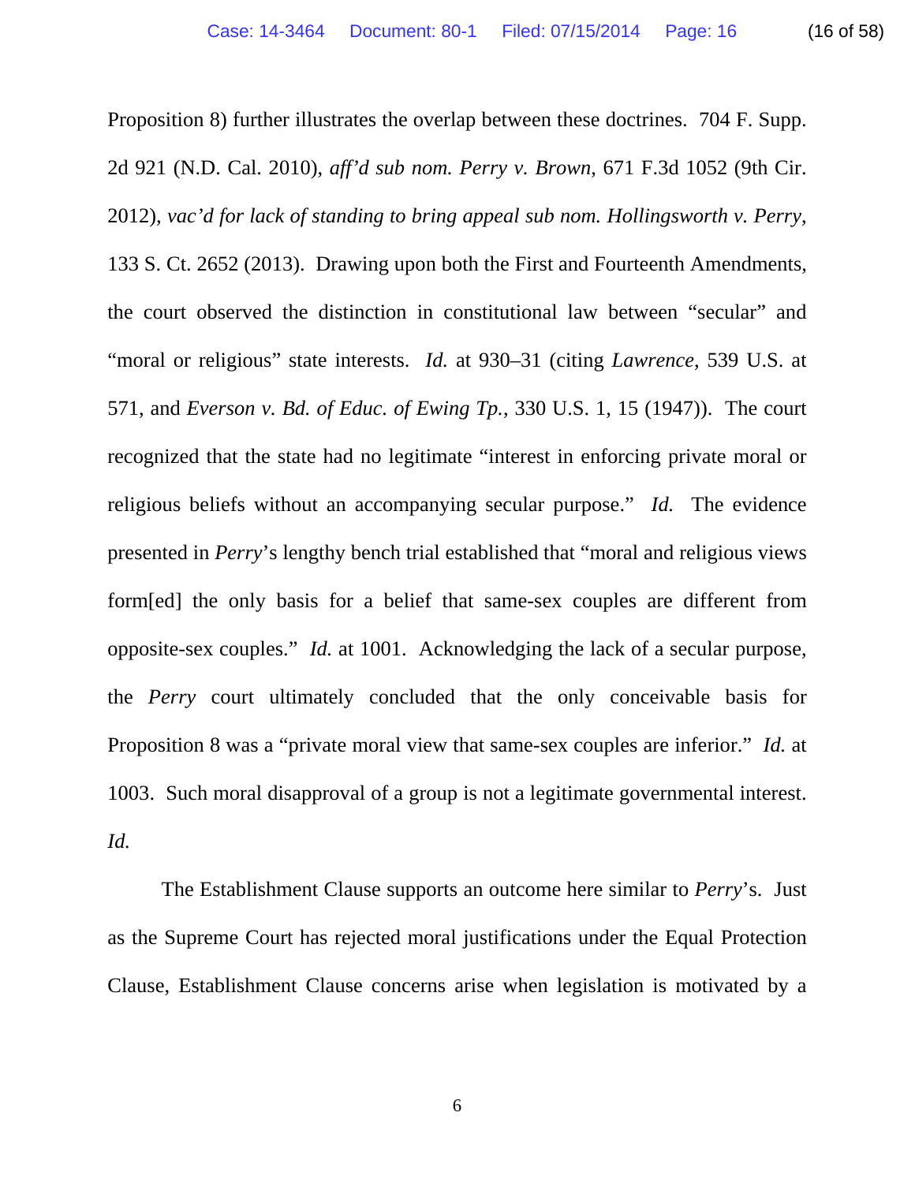Proposition 8) further illustrates the overlap between these doctrines. 704 F. Supp. 2d 921 (N.D. Cal. 2010), *aff'd sub nom. Perry v. Brown*, 671 F.3d 1052 (9th Cir. 2012), *vac'd for lack of standing to bring appeal sub nom. Hollingsworth v. Perry*, 133 S. Ct. 2652 (2013). Drawing upon both the First and Fourteenth Amendments, the court observed the distinction in constitutional law between "secular" and "moral or religious" state interests. *Id.* at 930–31 (citing *Lawrence*, 539 U.S. at 571, and *Everson v. Bd. of Educ. of Ewing Tp.*, 330 U.S. 1, 15 (1947)). The court recognized that the state had no legitimate "interest in enforcing private moral or religious beliefs without an accompanying secular purpose." *Id.* The evidence presented in *Perry*'s lengthy bench trial established that "moral and religious views form[ed] the only basis for a belief that same-sex couples are different from opposite-sex couples." *Id.* at 1001. Acknowledging the lack of a secular purpose, the *Perry* court ultimately concluded that the only conceivable basis for Proposition 8 was a "private moral view that same-sex couples are inferior." *Id.* at 1003. Such moral disapproval of a group is not a legitimate governmental interest. *Id.*

The Establishment Clause supports an outcome here similar to *Perry*'s. Just as the Supreme Court has rejected moral justifications under the Equal Protection Clause, Establishment Clause concerns arise when legislation is motivated by a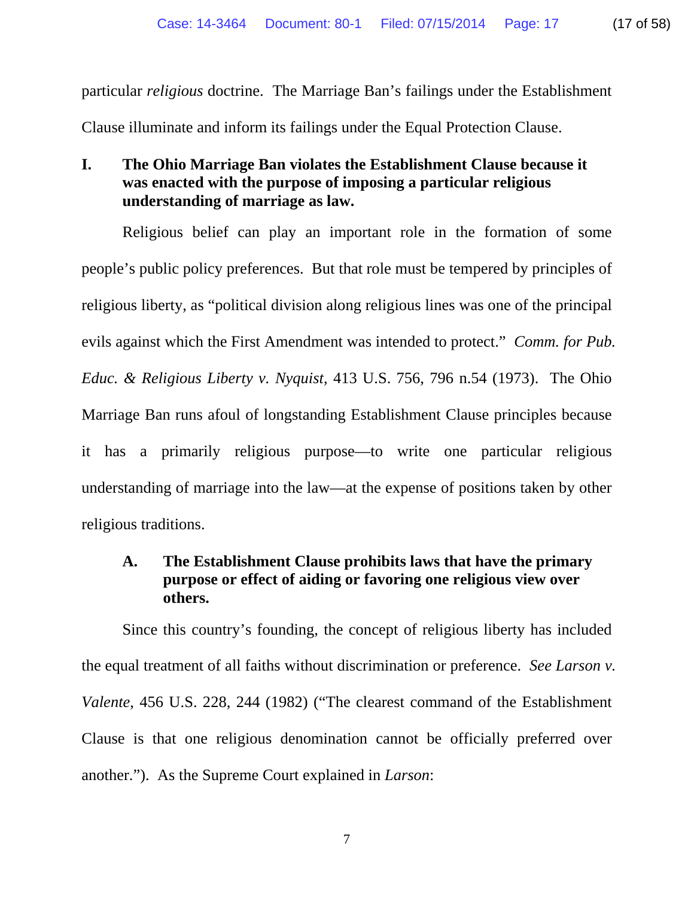particular *religious* doctrine. The Marriage Ban's failings under the Establishment Clause illuminate and inform its failings under the Equal Protection Clause.

## I. The Ohio Marriage Ban violates the Establishment Clause because it was enacted with the purpose of imposing a particular religious understanding of marriage as law.

Religious belief can play an important role in the formation of some people's public policy preferences. But that role must be tempered by principles of religious liberty, as "political division along religious lines was one of the principal evils against which the First Amendment was intended to protect." *Comm. for Pub. Educ. & Religious Liberty v. Nyquist*, 413 U.S. 756, 796 n.54 (1973). The Ohio Marriage Ban runs afoul of longstanding Establishment Clause principles because it has a primarily religious purpose—to write one particular religious understanding of marriage into the law—at the expense of positions taken by other religious traditions.

### A. The Establishment Clause prohibits laws that have the primary purpose or effect of aiding or favoring one religious view over others.

Since this country's founding, the concept of religious liberty has included the equal treatment of all faiths without discrimination or preference. *See Larson v. Valente*, 456 U.S. 228, 244 (1982) ("The clearest command of the Establishment Clause is that one religious denomination cannot be officially preferred over another."). As the Supreme Court explained in *Larson*: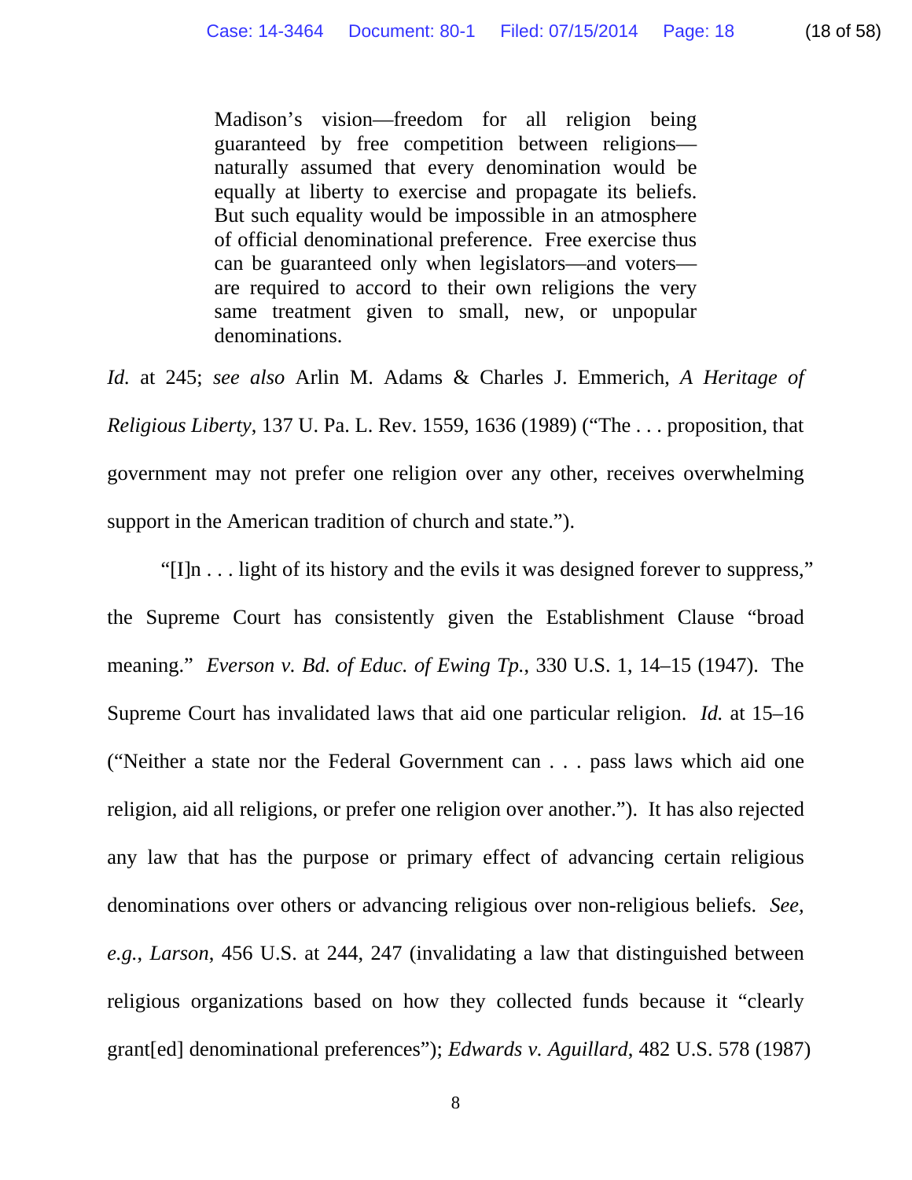> Madison's vision—freedom for all religion being guaranteed by free competition between religions—naturally assumed that every denomination would be equally at liberty to exercise and propagate its beliefs. But such equality would be impossible in an atmosphere of official denominational preference. Free exercise thus can be guaranteed only when legislators—and voters—are required to accord to their own religions the very same treatment given to small, new, or unpopular denominations.

*Id.* at 245; *see also* Arlin M. Adams & Charles J. Emmerich, *A Heritage of Religious Liberty*, 137 U. Pa. L. Rev. 1559, 1636 (1989) ("The . . . proposition, that government may not prefer one religion over any other, receives overwhelming support in the American tradition of church and state.").

"[I]n . . . light of its history and the evils it was designed forever to suppress," the Supreme Court has consistently given the Establishment Clause "broad meaning." *Everson v. Bd. of Educ. of Ewing Tp.*, 330 U.S. 1, 14–15 (1947). The Supreme Court has invalidated laws that aid one particular religion. *Id.* at 15–16 ("Neither a state nor the Federal Government can . . . pass laws which aid one religion, aid all religions, or prefer one religion over another."). It has also rejected any law that has the purpose or primary effect of advancing certain religious denominations over others or advancing religious over non-religious beliefs. *See, e.g.*, *Larson*, 456 U.S. at 244, 247 (invalidating a law that distinguished between religious organizations based on how they collected funds because it "clearly grant[ed] denominational preferences"); *Edwards v. Aguillard*, 482 U.S. 578 (1987)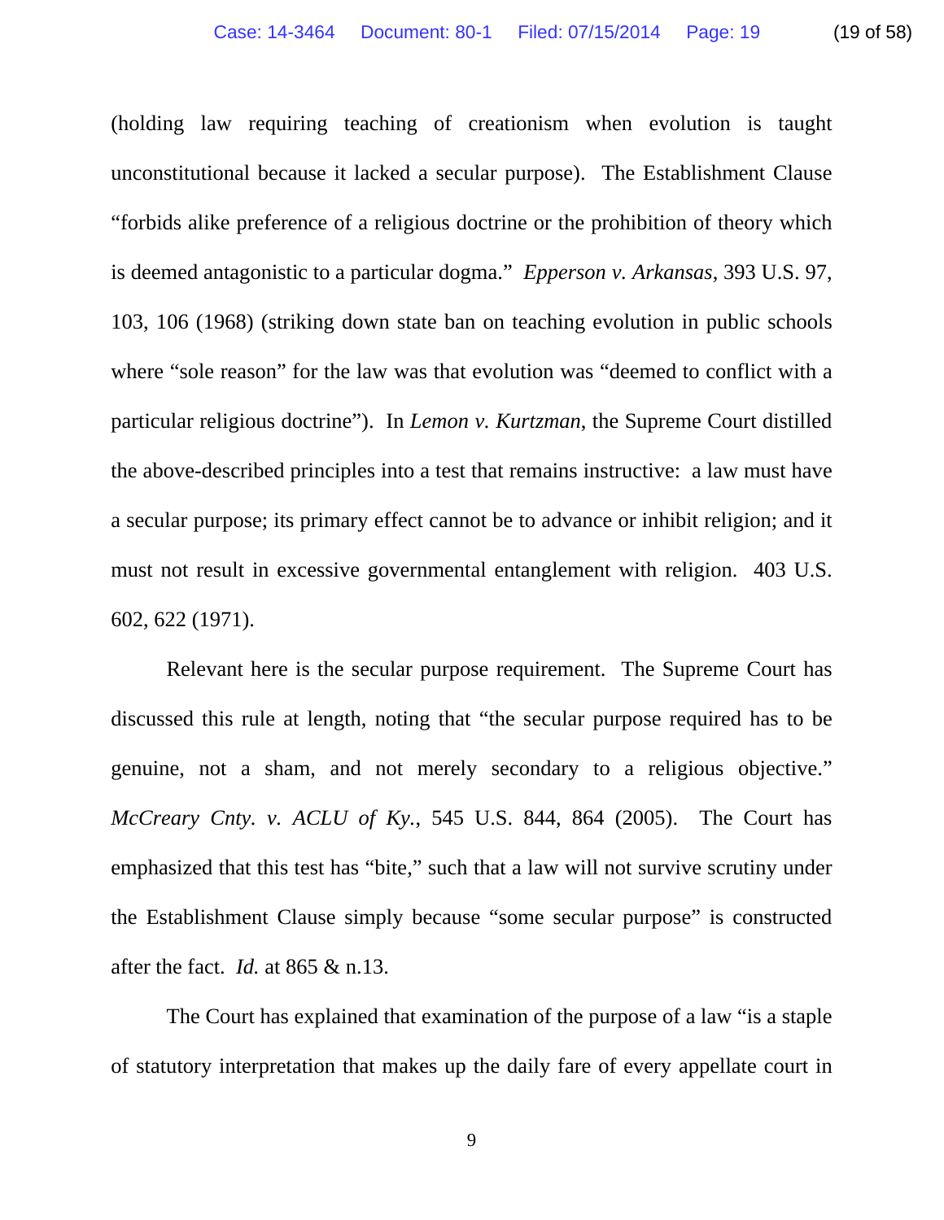(holding law requiring teaching of creationism when evolution is taught unconstitutional because it lacked a secular purpose). The Establishment Clause "forbids alike preference of a religious doctrine or the prohibition of theory which is deemed antagonistic to a particular dogma." *Epperson v. Arkansas*, 393 U.S. 97, 103, 106 (1968) (striking down state ban on teaching evolution in public schools where "sole reason" for the law was that evolution was "deemed to conflict with a particular religious doctrine"). In *Lemon v. Kurtzman*, the Supreme Court distilled the above-described principles into a test that remains instructive: a law must have a secular purpose; its primary effect cannot be to advance or inhibit religion; and it must not result in excessive governmental entanglement with religion. 403 U.S. 602, 622 (1971).

Relevant here is the secular purpose requirement. The Supreme Court has discussed this rule at length, noting that "the secular purpose required has to be genuine, not a sham, and not merely secondary to a religious objective." *McCreary Cnty. v. ACLU of Ky.*, 545 U.S. 844, 864 (2005). The Court has emphasized that this test has "bite," such that a law will not survive scrutiny under the Establishment Clause simply because "some secular purpose" is constructed after the fact. *Id.* at 865 & n.13.

The Court has explained that examination of the purpose of a law "is a staple of statutory interpretation that makes up the daily fare of every appellate court in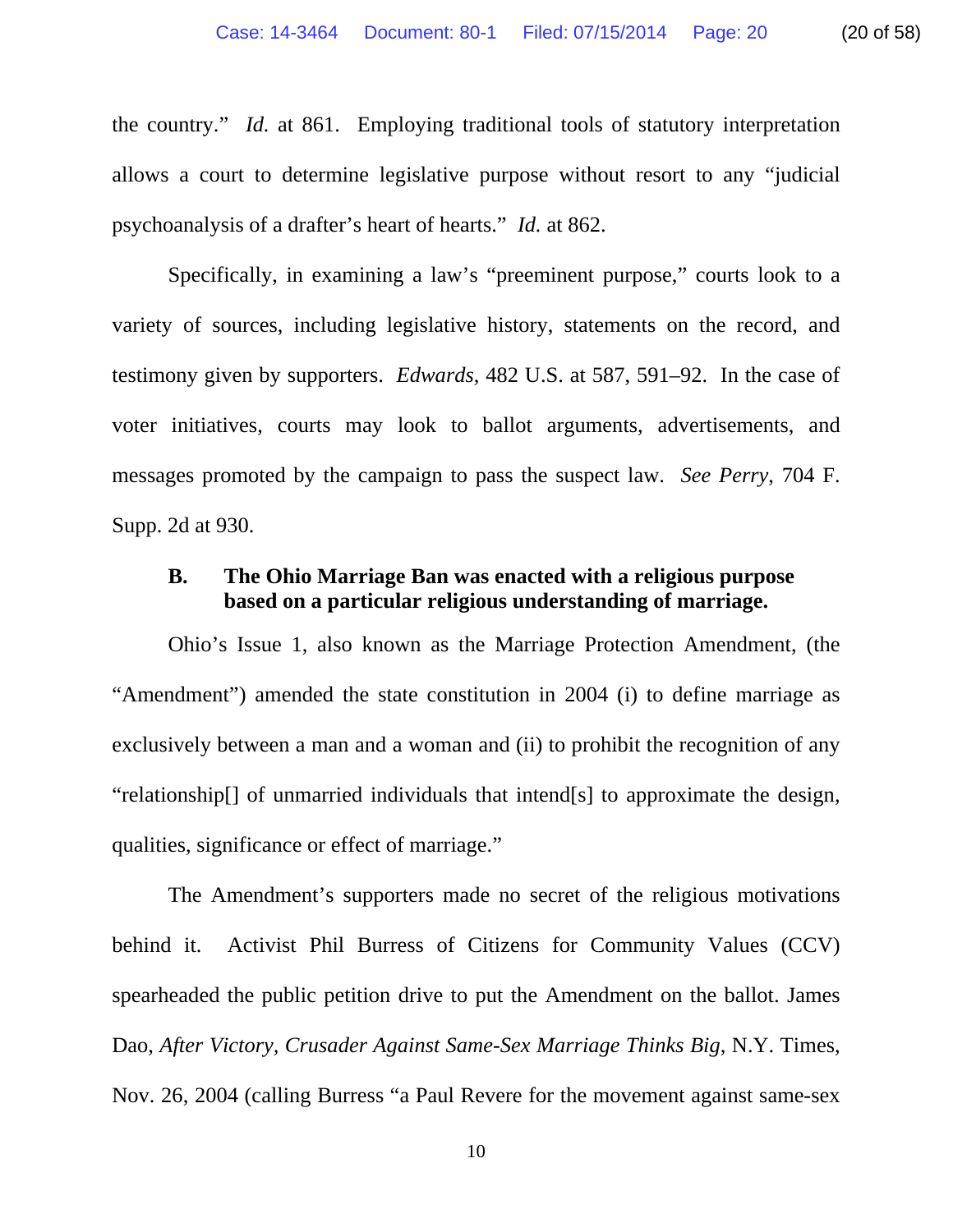the country." *Id.* at 861. Employing traditional tools of statutory interpretation allows a court to determine legislative purpose without resort to any "judicial psychoanalysis of a drafter's heart of hearts." *Id.* at 862.

Specifically, in examining a law's "preeminent purpose," courts look to a variety of sources, including legislative history, statements on the record, and testimony given by supporters. *Edwards*, 482 U.S. at 587, 591–92. In the case of voter initiatives, courts may look to ballot arguments, advertisements, and messages promoted by the campaign to pass the suspect law. *See Perry*, 704 F. Supp. 2d at 930.

### B. The Ohio Marriage Ban was enacted with a religious purpose based on a particular religious understanding of marriage.

Ohio's Issue 1, also known as the Marriage Protection Amendment, (the "Amendment") amended the state constitution in 2004 (i) to define marriage as exclusively between a man and a woman and (ii) to prohibit the recognition of any "relationship[] of unmarried individuals that intend[s] to approximate the design, qualities, significance or effect of marriage."

The Amendment's supporters made no secret of the religious motivations behind it. Activist Phil Burress of Citizens for Community Values (CCV) spearheaded the public petition drive to put the Amendment on the ballot. James Dao, *After Victory, Crusader Against Same-Sex Marriage Thinks Big*, N.Y. Times, Nov. 26, 2004 (calling Burress "a Paul Revere for the movement against same-sex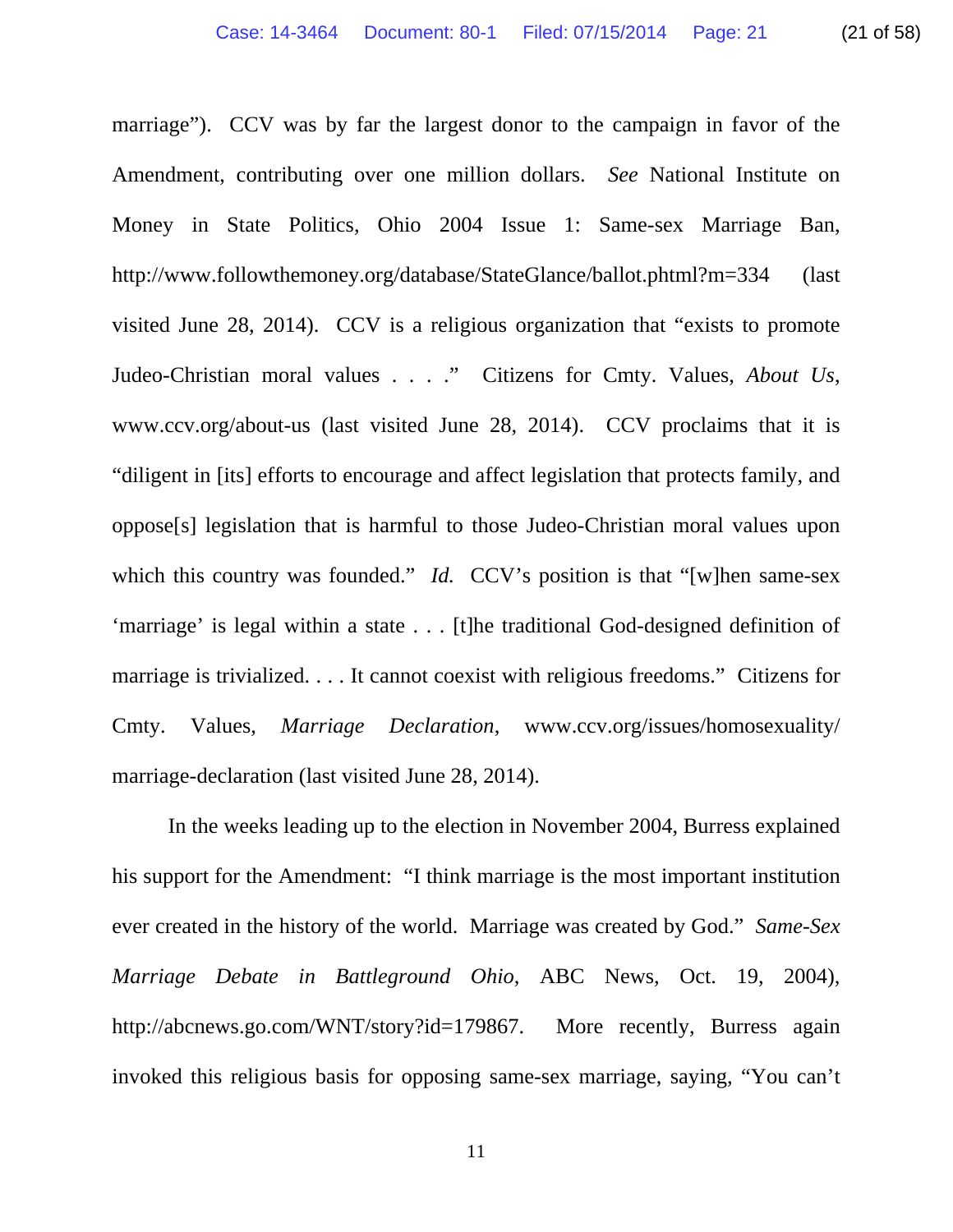marriage"). CCV was by far the largest donor to the campaign in favor of the Amendment, contributing over one million dollars. *See* National Institute on Money in State Politics, Ohio 2004 Issue 1: Same-sex Marriage Ban, http://www.followthemoney.org/database/StateGlance/ballot.phtml?m=334 (last visited June 28, 2014). CCV is a religious organization that "exists to promote Judeo-Christian moral values . . . ." Citizens for Cmty. Values, *About Us*, www.ccv.org/about-us (last visited June 28, 2014). CCV proclaims that it is "diligent in [its] efforts to encourage and affect legislation that protects family, and oppose[s] legislation that is harmful to those Judeo-Christian moral values upon which this country was founded." *Id.* CCV's position is that "[w]hen same-sex 'marriage' is legal within a state . . . [t]he traditional God-designed definition of marriage is trivialized. . . . It cannot coexist with religious freedoms." Citizens for Cmty. Values, *Marriage Declaration*, www.ccv.org/issues/homosexuality/marriage-declaration (last visited June 28, 2014).

In the weeks leading up to the election in November 2004, Burress explained his support for the Amendment: "I think marriage is the most important institution ever created in the history of the world. Marriage was created by God." *Same-Sex Marriage Debate in Battleground Ohio*, ABC News, Oct. 19, 2004), http://abcnews.go.com/WNT/story?id=179867. More recently, Burress again invoked this religious basis for opposing same-sex marriage, saying, "You can't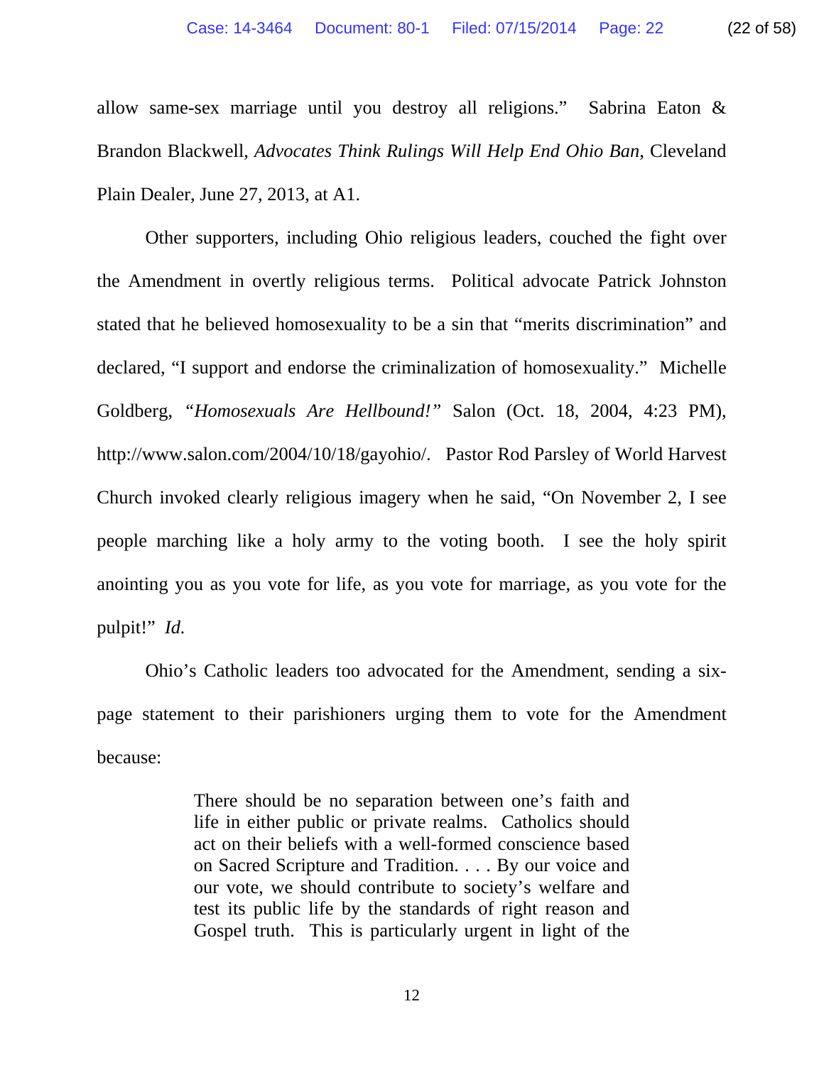allow same-sex marriage until you destroy all religions." Sabrina Eaton & Brandon Blackwell, *Advocates Think Rulings Will Help End Ohio Ban*, Cleveland Plain Dealer, June 27, 2013, at A1.

Other supporters, including Ohio religious leaders, couched the fight over the Amendment in overtly religious terms. Political advocate Patrick Johnston stated that he believed homosexuality to be a sin that "merits discrimination" and declared, "I support and endorse the criminalization of homosexuality." Michelle Goldberg, "*Homosexuals Are Hellbound!*" Salon (Oct. 18, 2004, 4:23 PM), http://www.salon.com/2004/10/18/gayohio/. Pastor Rod Parsley of World Harvest Church invoked clearly religious imagery when he said, "On November 2, I see people marching like a holy army to the voting booth. I see the holy spirit anointing you as you vote for life, as you vote for marriage, as you vote for the pulpit!" *Id.*

Ohio's Catholic leaders too advocated for the Amendment, sending a six-page statement to their parishioners urging them to vote for the Amendment because:

> There should be no separation between one's faith and life in either public or private realms. Catholics should act on their beliefs with a well-formed conscience based on Sacred Scripture and Tradition. . . . By our voice and our vote, we should contribute to society's welfare and test its public life by the standards of right reason and Gospel truth. This is particularly urgent in light of the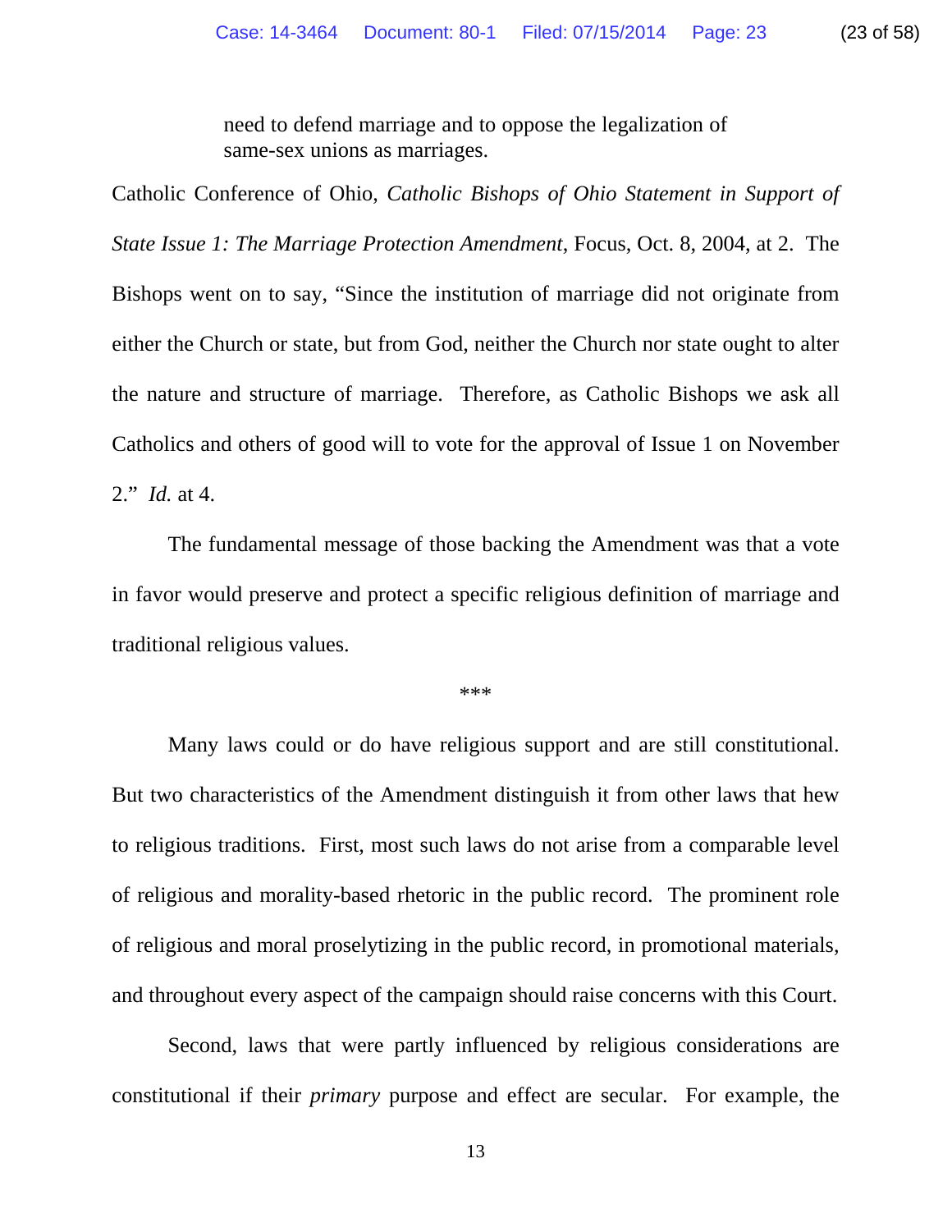> need to defend marriage and to oppose the legalization of same-sex unions as marriages.

Catholic Conference of Ohio, *Catholic Bishops of Ohio Statement in Support of State Issue 1: The Marriage Protection Amendment*, Focus, Oct. 8, 2004, at 2. The Bishops went on to say, "Since the institution of marriage did not originate from either the Church or state, but from God, neither the Church nor state ought to alter the nature and structure of marriage. Therefore, as Catholic Bishops we ask all Catholics and others of good will to vote for the approval of Issue 1 on November 2." *Id.* at 4.

The fundamental message of those backing the Amendment was that a vote in favor would preserve and protect a specific religious definition of marriage and traditional religious values.

***

Many laws could or do have religious support and are still constitutional. But two characteristics of the Amendment distinguish it from other laws that hew to religious traditions. First, most such laws do not arise from a comparable level of religious and morality-based rhetoric in the public record. The prominent role of religious and moral proselytizing in the public record, in promotional materials, and throughout every aspect of the campaign should raise concerns with this Court.

Second, laws that were partly influenced by religious considerations are constitutional if their *primary* purpose and effect are secular. For example, the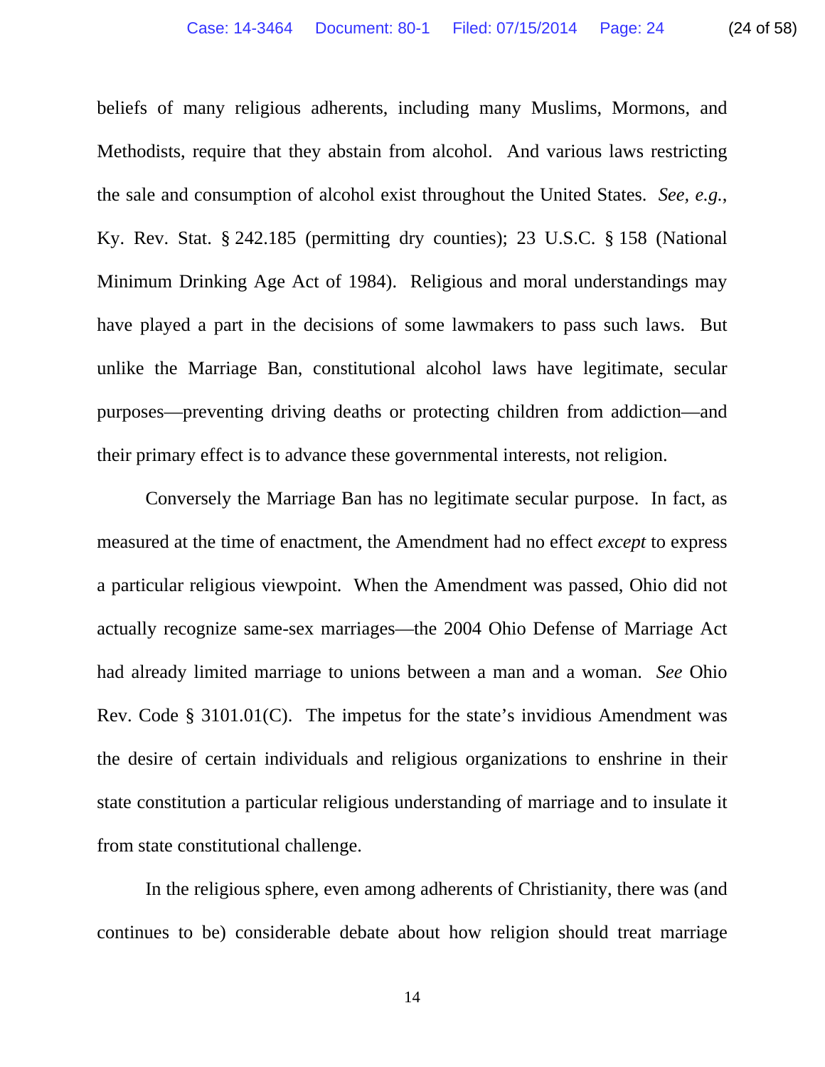beliefs of many religious adherents, including many Muslims, Mormons, and Methodists, require that they abstain from alcohol. And various laws restricting the sale and consumption of alcohol exist throughout the United States. *See, e.g.*, Ky. Rev. Stat. § 242.185 (permitting dry counties); 23 U.S.C. § 158 (National Minimum Drinking Age Act of 1984). Religious and moral understandings may have played a part in the decisions of some lawmakers to pass such laws. But unlike the Marriage Ban, constitutional alcohol laws have legitimate, secular purposes—preventing driving deaths or protecting children from addiction—and their primary effect is to advance these governmental interests, not religion.

Conversely the Marriage Ban has no legitimate secular purpose. In fact, as measured at the time of enactment, the Amendment had no effect *except* to express a particular religious viewpoint. When the Amendment was passed, Ohio did not actually recognize same-sex marriages—the 2004 Ohio Defense of Marriage Act had already limited marriage to unions between a man and a woman. *See* Ohio Rev. Code § 3101.01(C). The impetus for the state's invidious Amendment was the desire of certain individuals and religious organizations to enshrine in their state constitution a particular religious understanding of marriage and to insulate it from state constitutional challenge.

In the religious sphere, even among adherents of Christianity, there was (and continues to be) considerable debate about how religion should treat marriage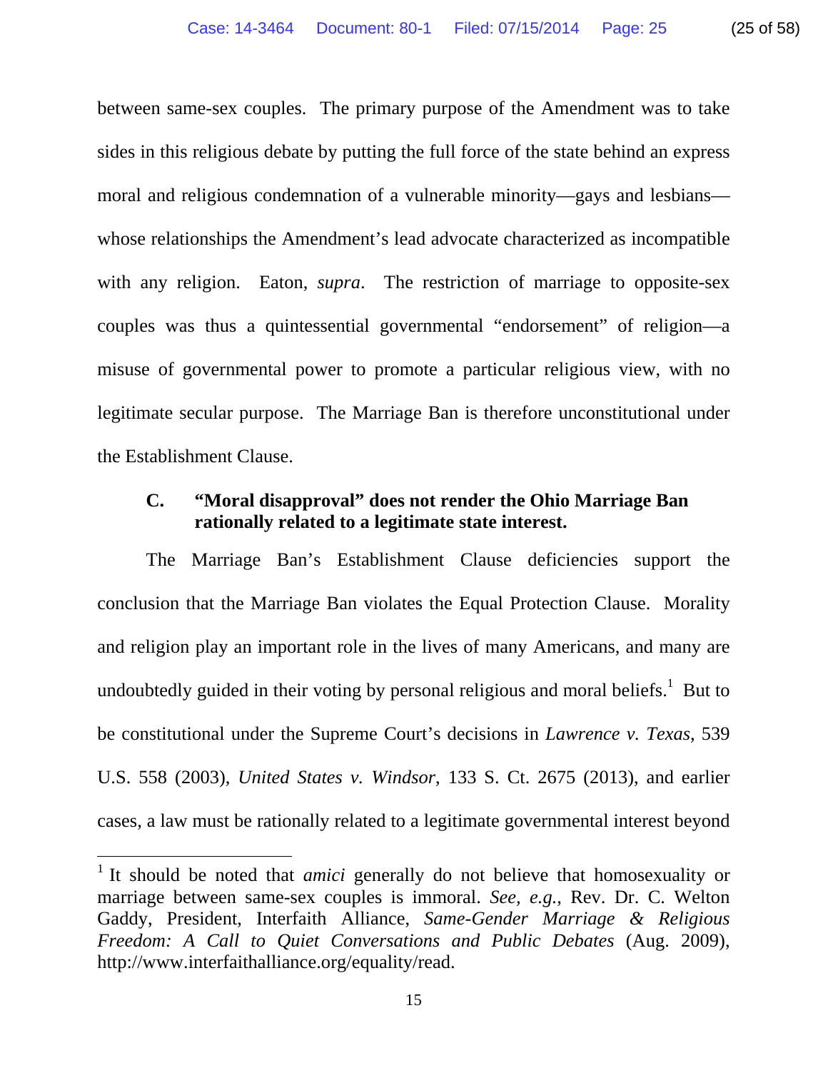between same-sex couples. The primary purpose of the Amendment was to take sides in this religious debate by putting the full force of the state behind an express moral and religious condemnation of a vulnerable minority—gays and lesbians—whose relationships the Amendment's lead advocate characterized as incompatible with any religion. Eaton, *supra*. The restriction of marriage to opposite-sex couples was thus a quintessential governmental "endorsement" of religion—a misuse of governmental power to promote a particular religious view, with no legitimate secular purpose. The Marriage Ban is therefore unconstitutional under the Establishment Clause.

### C. "Moral disapproval" does not render the Ohio Marriage Ban rationally related to a legitimate state interest.

The Marriage Ban's Establishment Clause deficiencies support the conclusion that the Marriage Ban violates the Equal Protection Clause. Morality and religion play an important role in the lives of many Americans, and many are undoubtedly guided in their voting by personal religious and moral beliefs.[1] But to be constitutional under the Supreme Court's decisions in *Lawrence v. Texas*, 539 U.S. 558 (2003), *United States v. Windsor*, 133 S. Ct. 2675 (2013), and earlier cases, a law must be rationally related to a legitimate governmental interest beyond

---

[1] It should be noted that *amici* generally do not believe that homosexuality or marriage between same-sex couples is immoral. *See, e.g.*, Rev. Dr. C. Welton Gaddy, President, Interfaith Alliance, *Same-Gender Marriage & Religious Freedom: A Call to Quiet Conversations and Public Debates* (Aug. 2009), http://www.interfaithalliance.org/equality/read.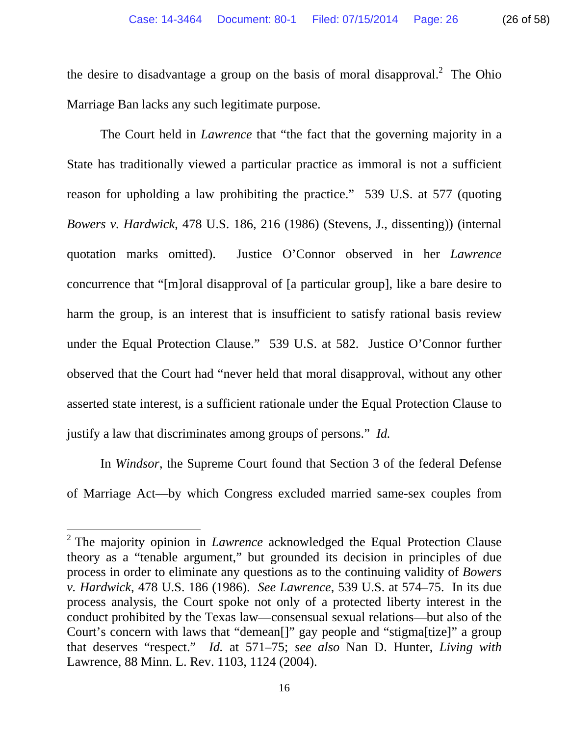the desire to disadvantage a group on the basis of moral disapproval.[2] The Ohio Marriage Ban lacks any such legitimate purpose.

The Court held in *Lawrence* that "the fact that the governing majority in a State has traditionally viewed a particular practice as immoral is not a sufficient reason for upholding a law prohibiting the practice." 539 U.S. at 577 (quoting *Bowers v. Hardwick*, 478 U.S. 186, 216 (1986) (Stevens, J., dissenting)) (internal quotation marks omitted). Justice O'Connor observed in her *Lawrence* concurrence that "[m]oral disapproval of [a particular group], like a bare desire to harm the group, is an interest that is insufficient to satisfy rational basis review under the Equal Protection Clause." 539 U.S. at 582. Justice O'Connor further observed that the Court had "never held that moral disapproval, without any other asserted state interest, is a sufficient rationale under the Equal Protection Clause to justify a law that discriminates among groups of persons." *Id.*

In *Windsor*, the Supreme Court found that Section 3 of the federal Defense of Marriage Act—by which Congress excluded married same-sex couples from

---

[2] The majority opinion in *Lawrence* acknowledged the Equal Protection Clause theory as a "tenable argument," but grounded its decision in principles of due process in order to eliminate any questions as to the continuing validity of *Bowers v. Hardwick*, 478 U.S. 186 (1986). *See Lawrence*, 539 U.S. at 574–75. In its due process analysis, the Court spoke not only of a protected liberty interest in the conduct prohibited by the Texas law—consensual sexual relations—but also of the Court's concern with laws that "demean[]" gay people and "stigma[tize]" a group that deserves "respect." *Id.* at 571–75; *see also* Nan D. Hunter, *Living with* Lawrence, 88 Minn. L. Rev. 1103, 1124 (2004).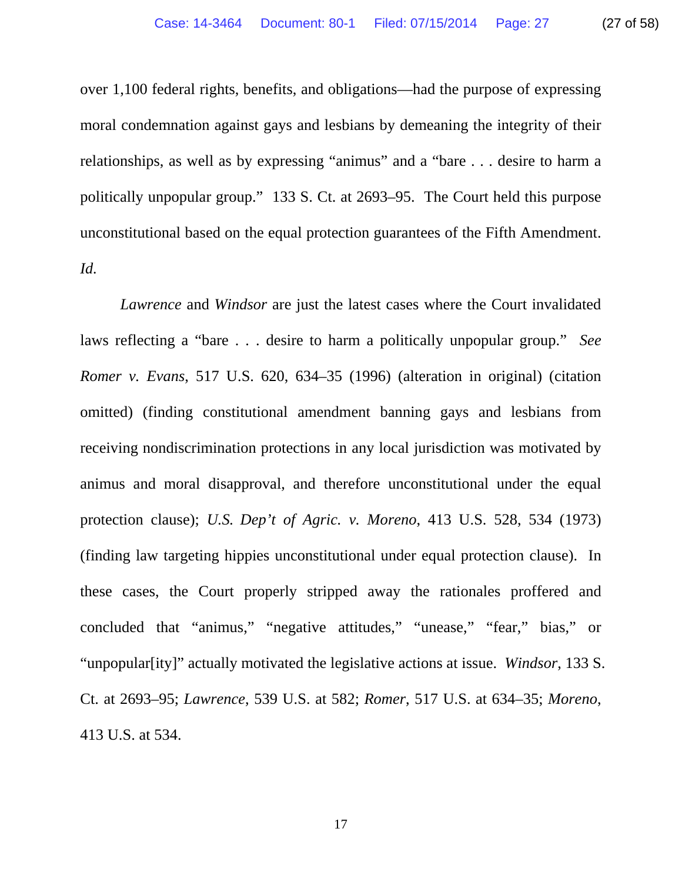over 1,100 federal rights, benefits, and obligations—had the purpose of expressing moral condemnation against gays and lesbians by demeaning the integrity of their relationships, as well as by expressing "animus" and a "bare . . . desire to harm a politically unpopular group." 133 S. Ct. at 2693–95. The Court held this purpose unconstitutional based on the equal protection guarantees of the Fifth Amendment. *Id.*

*Lawrence* and *Windsor* are just the latest cases where the Court invalidated laws reflecting a "bare . . . desire to harm a politically unpopular group." *See Romer v. Evans*, 517 U.S. 620, 634–35 (1996) (alteration in original) (citation omitted) (finding constitutional amendment banning gays and lesbians from receiving nondiscrimination protections in any local jurisdiction was motivated by animus and moral disapproval, and therefore unconstitutional under the equal protection clause); *U.S. Dep't of Agric. v. Moreno*, 413 U.S. 528, 534 (1973) (finding law targeting hippies unconstitutional under equal protection clause). In these cases, the Court properly stripped away the rationales proffered and concluded that "animus," "negative attitudes," "unease," "fear," bias," or "unpopular[ity]" actually motivated the legislative actions at issue. *Windsor*, 133 S. Ct. at 2693–95; *Lawrence*, 539 U.S. at 582; *Romer*, 517 U.S. at 634–35; *Moreno*, 413 U.S. at 534.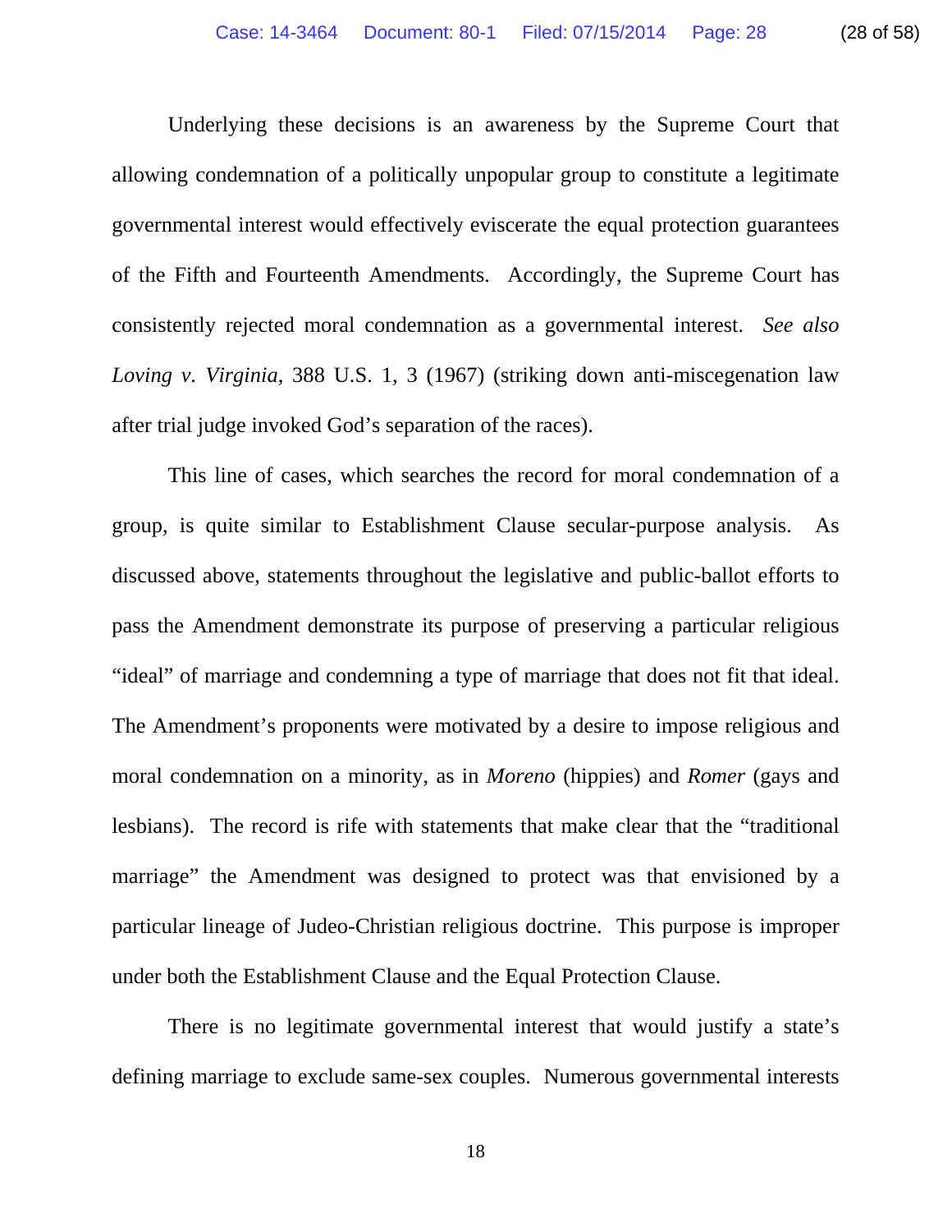Underlying these decisions is an awareness by the Supreme Court that allowing condemnation of a politically unpopular group to constitute a legitimate governmental interest would effectively eviscerate the equal protection guarantees of the Fifth and Fourteenth Amendments. Accordingly, the Supreme Court has consistently rejected moral condemnation as a governmental interest. *See also Loving v. Virginia*, 388 U.S. 1, 3 (1967) (striking down anti-miscegenation law after trial judge invoked God's separation of the races).

This line of cases, which searches the record for moral condemnation of a group, is quite similar to Establishment Clause secular-purpose analysis. As discussed above, statements throughout the legislative and public-ballot efforts to pass the Amendment demonstrate its purpose of preserving a particular religious "ideal" of marriage and condemning a type of marriage that does not fit that ideal. The Amendment's proponents were motivated by a desire to impose religious and moral condemnation on a minority, as in *Moreno* (hippies) and *Romer* (gays and lesbians). The record is rife with statements that make clear that the "traditional marriage" the Amendment was designed to protect was that envisioned by a particular lineage of Judeo-Christian religious doctrine. This purpose is improper under both the Establishment Clause and the Equal Protection Clause.

There is no legitimate governmental interest that would justify a state's defining marriage to exclude same-sex couples. Numerous governmental interests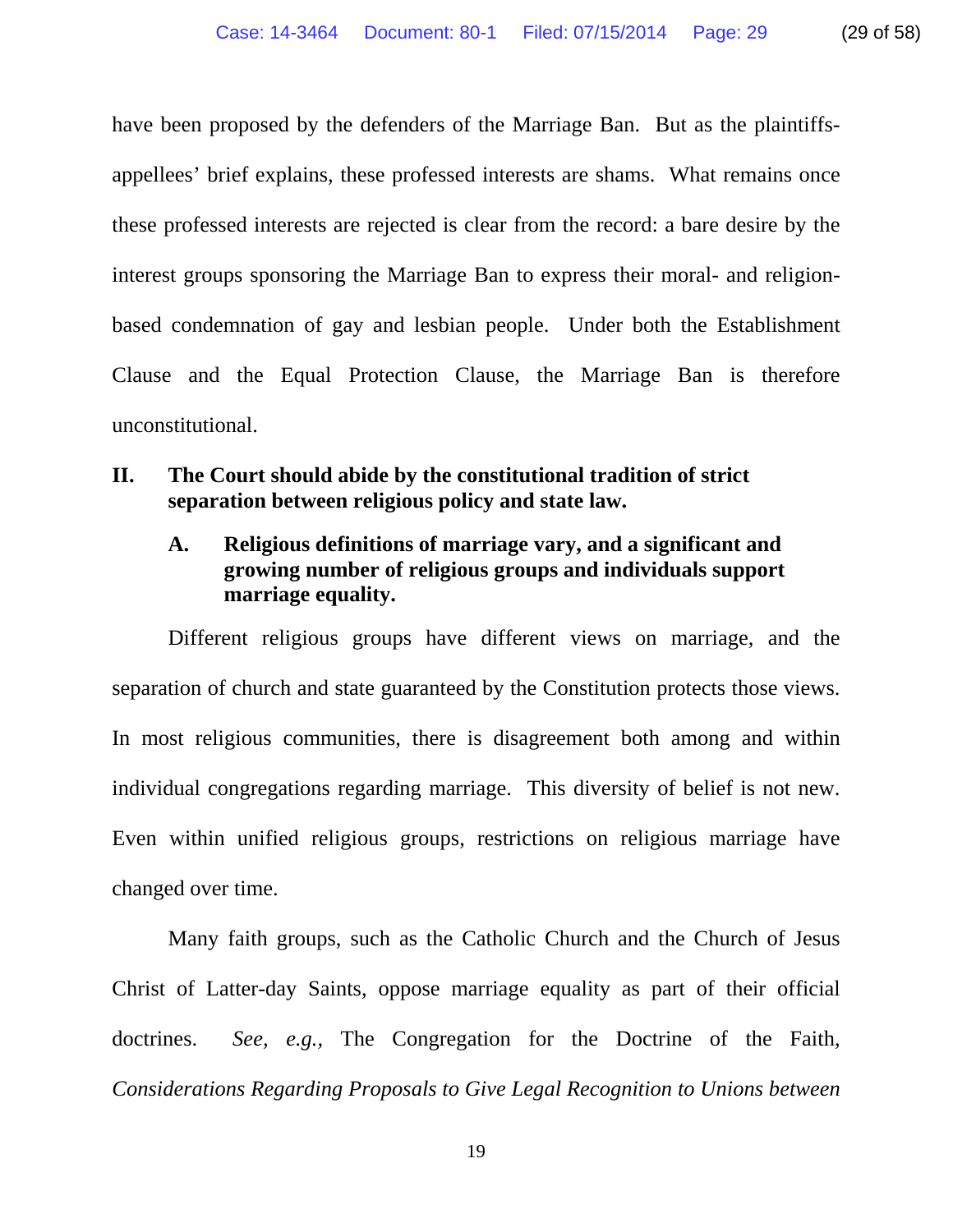have been proposed by the defenders of the Marriage Ban. But as the plaintiffs-appellees' brief explains, these professed interests are shams. What remains once these professed interests are rejected is clear from the record: a bare desire by the interest groups sponsoring the Marriage Ban to express their moral- and religion-based condemnation of gay and lesbian people. Under both the Establishment Clause and the Equal Protection Clause, the Marriage Ban is therefore unconstitutional.

## II. The Court should abide by the constitutional tradition of strict separation between religious policy and state law.

### A. Religious definitions of marriage vary, and a significant and growing number of religious groups and individuals support marriage equality.

Different religious groups have different views on marriage, and the separation of church and state guaranteed by the Constitution protects those views. In most religious communities, there is disagreement both among and within individual congregations regarding marriage. This diversity of belief is not new. Even within unified religious groups, restrictions on religious marriage have changed over time.

Many faith groups, such as the Catholic Church and the Church of Jesus Christ of Latter-day Saints, oppose marriage equality as part of their official doctrines. *See, e.g.*, The Congregation for the Doctrine of the Faith, *Considerations Regarding Proposals to Give Legal Recognition to Unions between*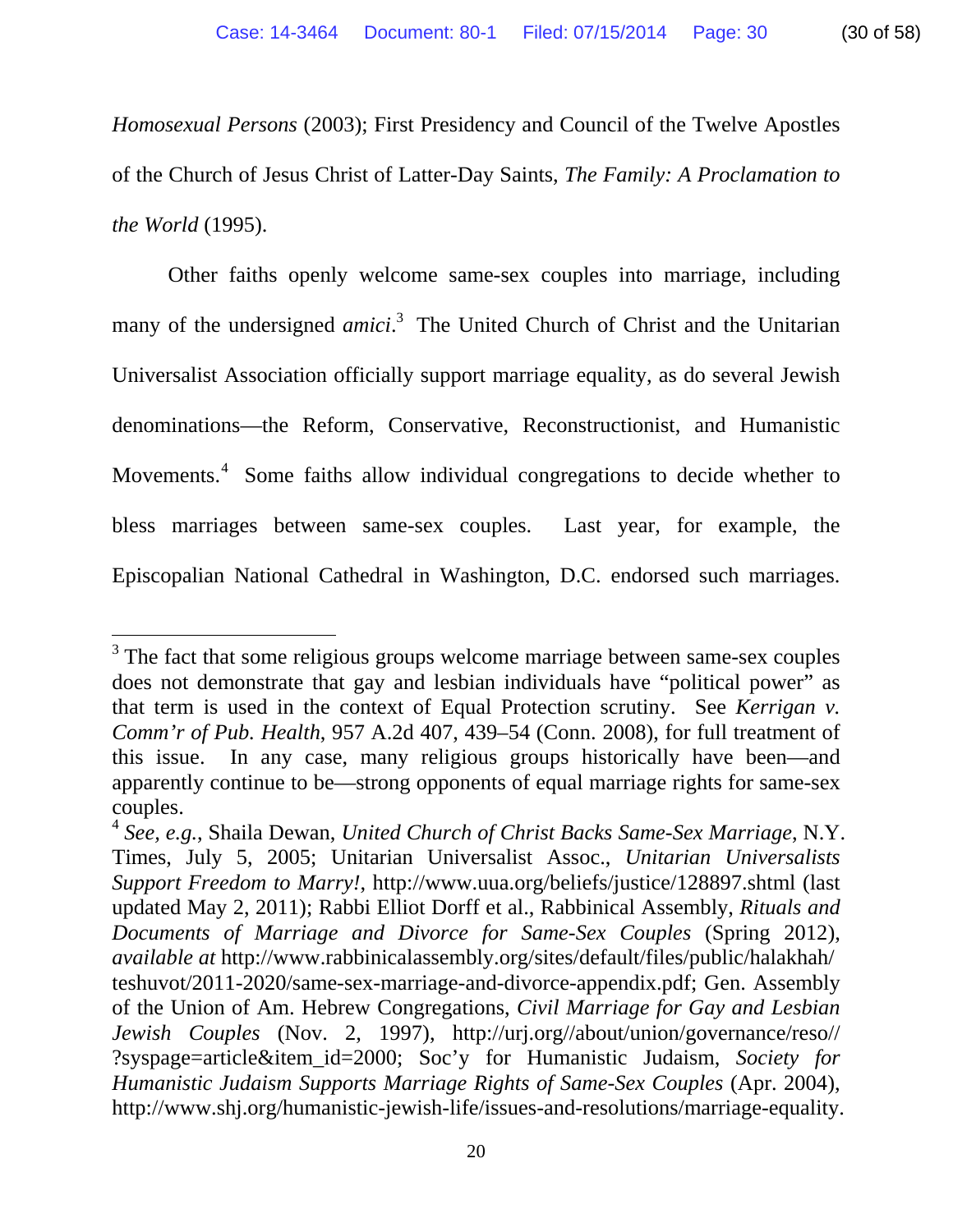*Homosexual Persons* (2003); First Presidency and Council of the Twelve Apostles of the Church of Jesus Christ of Latter-Day Saints, *The Family: A Proclamation to the World* (1995).

Other faiths openly welcome same-sex couples into marriage, including many of the undersigned *amici*.[3] The United Church of Christ and the Unitarian Universalist Association officially support marriage equality, as do several Jewish denominations—the Reform, Conservative, Reconstructionist, and Humanistic Movements.[4] Some faiths allow individual congregations to decide whether to bless marriages between same-sex couples. Last year, for example, the Episcopalian National Cathedral in Washington, D.C. endorsed such marriages.

---

[3] The fact that some religious groups welcome marriage between same-sex couples does not demonstrate that gay and lesbian individuals have "political power" as that term is used in the context of Equal Protection scrutiny. See *Kerrigan v. Comm'r of Pub. Health*, 957 A.2d 407, 439–54 (Conn. 2008), for full treatment of this issue. In any case, many religious groups historically have been—and apparently continue to be—strong opponents of equal marriage rights for same-sex couples.

[4] *See, e.g.*, Shaila Dewan, *United Church of Christ Backs Same-Sex Marriage*, N.Y. Times, July 5, 2005; Unitarian Universalist Assoc., *Unitarian Universalists Support Freedom to Marry!*, http://www.uua.org/beliefs/justice/128897.shtml (last updated May 2, 2011); Rabbi Elliot Dorff et al., Rabbinical Assembly, *Rituals and Documents of Marriage and Divorce for Same-Sex Couples* (Spring 2012), *available at* http://www.rabbinicalassembly.org/sites/default/files/public/halakhah/teshuvot/2011-2020/same-sex-marriage-and-divorce-appendix.pdf; Gen. Assembly of the Union of Am. Hebrew Congregations, *Civil Marriage for Gay and Lesbian Jewish Couples* (Nov. 2, 1997), http://urj.org//about/union/governance/reso//?syspage=article&item_id=2000; Soc'y for Humanistic Judaism, *Society for Humanistic Judaism Supports Marriage Rights of Same-Sex Couples* (Apr. 2004), http://www.shj.org/humanistic-jewish-life/issues-and-resolutions/marriage-equality.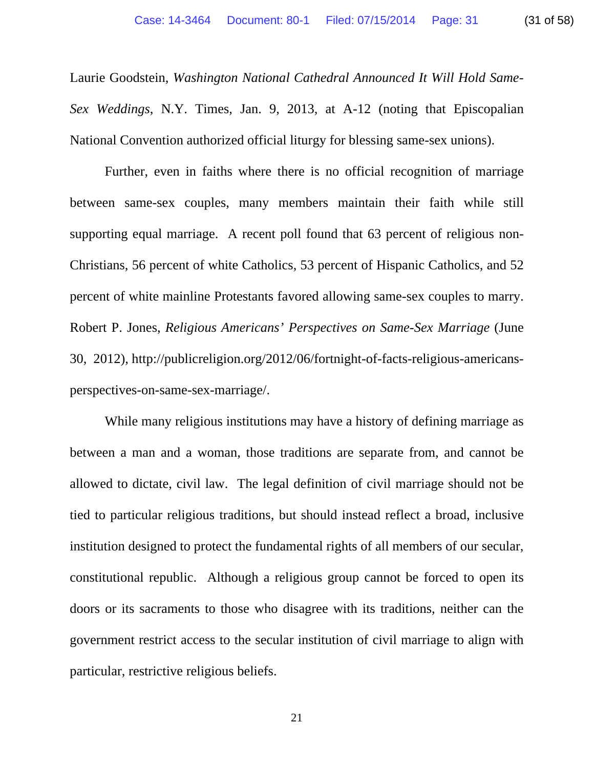Laurie Goodstein, *Washington National Cathedral Announced It Will Hold Same-Sex Weddings*, N.Y. Times, Jan. 9, 2013, at A-12 (noting that Episcopalian National Convention authorized official liturgy for blessing same-sex unions).

Further, even in faiths where there is no official recognition of marriage between same-sex couples, many members maintain their faith while still supporting equal marriage. A recent poll found that 63 percent of religious non-Christians, 56 percent of white Catholics, 53 percent of Hispanic Catholics, and 52 percent of white mainline Protestants favored allowing same-sex couples to marry. Robert P. Jones, *Religious Americans' Perspectives on Same-Sex Marriage* (June 30, 2012), http://publicreligion.org/2012/06/fortnight-of-facts-religious-americans-perspectives-on-same-sex-marriage/.

While many religious institutions may have a history of defining marriage as between a man and a woman, those traditions are separate from, and cannot be allowed to dictate, civil law. The legal definition of civil marriage should not be tied to particular religious traditions, but should instead reflect a broad, inclusive institution designed to protect the fundamental rights of all members of our secular, constitutional republic. Although a religious group cannot be forced to open its doors or its sacraments to those who disagree with its traditions, neither can the government restrict access to the secular institution of civil marriage to align with particular, restrictive religious beliefs.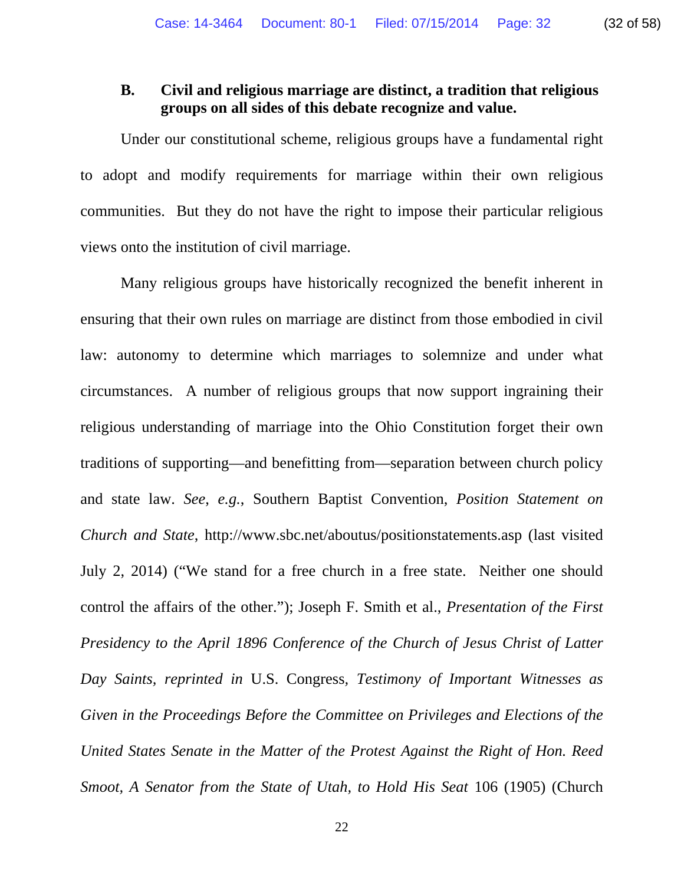### B. Civil and religious marriage are distinct, a tradition that religious groups on all sides of this debate recognize and value.

Under our constitutional scheme, religious groups have a fundamental right to adopt and modify requirements for marriage within their own religious communities. But they do not have the right to impose their particular religious views onto the institution of civil marriage.

Many religious groups have historically recognized the benefit inherent in ensuring that their own rules on marriage are distinct from those embodied in civil law: autonomy to determine which marriages to solemnize and under what circumstances. A number of religious groups that now support ingraining their religious understanding of marriage into the Ohio Constitution forget their own traditions of supporting—and benefitting from—separation between church policy and state law. *See*, *e.g.*, Southern Baptist Convention, *Position Statement on Church and State*, http://www.sbc.net/aboutus/positionstatements.asp (last visited July 2, 2014) ("We stand for a free church in a free state. Neither one should control the affairs of the other."); Joseph F. Smith et al., *Presentation of the First Presidency to the April 1896 Conference of the Church of Jesus Christ of Latter Day Saints*, *reprinted in* U.S. Congress, *Testimony of Important Witnesses as Given in the Proceedings Before the Committee on Privileges and Elections of the United States Senate in the Matter of the Protest Against the Right of Hon. Reed Smoot, A Senator from the State of Utah, to Hold His Seat* 106 (1905) (Church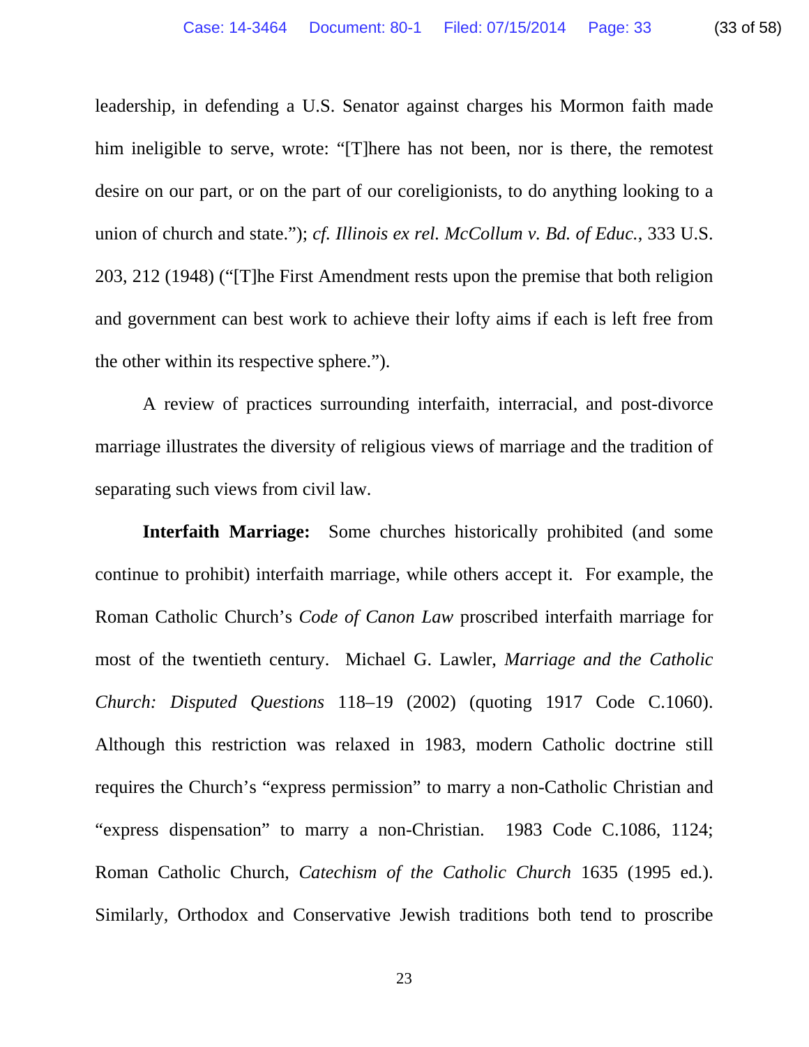leadership, in defending a U.S. Senator against charges his Mormon faith made him ineligible to serve, wrote: "[T]here has not been, nor is there, the remotest desire on our part, or on the part of our coreligionists, to do anything looking to a union of church and state."); *cf. Illinois ex rel. McCollum v. Bd. of Educ.*, 333 U.S. 203, 212 (1948) ("[T]he First Amendment rests upon the premise that both religion and government can best work to achieve their lofty aims if each is left free from the other within its respective sphere.").

A review of practices surrounding interfaith, interracial, and post-divorce marriage illustrates the diversity of religious views of marriage and the tradition of separating such views from civil law.

**Interfaith Marriage:** Some churches historically prohibited (and some continue to prohibit) interfaith marriage, while others accept it. For example, the Roman Catholic Church's *Code of Canon Law* proscribed interfaith marriage for most of the twentieth century. Michael G. Lawler, *Marriage and the Catholic Church: Disputed Questions* 118–19 (2002) (quoting 1917 Code C.1060). Although this restriction was relaxed in 1983, modern Catholic doctrine still requires the Church's "express permission" to marry a non-Catholic Christian and "express dispensation" to marry a non-Christian. 1983 Code C.1086, 1124; Roman Catholic Church, *Catechism of the Catholic Church* 1635 (1995 ed.). Similarly, Orthodox and Conservative Jewish traditions both tend to proscribe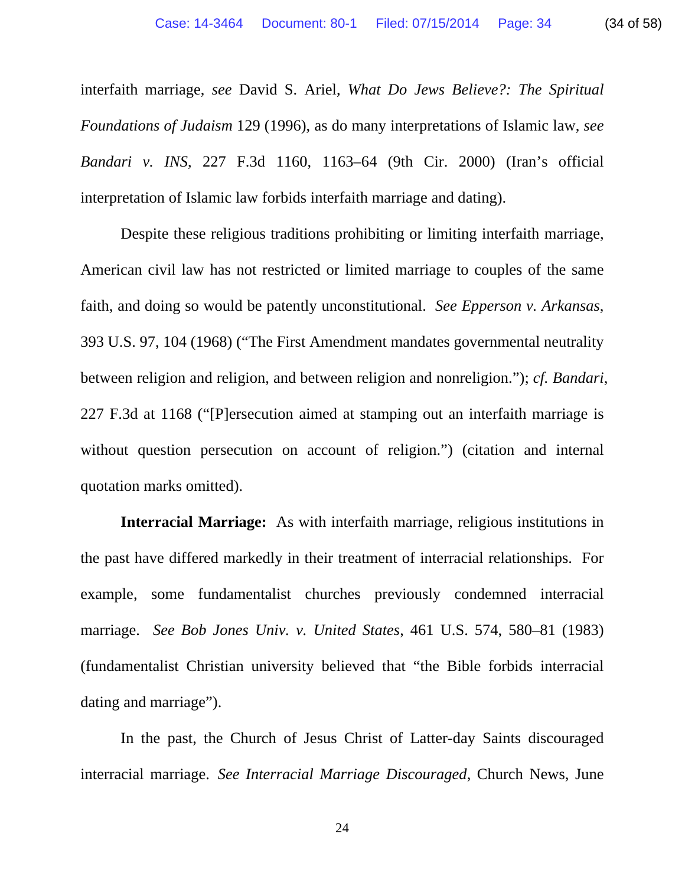interfaith marriage, *see* David S. Ariel, *What Do Jews Believe?: The Spiritual Foundations of Judaism* 129 (1996), as do many interpretations of Islamic law, *see Bandari v. INS*, 227 F.3d 1160, 1163–64 (9th Cir. 2000) (Iran's official interpretation of Islamic law forbids interfaith marriage and dating).

Despite these religious traditions prohibiting or limiting interfaith marriage, American civil law has not restricted or limited marriage to couples of the same faith, and doing so would be patently unconstitutional. *See Epperson v. Arkansas*, 393 U.S. 97, 104 (1968) ("The First Amendment mandates governmental neutrality between religion and religion, and between religion and nonreligion."); *cf. Bandari*, 227 F.3d at 1168 ("[P]ersecution aimed at stamping out an interfaith marriage is without question persecution on account of religion.") (citation and internal quotation marks omitted).

**Interracial Marriage:** As with interfaith marriage, religious institutions in the past have differed markedly in their treatment of interracial relationships. For example, some fundamentalist churches previously condemned interracial marriage. *See Bob Jones Univ. v. United States*, 461 U.S. 574, 580–81 (1983) (fundamentalist Christian university believed that "the Bible forbids interracial dating and marriage").

In the past, the Church of Jesus Christ of Latter-day Saints discouraged interracial marriage. *See Interracial Marriage Discouraged*, Church News, June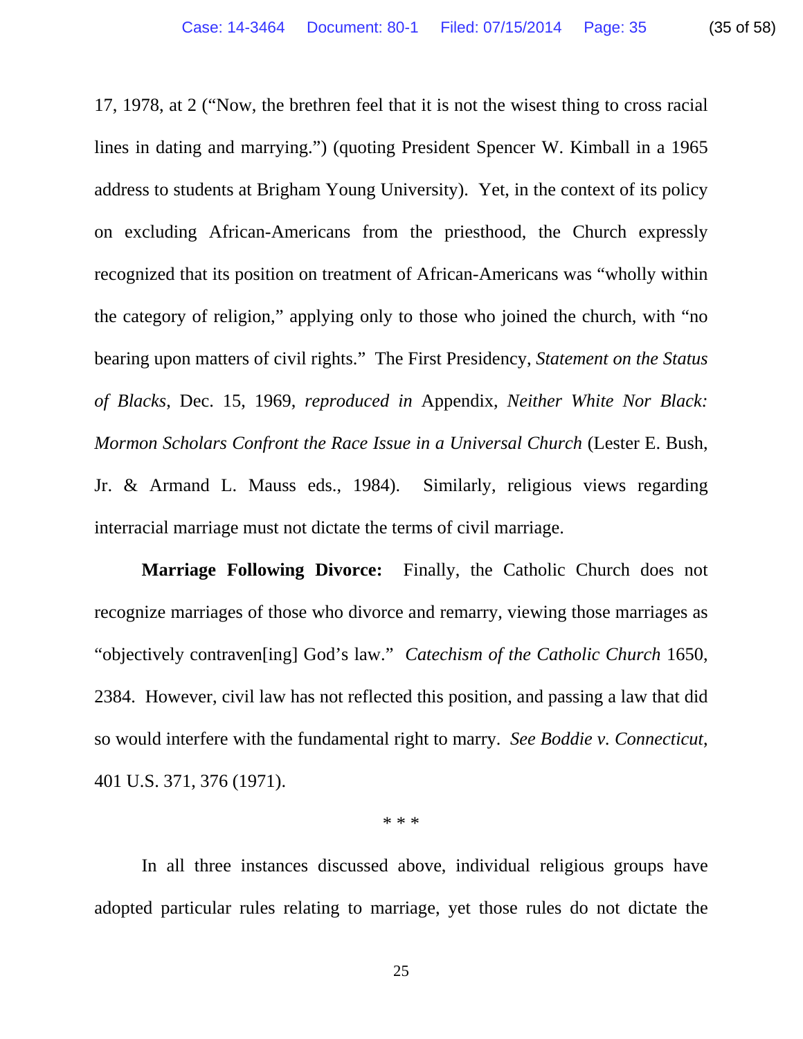17, 1978, at 2 ("Now, the brethren feel that it is not the wisest thing to cross racial lines in dating and marrying.") (quoting President Spencer W. Kimball in a 1965 address to students at Brigham Young University). Yet, in the context of its policy on excluding African-Americans from the priesthood, the Church expressly recognized that its position on treatment of African-Americans was "wholly within the category of religion," applying only to those who joined the church, with "no bearing upon matters of civil rights." The First Presidency, *Statement on the Status of Blacks*, Dec. 15, 1969, *reproduced in* Appendix, *Neither White Nor Black: Mormon Scholars Confront the Race Issue in a Universal Church* (Lester E. Bush, Jr. & Armand L. Mauss eds., 1984). Similarly, religious views regarding interracial marriage must not dictate the terms of civil marriage.

**Marriage Following Divorce:** Finally, the Catholic Church does not recognize marriages of those who divorce and remarry, viewing those marriages as "objectively contraven[ing] God's law." *Catechism of the Catholic Church* 1650, 2384. However, civil law has not reflected this position, and passing a law that did so would interfere with the fundamental right to marry. *See Boddie v. Connecticut*, 401 U.S. 371, 376 (1971).

\* \* \*

In all three instances discussed above, individual religious groups have adopted particular rules relating to marriage, yet those rules do not dictate the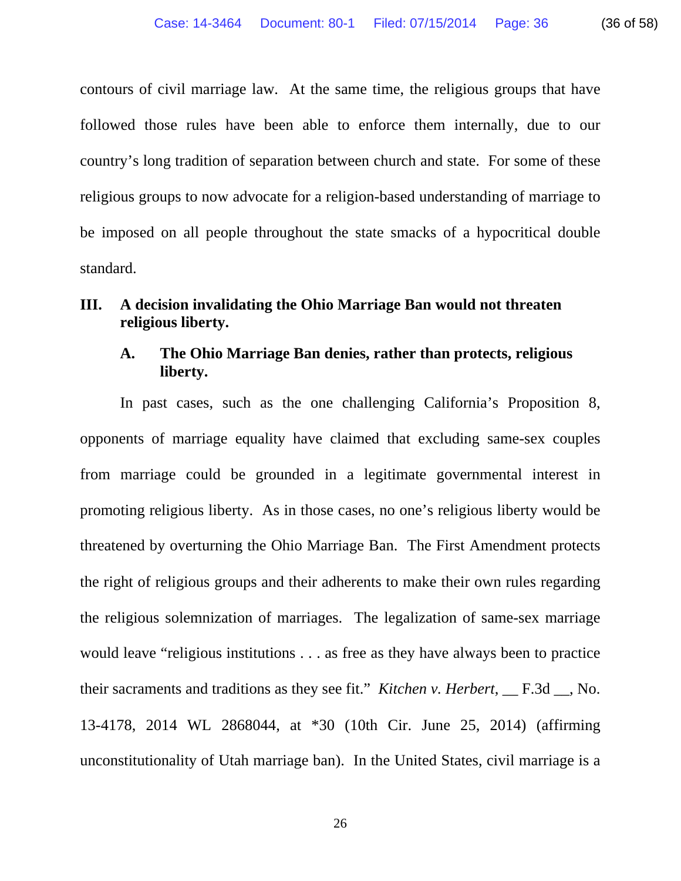contours of civil marriage law. At the same time, the religious groups that have followed those rules have been able to enforce them internally, due to our country's long tradition of separation between church and state. For some of these religious groups to now advocate for a religion-based understanding of marriage to be imposed on all people throughout the state smacks of a hypocritical double standard.

## III. A decision invalidating the Ohio Marriage Ban would not threaten religious liberty.

### A. The Ohio Marriage Ban denies, rather than protects, religious liberty.

In past cases, such as the one challenging California's Proposition 8, opponents of marriage equality have claimed that excluding same-sex couples from marriage could be grounded in a legitimate governmental interest in promoting religious liberty. As in those cases, no one's religious liberty would be threatened by overturning the Ohio Marriage Ban. The First Amendment protects the right of religious groups and their adherents to make their own rules regarding the religious solemnization of marriages. The legalization of same-sex marriage would leave "religious institutions . . . as free as they have always been to practice their sacraments and traditions as they see fit." *Kitchen v. Herbert*, __ F.3d __, No. 13-4178, 2014 WL 2868044, at *30 (10th Cir. June 25, 2014) (affirming unconstitutionality of Utah marriage ban). In the United States, civil marriage is a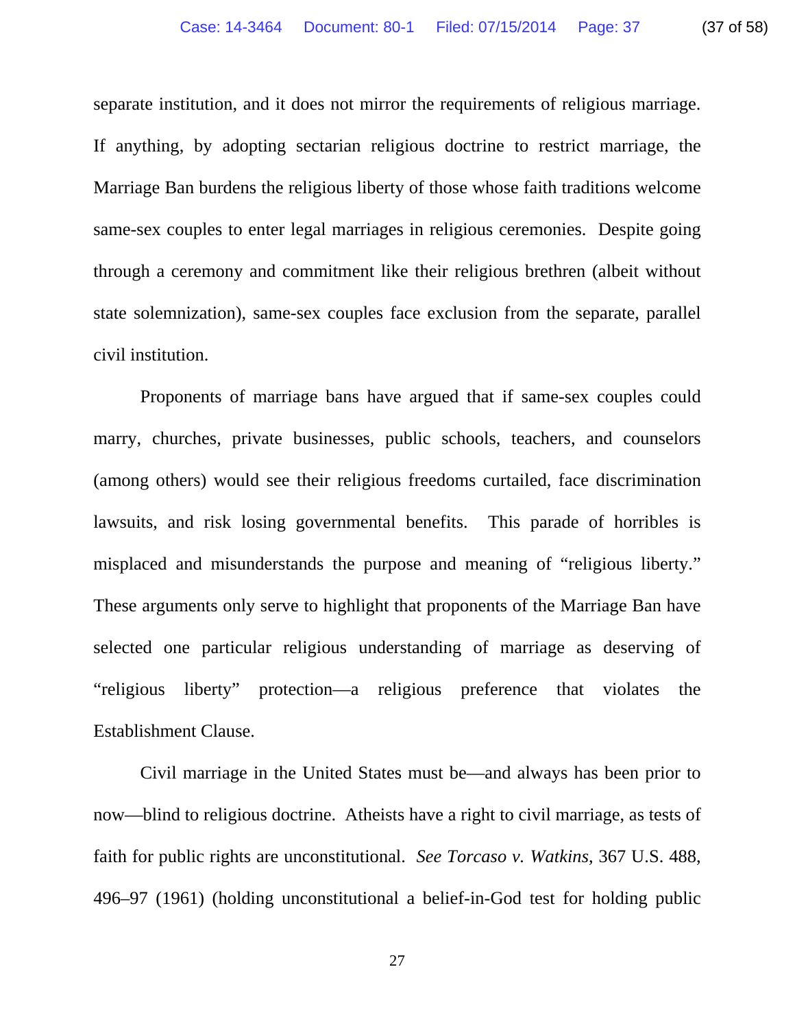separate institution, and it does not mirror the requirements of religious marriage. If anything, by adopting sectarian religious doctrine to restrict marriage, the Marriage Ban burdens the religious liberty of those whose faith traditions welcome same-sex couples to enter legal marriages in religious ceremonies. Despite going through a ceremony and commitment like their religious brethren (albeit without state solemnization), same-sex couples face exclusion from the separate, parallel civil institution.

Proponents of marriage bans have argued that if same-sex couples could marry, churches, private businesses, public schools, teachers, and counselors (among others) would see their religious freedoms curtailed, face discrimination lawsuits, and risk losing governmental benefits. This parade of horribles is misplaced and misunderstands the purpose and meaning of "religious liberty." These arguments only serve to highlight that proponents of the Marriage Ban have selected one particular religious understanding of marriage as deserving of "religious liberty" protection—a religious preference that violates the Establishment Clause.

Civil marriage in the United States must be—and always has been prior to now—blind to religious doctrine. Atheists have a right to civil marriage, as tests of faith for public rights are unconstitutional. *See Torcaso v. Watkins*, 367 U.S. 488, 496–97 (1961) (holding unconstitutional a belief-in-God test for holding public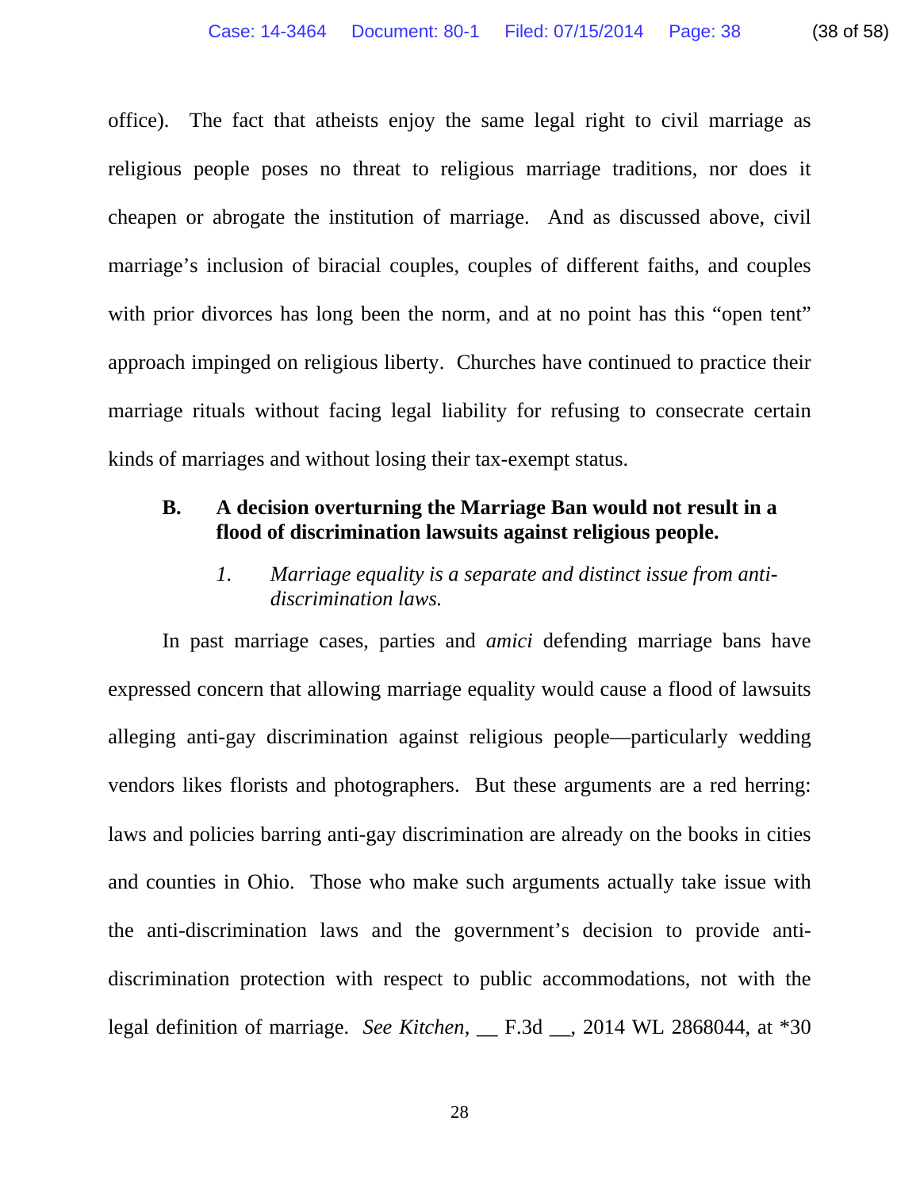office). The fact that atheists enjoy the same legal right to civil marriage as religious people poses no threat to religious marriage traditions, nor does it cheapen or abrogate the institution of marriage. And as discussed above, civil marriage's inclusion of biracial couples, couples of different faiths, and couples with prior divorces has long been the norm, and at no point has this "open tent" approach impinged on religious liberty. Churches have continued to practice their marriage rituals without facing legal liability for refusing to consecrate certain kinds of marriages and without losing their tax-exempt status.

### B. A decision overturning the Marriage Ban would not result in a flood of discrimination lawsuits against religious people.

#### *1. Marriage equality is a separate and distinct issue from anti-discrimination laws.*

In past marriage cases, parties and *amici* defending marriage bans have expressed concern that allowing marriage equality would cause a flood of lawsuits alleging anti-gay discrimination against religious people—particularly wedding vendors likes florists and photographers. But these arguments are a red herring: laws and policies barring anti-gay discrimination are already on the books in cities and counties in Ohio. Those who make such arguments actually take issue with the anti-discrimination laws and the government's decision to provide anti-discrimination protection with respect to public accommodations, not with the legal definition of marriage. *See Kitchen*, __ F.3d __, 2014 WL 2868044, at *30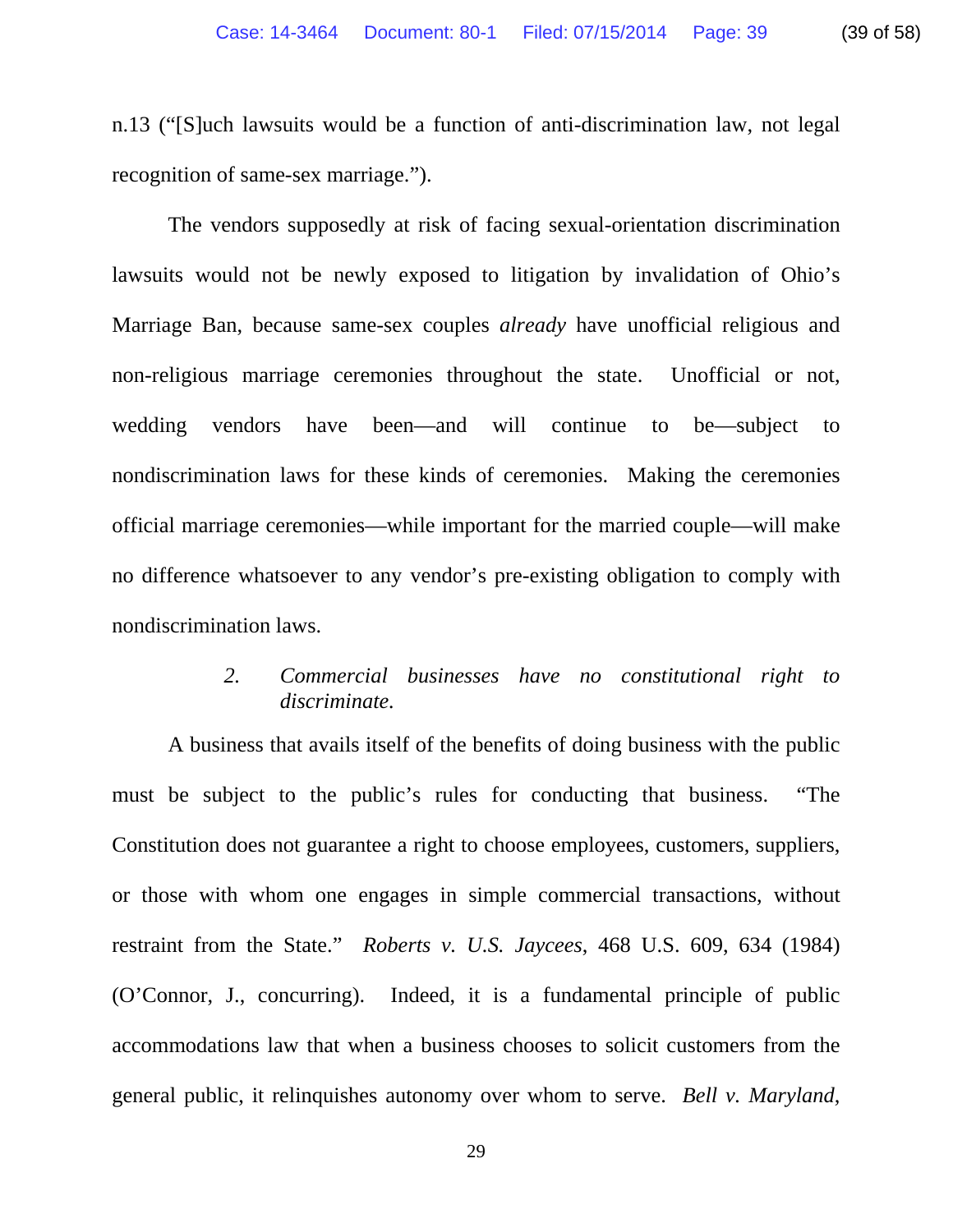n.13 (“[S]uch lawsuits would be a function of anti-discrimination law, not legal recognition of same-sex marriage.”).

The vendors supposedly at risk of facing sexual-orientation discrimination lawsuits would not be newly exposed to litigation by invalidation of Ohio’s Marriage Ban, because same-sex couples *already* have unofficial religious and non-religious marriage ceremonies throughout the state. Unofficial or not, wedding vendors have been—and will continue to be—subject to nondiscrimination laws for these kinds of ceremonies. Making the ceremonies official marriage ceremonies—while important for the married couple—will make no difference whatsoever to any vendor’s pre-existing obligation to comply with nondiscrimination laws.

### 2. *Commercial businesses have no constitutional right to discriminate.*

A business that avails itself of the benefits of doing business with the public must be subject to the public’s rules for conducting that business. “The Constitution does not guarantee a right to choose employees, customers, suppliers, or those with whom one engages in simple commercial transactions, without restraint from the State.” *Roberts v. U.S. Jaycees*, 468 U.S. 609, 634 (1984) (O’Connor, J., concurring). Indeed, it is a fundamental principle of public accommodations law that when a business chooses to solicit customers from the general public, it relinquishes autonomy over whom to serve. *Bell v. Maryland*,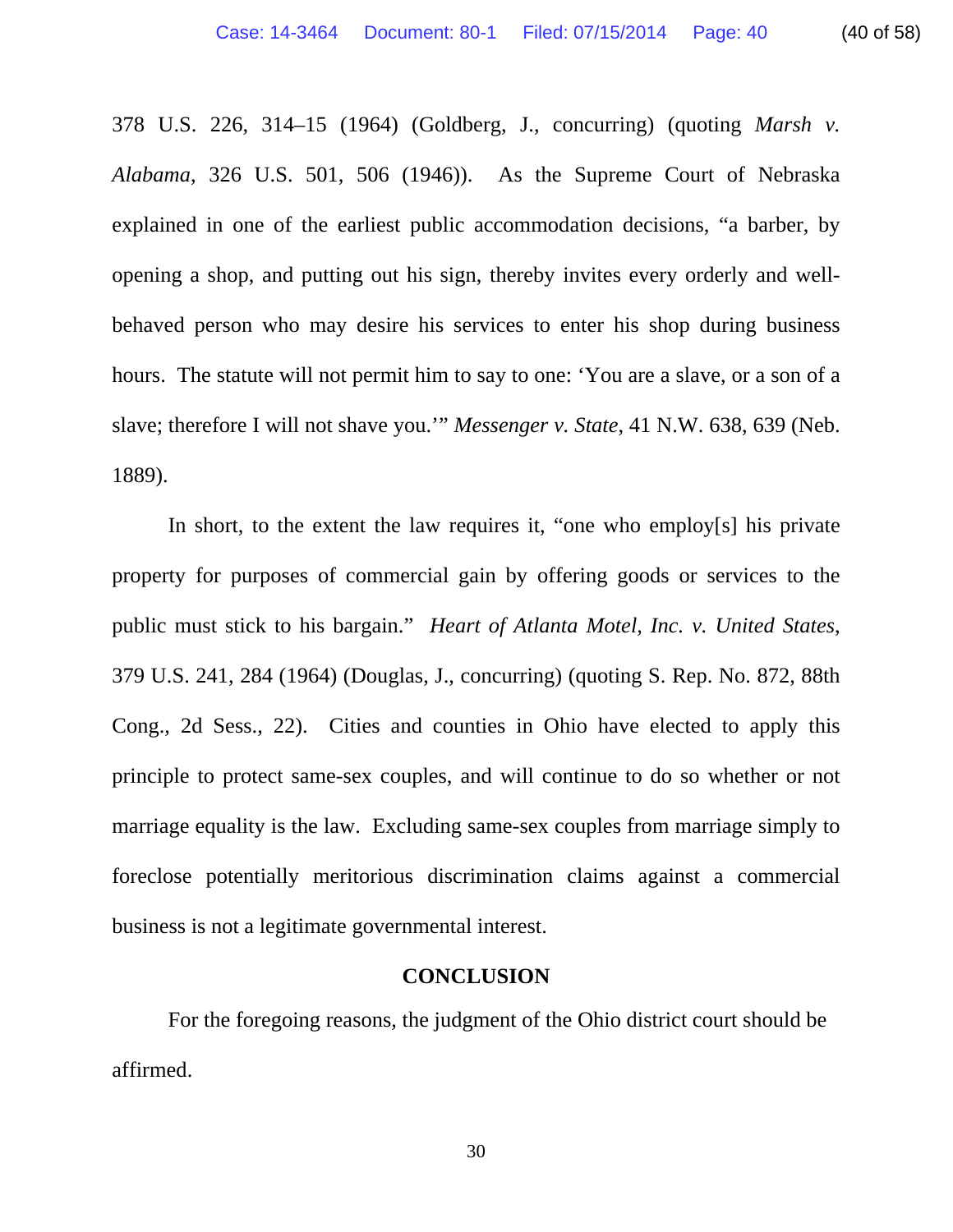378 U.S. 226, 314–15 (1964) (Goldberg, J., concurring) (quoting *Marsh v. Alabama*, 326 U.S. 501, 506 (1946)). As the Supreme Court of Nebraska explained in one of the earliest public accommodation decisions, "a barber, by opening a shop, and putting out his sign, thereby invites every orderly and well-behaved person who may desire his services to enter his shop during business hours. The statute will not permit him to say to one: 'You are a slave, or a son of a slave; therefore I will not shave you.'" *Messenger v. State*, 41 N.W. 638, 639 (Neb. 1889).

In short, to the extent the law requires it, "one who employ[s] his private property for purposes of commercial gain by offering goods or services to the public must stick to his bargain." *Heart of Atlanta Motel, Inc. v. United States*, 379 U.S. 241, 284 (1964) (Douglas, J., concurring) (quoting S. Rep. No. 872, 88th Cong., 2d Sess., 22). Cities and counties in Ohio have elected to apply this principle to protect same-sex couples, and will continue to do so whether or not marriage equality is the law. Excluding same-sex couples from marriage simply to foreclose potentially meritorious discrimination claims against a commercial business is not a legitimate governmental interest.

## CONCLUSION

For the foregoing reasons, the judgment of the Ohio district court should be affirmed.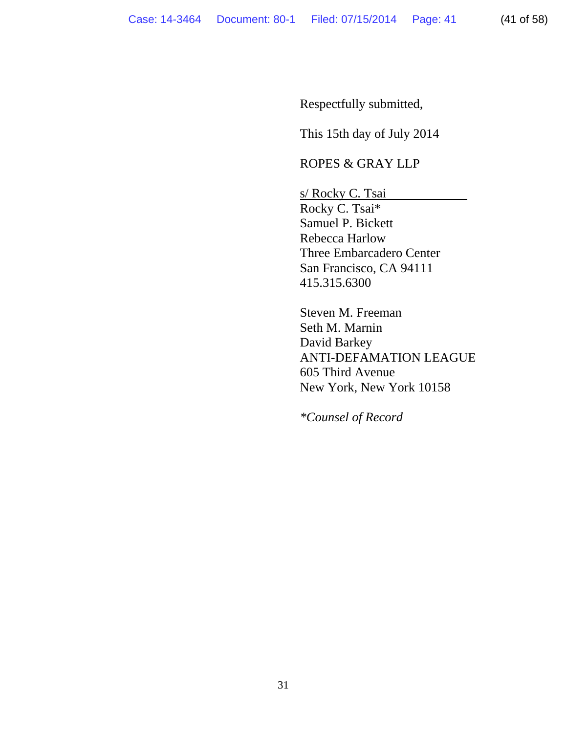Respectfully submitted,

This 15th day of July 2014

ROPES & GRAY LLP

s/ Rocky C. Tsai
Rocky C. Tsai*
Samuel P. Bickett
Rebecca Harlow
Three Embarcadero Center
San Francisco, CA 94111
415.315.6300

Steven M. Freeman
Seth M. Marnin
David Barkey
ANTI-DEFAMATION LEAGUE
605 Third Avenue
New York, New York 10158

**Counsel of Record*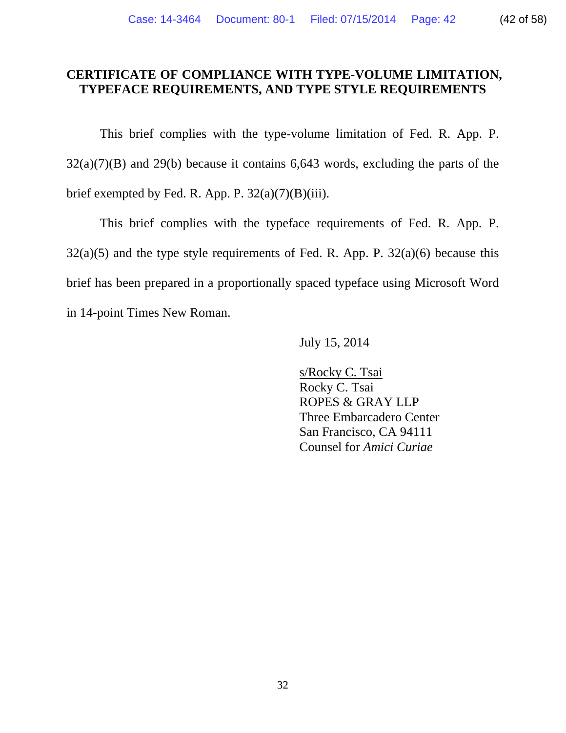# CERTIFICATE OF COMPLIANCE WITH TYPE-VOLUME LIMITATION, TYPEFACE REQUIREMENTS, AND TYPE STYLE REQUIREMENTS

This brief complies with the type-volume limitation of Fed. R. App. P. 32(a)(7)(B) and 29(b) because it contains 6,643 words, excluding the parts of the brief exempted by Fed. R. App. P. 32(a)(7)(B)(iii).

This brief complies with the typeface requirements of Fed. R. App. P. 32(a)(5) and the type style requirements of Fed. R. App. P. 32(a)(6) because this brief has been prepared in a proportionally spaced typeface using Microsoft Word in 14-point Times New Roman.

July 15, 2014

s/Rocky C. Tsai
Rocky C. Tsai
ROPES & GRAY LLP
Three Embarcadero Center
San Francisco, CA 94111
Counsel for *Amici Curiae*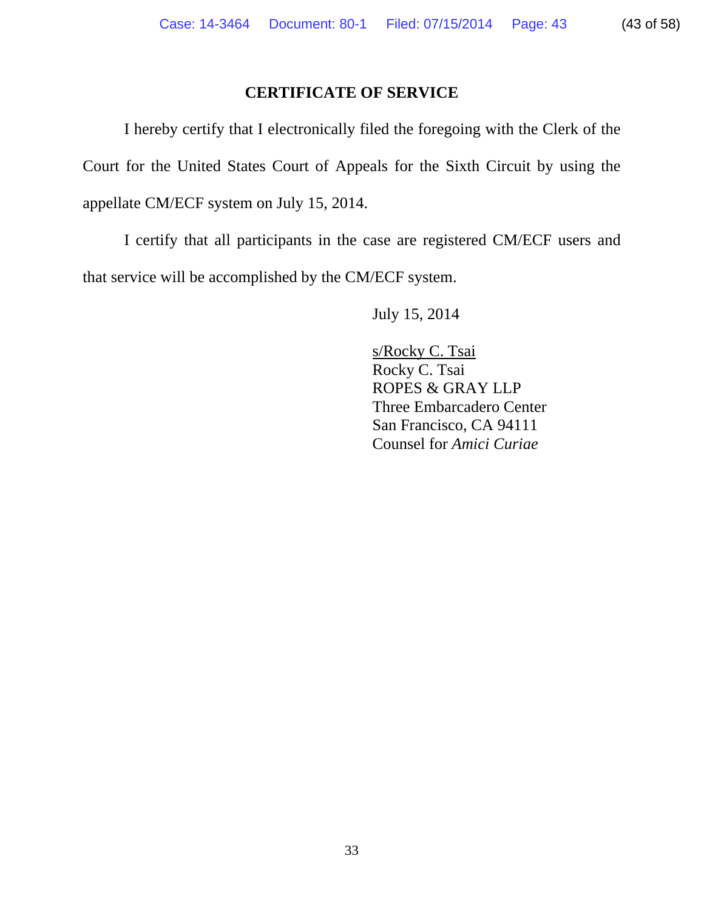## CERTIFICATE OF SERVICE

I hereby certify that I electronically filed the foregoing with the Clerk of the Court for the United States Court of Appeals for the Sixth Circuit by using the appellate CM/ECF system on July 15, 2014.

I certify that all participants in the case are registered CM/ECF users and that service will be accomplished by the CM/ECF system.

July 15, 2014

s/Rocky C. Tsai
Rocky C. Tsai
ROPES & GRAY LLP
Three Embarcadero Center
San Francisco, CA 94111
Counsel for *Amici Curiae*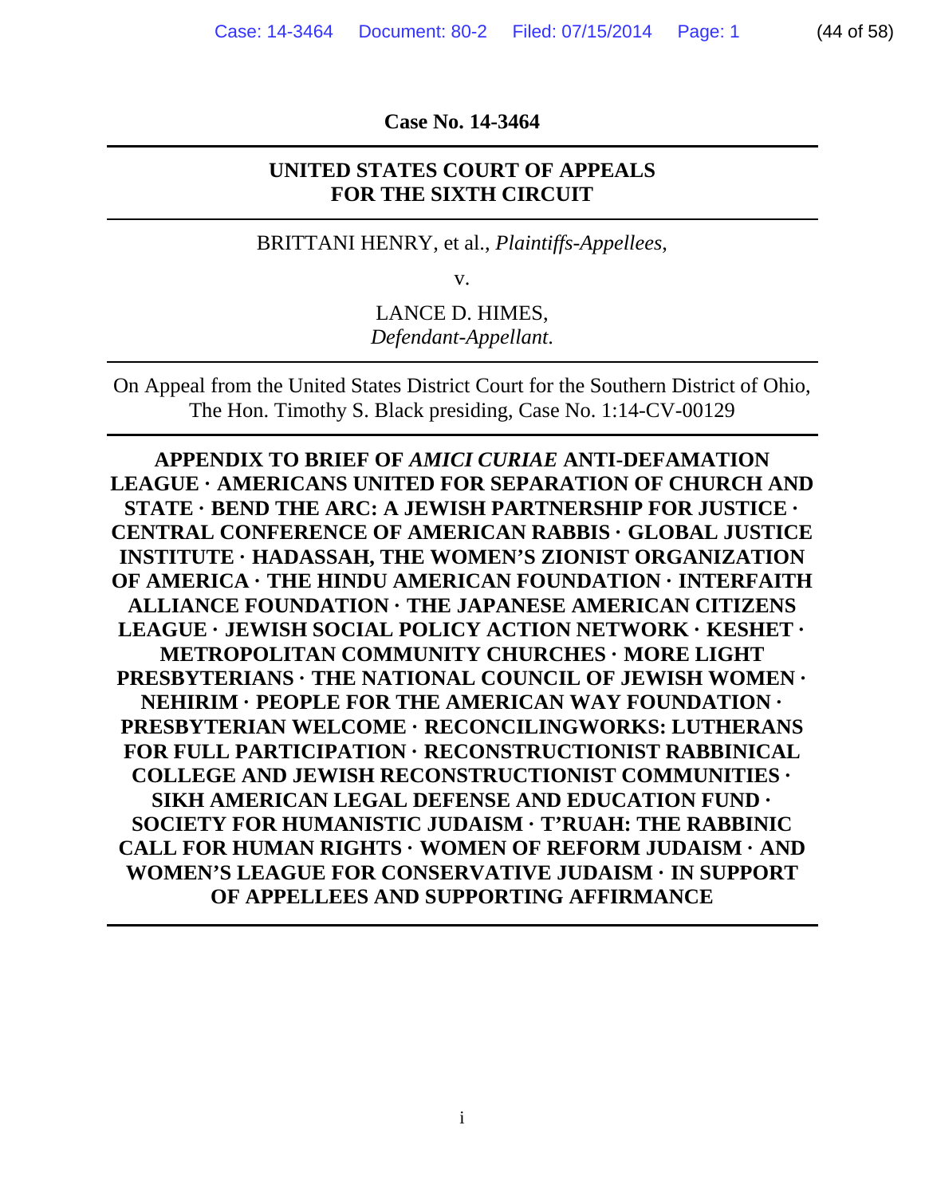**Case No. 14-3464**

---

**UNITED STATES COURT OF APPEALS**
**FOR THE SIXTH CIRCUIT**

---

BRITTANI HENRY, et al., *Plaintiffs-Appellees*,

v.

LANCE D. HIMES,
*Defendant-Appellant*.

---

On Appeal from the United States District Court for the Southern District of Ohio,
The Hon. Timothy S. Black presiding, Case No. 1:14-CV-00129

---

**APPENDIX TO BRIEF OF *AMICI CURIAE* ANTI-DEFAMATION LEAGUE · AMERICANS UNITED FOR SEPARATION OF CHURCH AND STATE · BEND THE ARC: A JEWISH PARTNERSHIP FOR JUSTICE · CENTRAL CONFERENCE OF AMERICAN RABBIS · GLOBAL JUSTICE INSTITUTE · HADASSAH, THE WOMEN'S ZIONIST ORGANIZATION OF AMERICA · THE HINDU AMERICAN FOUNDATION · INTERFAITH ALLIANCE FOUNDATION · THE JAPANESE AMERICAN CITIZENS LEAGUE · JEWISH SOCIAL POLICY ACTION NETWORK · KESHET · METROPOLITAN COMMUNITY CHURCHES · MORE LIGHT PRESBYTERIANS · THE NATIONAL COUNCIL OF JEWISH WOMEN · NEHIRIM · PEOPLE FOR THE AMERICAN WAY FOUNDATION · PRESBYTERIAN WELCOME · RECONCILINGWORKS: LUTHERANS FOR FULL PARTICIPATION · RECONSTRUCTIONIST RABBINICAL COLLEGE AND JEWISH RECONSTRUCTIONIST COMMUNITIES · SIKH AMERICAN LEGAL DEFENSE AND EDUCATION FUND · SOCIETY FOR HUMANISTIC JUDAISM · T'RUAH: THE RABBINIC CALL FOR HUMAN RIGHTS · WOMEN OF REFORM JUDAISM · AND WOMEN'S LEAGUE FOR CONSERVATIVE JUDAISM · IN SUPPORT OF APPELLEES AND SUPPORTING AFFIRMANCE**

---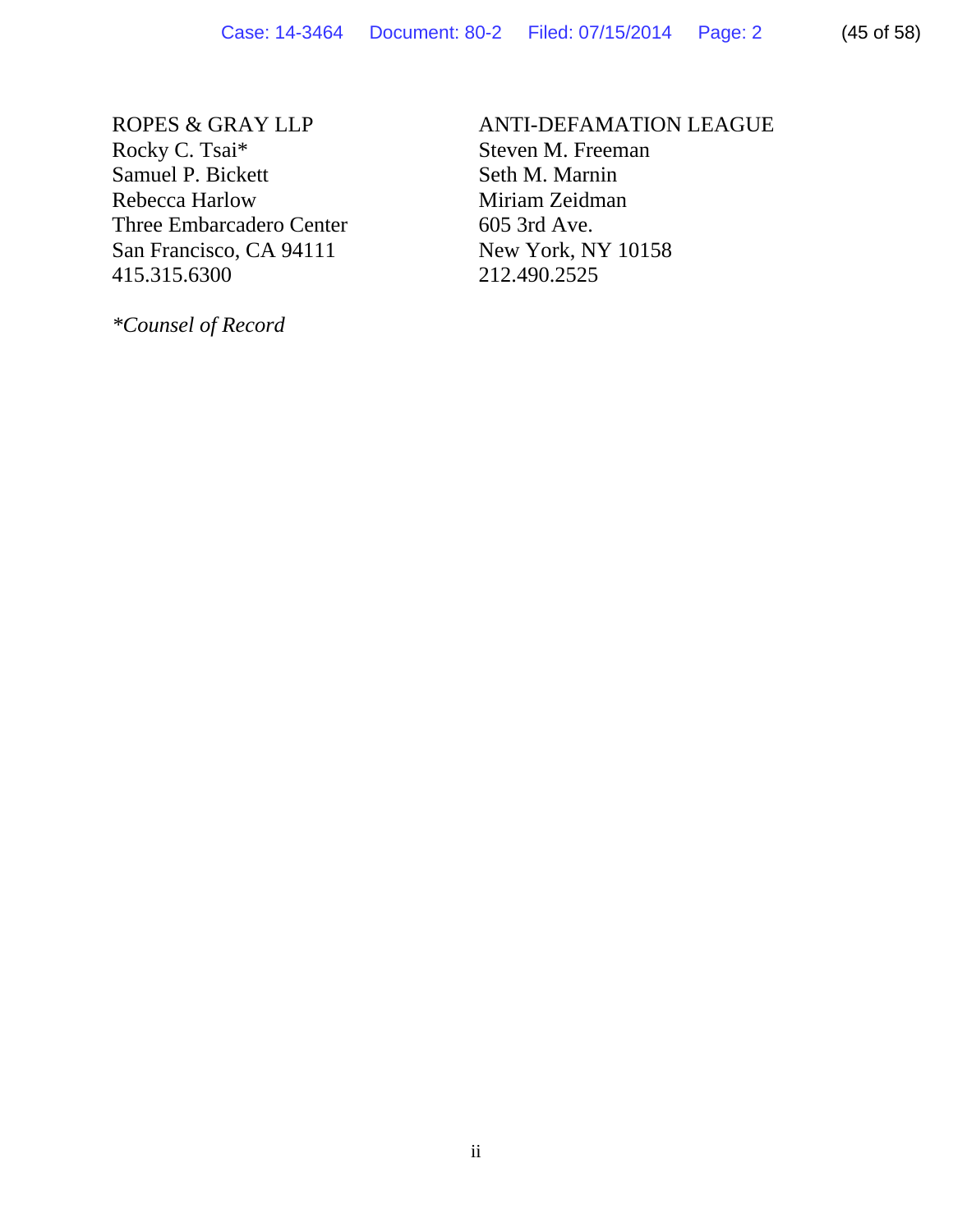ROPES & GRAY LLP
Rocky C. Tsai*
Samuel P. Bickett
Rebecca Harlow
Three Embarcadero Center
San Francisco, CA 94111
415.315.6300

ANTI-DEFAMATION LEAGUE
Steven M. Freeman
Seth M. Marnin
Miriam Zeidman
605 3rd Ave.
New York, NY 10158
212.490.2525

**Counsel of Record*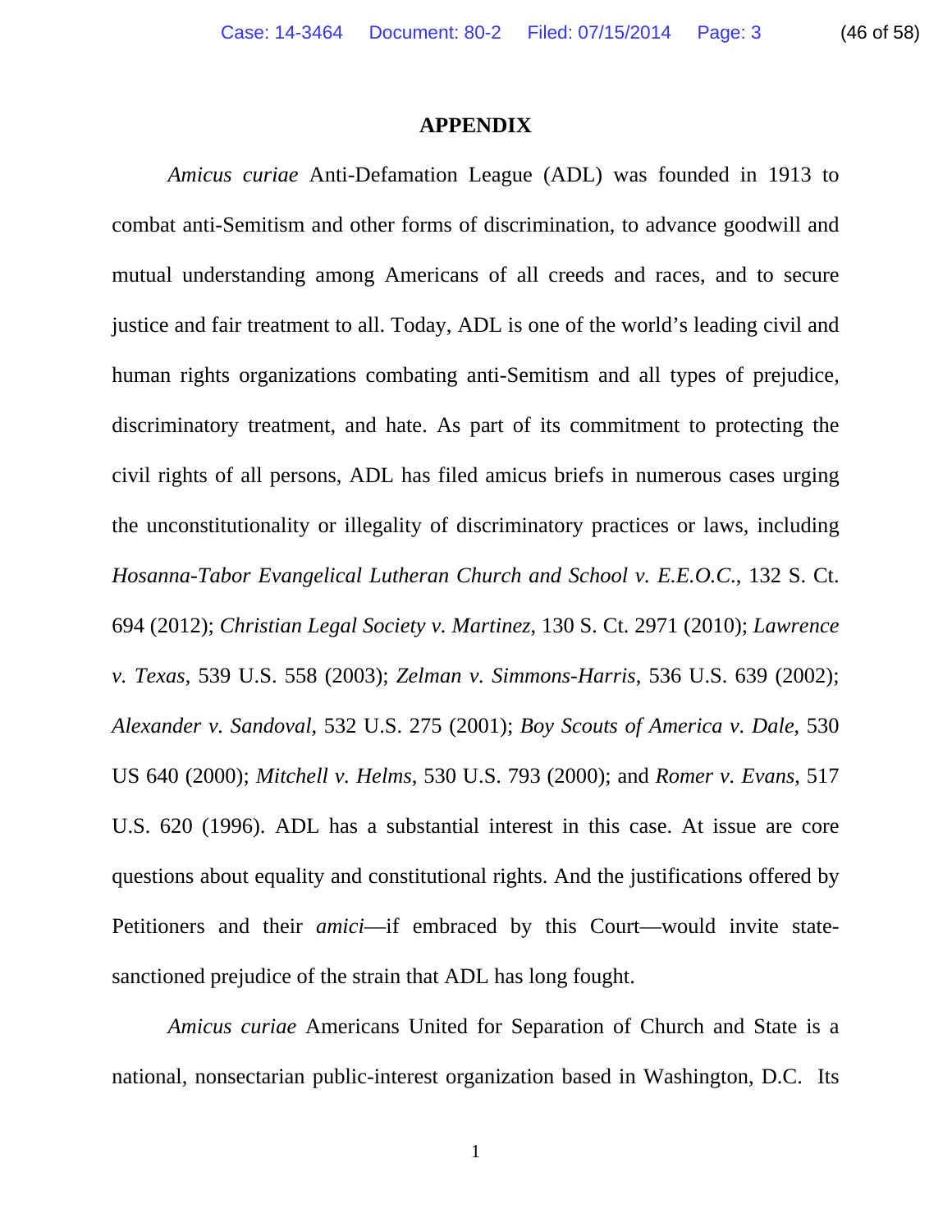# APPENDIX

*Amicus curiae* Anti-Defamation League (ADL) was founded in 1913 to combat anti-Semitism and other forms of discrimination, to advance goodwill and mutual understanding among Americans of all creeds and races, and to secure justice and fair treatment to all. Today, ADL is one of the world's leading civil and human rights organizations combating anti-Semitism and all types of prejudice, discriminatory treatment, and hate. As part of its commitment to protecting the civil rights of all persons, ADL has filed amicus briefs in numerous cases urging the unconstitutionality or illegality of discriminatory practices or laws, including *Hosanna-Tabor Evangelical Lutheran Church and School v. E.E.O.C.*, 132 S. Ct. 694 (2012); *Christian Legal Society v. Martinez*, 130 S. Ct. 2971 (2010); *Lawrence v. Texas*, 539 U.S. 558 (2003); *Zelman v. Simmons-Harris*, 536 U.S. 639 (2002); *Alexander v. Sandoval*, 532 U.S. 275 (2001); *Boy Scouts of America v. Dale*, 530 US 640 (2000); *Mitchell v. Helms*, 530 U.S. 793 (2000); and *Romer v. Evans*, 517 U.S. 620 (1996). ADL has a substantial interest in this case. At issue are core questions about equality and constitutional rights. And the justifications offered by Petitioners and their *amici*—if embraced by this Court—would invite state-sanctioned prejudice of the strain that ADL has long fought.

*Amicus curiae* Americans United for Separation of Church and State is a national, nonsectarian public-interest organization based in Washington, D.C. Its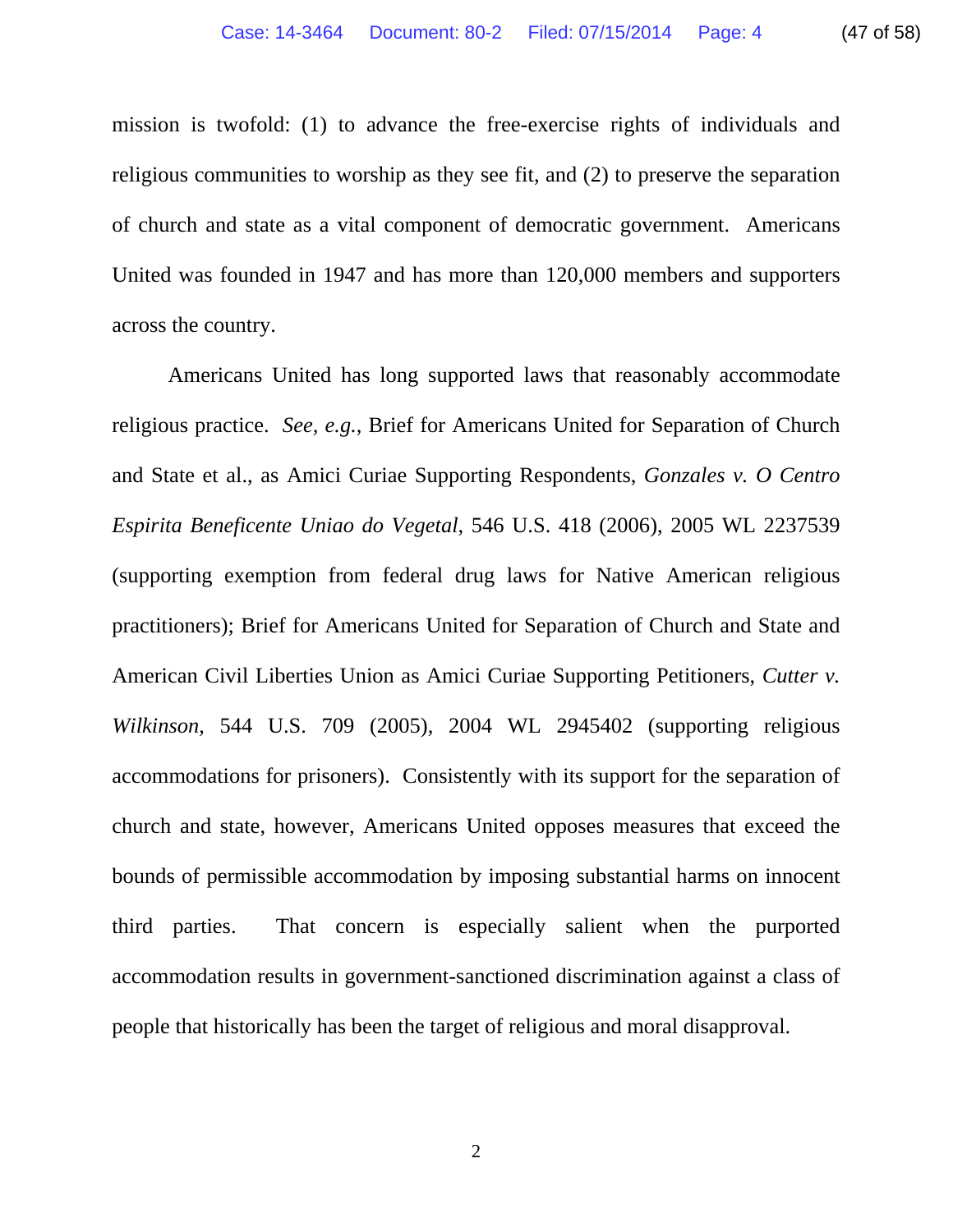mission is twofold: (1) to advance the free-exercise rights of individuals and religious communities to worship as they see fit, and (2) to preserve the separation of church and state as a vital component of democratic government. Americans United was founded in 1947 and has more than 120,000 members and supporters across the country.

Americans United has long supported laws that reasonably accommodate religious practice. *See, e.g.*, Brief for Americans United for Separation of Church and State et al., as Amici Curiae Supporting Respondents, *Gonzales v. O Centro Espirita Beneficente Uniao do Vegetal*, 546 U.S. 418 (2006), 2005 WL 2237539 (supporting exemption from federal drug laws for Native American religious practitioners); Brief for Americans United for Separation of Church and State and American Civil Liberties Union as Amici Curiae Supporting Petitioners, *Cutter v. Wilkinson*, 544 U.S. 709 (2005), 2004 WL 2945402 (supporting religious accommodations for prisoners). Consistently with its support for the separation of church and state, however, Americans United opposes measures that exceed the bounds of permissible accommodation by imposing substantial harms on innocent third parties. That concern is especially salient when the purported accommodation results in government-sanctioned discrimination against a class of people that historically has been the target of religious and moral disapproval.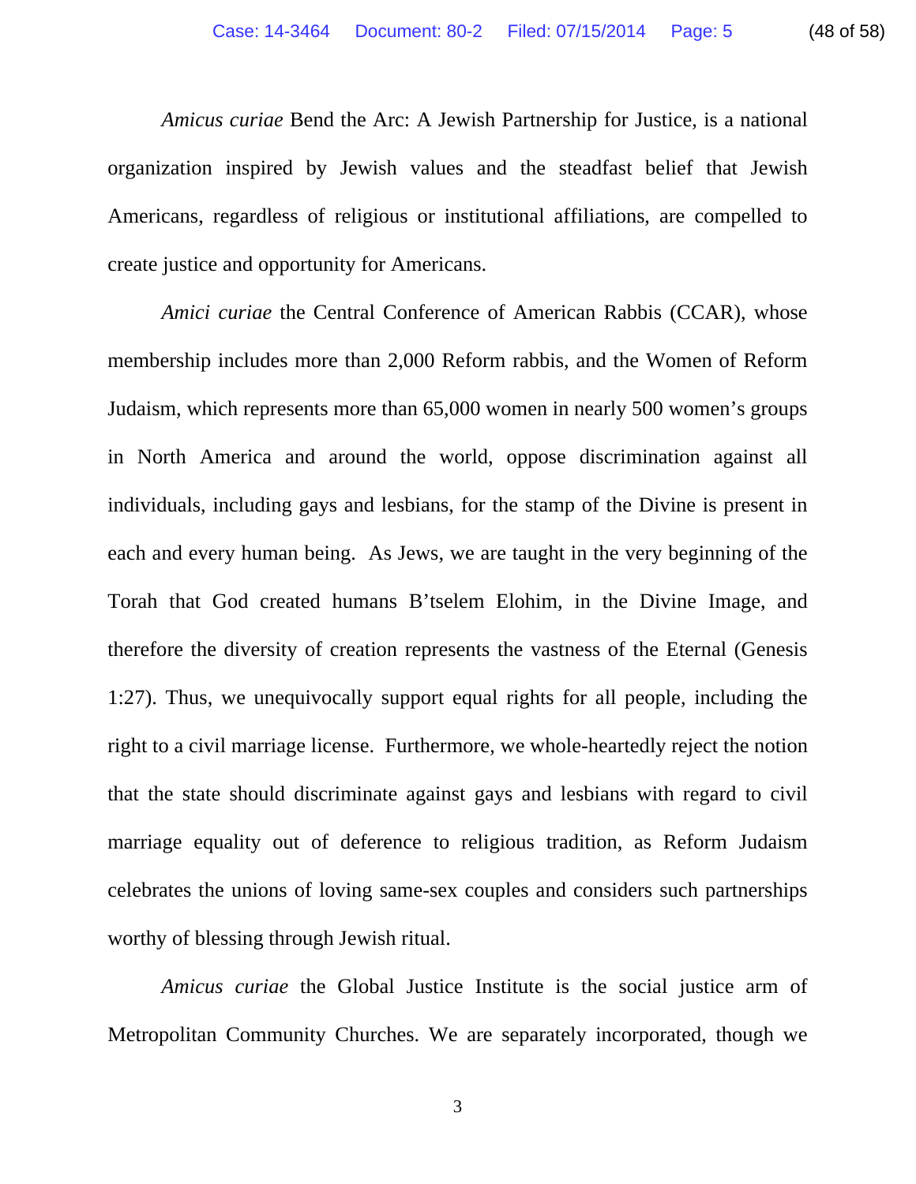*Amicus curiae* Bend the Arc: A Jewish Partnership for Justice, is a national organization inspired by Jewish values and the steadfast belief that Jewish Americans, regardless of religious or institutional affiliations, are compelled to create justice and opportunity for Americans.

*Amici curiae* the Central Conference of American Rabbis (CCAR), whose membership includes more than 2,000 Reform rabbis, and the Women of Reform Judaism, which represents more than 65,000 women in nearly 500 women's groups in North America and around the world, oppose discrimination against all individuals, including gays and lesbians, for the stamp of the Divine is present in each and every human being. As Jews, we are taught in the very beginning of the Torah that God created humans B'tselem Elohim, in the Divine Image, and therefore the diversity of creation represents the vastness of the Eternal (Genesis 1:27). Thus, we unequivocally support equal rights for all people, including the right to a civil marriage license. Furthermore, we whole-heartedly reject the notion that the state should discriminate against gays and lesbians with regard to civil marriage equality out of deference to religious tradition, as Reform Judaism celebrates the unions of loving same-sex couples and considers such partnerships worthy of blessing through Jewish ritual.

*Amicus curiae* the Global Justice Institute is the social justice arm of Metropolitan Community Churches. We are separately incorporated, though we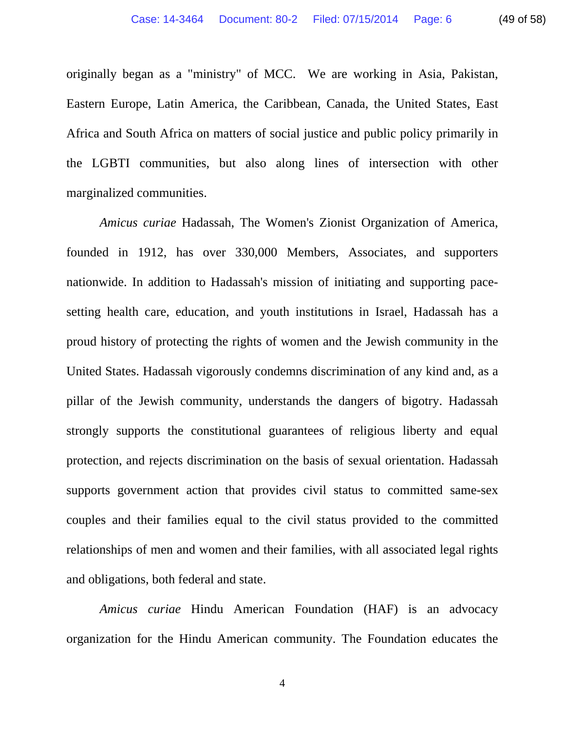originally began as a "ministry" of MCC. We are working in Asia, Pakistan, Eastern Europe, Latin America, the Caribbean, Canada, the United States, East Africa and South Africa on matters of social justice and public policy primarily in the LGBTI communities, but also along lines of intersection with other marginalized communities.

*Amicus curiae* Hadassah, The Women's Zionist Organization of America, founded in 1912, has over 330,000 Members, Associates, and supporters nationwide. In addition to Hadassah's mission of initiating and supporting pace-setting health care, education, and youth institutions in Israel, Hadassah has a proud history of protecting the rights of women and the Jewish community in the United States. Hadassah vigorously condemns discrimination of any kind and, as a pillar of the Jewish community, understands the dangers of bigotry. Hadassah strongly supports the constitutional guarantees of religious liberty and equal protection, and rejects discrimination on the basis of sexual orientation. Hadassah supports government action that provides civil status to committed same-sex couples and their families equal to the civil status provided to the committed relationships of men and women and their families, with all associated legal rights and obligations, both federal and state.

*Amicus curiae* Hindu American Foundation (HAF) is an advocacy organization for the Hindu American community. The Foundation educates the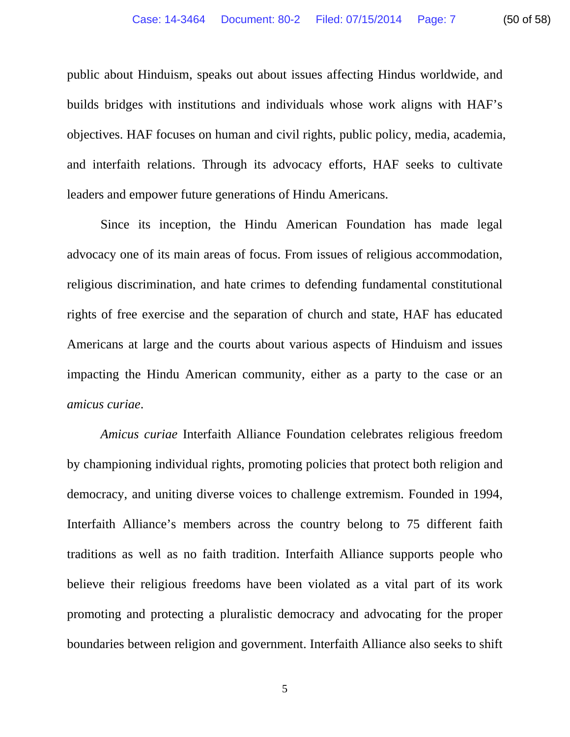public about Hinduism, speaks out about issues affecting Hindus worldwide, and builds bridges with institutions and individuals whose work aligns with HAF's objectives. HAF focuses on human and civil rights, public policy, media, academia, and interfaith relations. Through its advocacy efforts, HAF seeks to cultivate leaders and empower future generations of Hindu Americans.

Since its inception, the Hindu American Foundation has made legal advocacy one of its main areas of focus. From issues of religious accommodation, religious discrimination, and hate crimes to defending fundamental constitutional rights of free exercise and the separation of church and state, HAF has educated Americans at large and the courts about various aspects of Hinduism and issues impacting the Hindu American community, either as a party to the case or an *amicus curiae*.

*Amicus curiae* Interfaith Alliance Foundation celebrates religious freedom by championing individual rights, promoting policies that protect both religion and democracy, and uniting diverse voices to challenge extremism. Founded in 1994, Interfaith Alliance's members across the country belong to 75 different faith traditions as well as no faith tradition. Interfaith Alliance supports people who believe their religious freedoms have been violated as a vital part of its work promoting and protecting a pluralistic democracy and advocating for the proper boundaries between religion and government. Interfaith Alliance also seeks to shift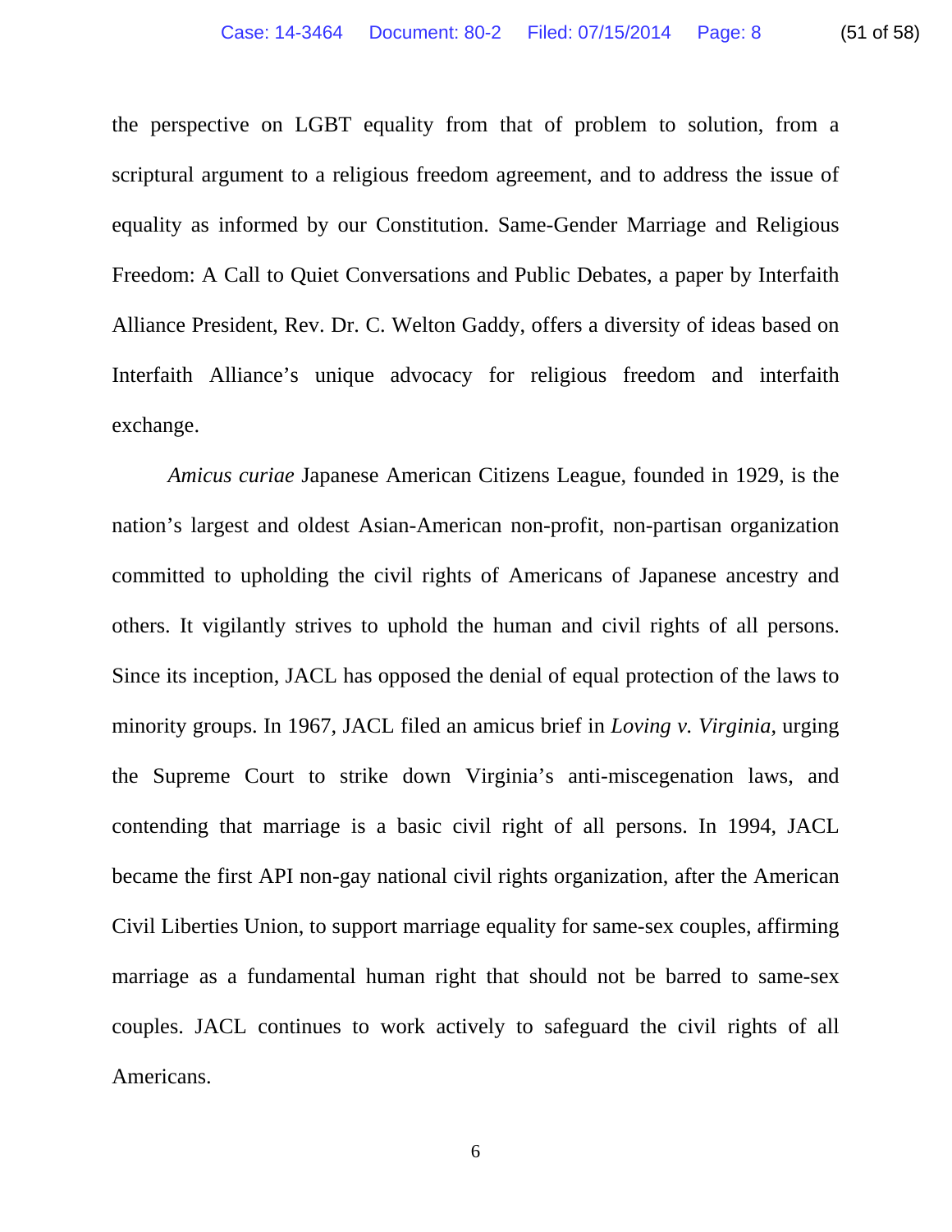the perspective on LGBT equality from that of problem to solution, from a scriptural argument to a religious freedom agreement, and to address the issue of equality as informed by our Constitution. Same-Gender Marriage and Religious Freedom: A Call to Quiet Conversations and Public Debates, a paper by Interfaith Alliance President, Rev. Dr. C. Welton Gaddy, offers a diversity of ideas based on Interfaith Alliance's unique advocacy for religious freedom and interfaith exchange.

*Amicus curiae* Japanese American Citizens League, founded in 1929, is the nation's largest and oldest Asian-American non-profit, non-partisan organization committed to upholding the civil rights of Americans of Japanese ancestry and others. It vigilantly strives to uphold the human and civil rights of all persons. Since its inception, JACL has opposed the denial of equal protection of the laws to minority groups. In 1967, JACL filed an amicus brief in *Loving v. Virginia*, urging the Supreme Court to strike down Virginia's anti-miscegenation laws, and contending that marriage is a basic civil right of all persons. In 1994, JACL became the first API non-gay national civil rights organization, after the American Civil Liberties Union, to support marriage equality for same-sex couples, affirming marriage as a fundamental human right that should not be barred to same-sex couples. JACL continues to work actively to safeguard the civil rights of all Americans.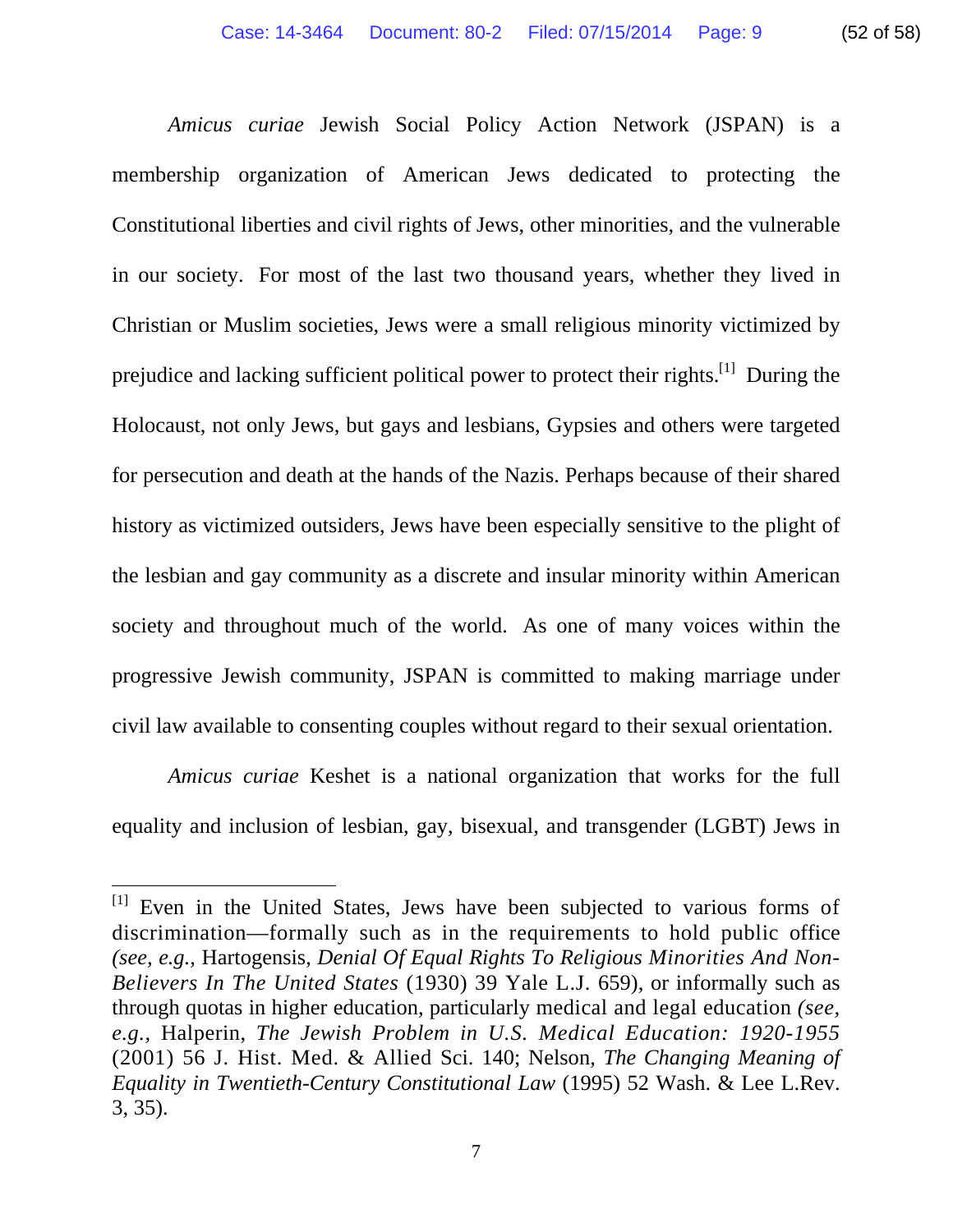*Amicus curiae* Jewish Social Policy Action Network (JSPAN) is a membership organization of American Jews dedicated to protecting the Constitutional liberties and civil rights of Jews, other minorities, and the vulnerable in our society. For most of the last two thousand years, whether they lived in Christian or Muslim societies, Jews were a small religious minority victimized by prejudice and lacking sufficient political power to protect their rights.[1] During the Holocaust, not only Jews, but gays and lesbians, Gypsies and others were targeted for persecution and death at the hands of the Nazis. Perhaps because of their shared history as victimized outsiders, Jews have been especially sensitive to the plight of the lesbian and gay community as a discrete and insular minority within American society and throughout much of the world. As one of many voices within the progressive Jewish community, JSPAN is committed to making marriage under civil law available to consenting couples without regard to their sexual orientation.

*Amicus curiae* Keshet is a national organization that works for the full equality and inclusion of lesbian, gay, bisexual, and transgender (LGBT) Jews in

---

[1] Even in the United States, Jews have been subjected to various forms of discrimination—formally such as in the requirements to hold public office *(see, e.g.,* Hartogensis, *Denial Of Equal Rights To Religious Minorities And Non-Believers In The United States* (1930) 39 Yale L.J. 659), or informally such as through quotas in higher education, particularly medical and legal education *(see, e.g.,* Halperin, *The Jewish Problem in U.S. Medical Education: 1920-1955* (2001) 56 J. Hist. Med. & Allied Sci. 140; Nelson, *The Changing Meaning of Equality in Twentieth-Century Constitutional Law* (1995) 52 Wash. & Lee L.Rev. 3, 35).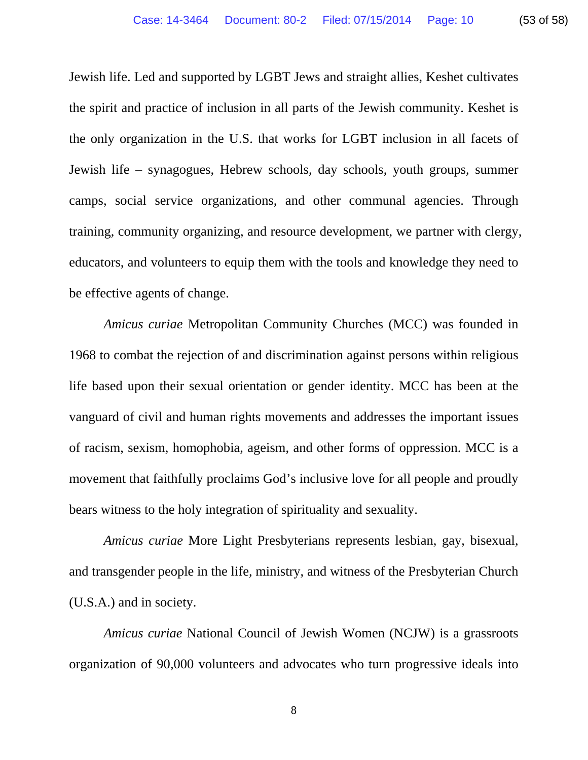Jewish life. Led and supported by LGBT Jews and straight allies, Keshet cultivates the spirit and practice of inclusion in all parts of the Jewish community. Keshet is the only organization in the U.S. that works for LGBT inclusion in all facets of Jewish life – synagogues, Hebrew schools, day schools, youth groups, summer camps, social service organizations, and other communal agencies. Through training, community organizing, and resource development, we partner with clergy, educators, and volunteers to equip them with the tools and knowledge they need to be effective agents of change.

*Amicus curiae* Metropolitan Community Churches (MCC) was founded in 1968 to combat the rejection of and discrimination against persons within religious life based upon their sexual orientation or gender identity. MCC has been at the vanguard of civil and human rights movements and addresses the important issues of racism, sexism, homophobia, ageism, and other forms of oppression. MCC is a movement that faithfully proclaims God's inclusive love for all people and proudly bears witness to the holy integration of spirituality and sexuality.

*Amicus curiae* More Light Presbyterians represents lesbian, gay, bisexual, and transgender people in the life, ministry, and witness of the Presbyterian Church (U.S.A.) and in society.

*Amicus curiae* National Council of Jewish Women (NCJW) is a grassroots organization of 90,000 volunteers and advocates who turn progressive ideals into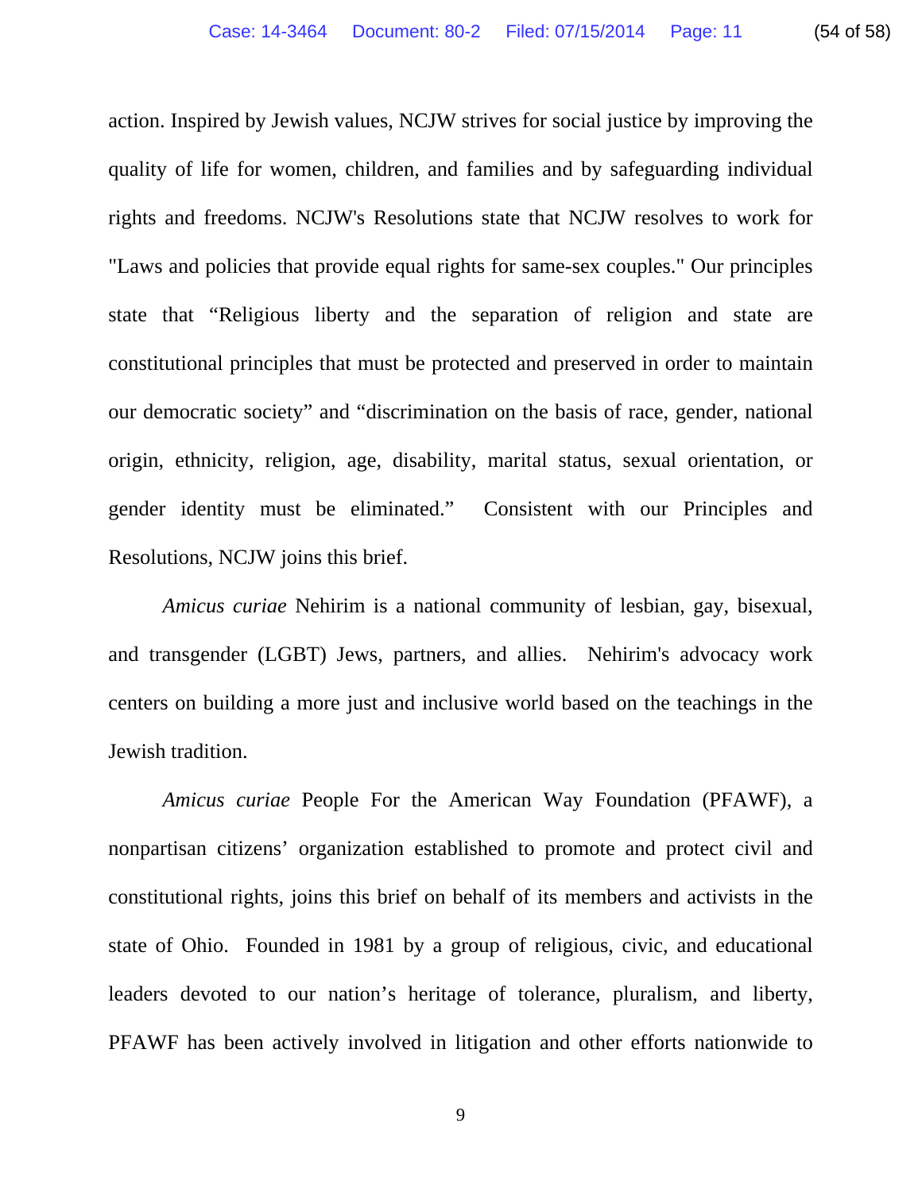action. Inspired by Jewish values, NCJW strives for social justice by improving the quality of life for women, children, and families and by safeguarding individual rights and freedoms. NCJW's Resolutions state that NCJW resolves to work for "Laws and policies that provide equal rights for same-sex couples." Our principles state that “Religious liberty and the separation of religion and state are constitutional principles that must be protected and preserved in order to maintain our democratic society” and “discrimination on the basis of race, gender, national origin, ethnicity, religion, age, disability, marital status, sexual orientation, or gender identity must be eliminated.” Consistent with our Principles and Resolutions, NCJW joins this brief.

*Amicus curiae* Nehirim is a national community of lesbian, gay, bisexual, and transgender (LGBT) Jews, partners, and allies. Nehirim's advocacy work centers on building a more just and inclusive world based on the teachings in the Jewish tradition.

*Amicus curiae* People For the American Way Foundation (PFAWF), a nonpartisan citizens’ organization established to promote and protect civil and constitutional rights, joins this brief on behalf of its members and activists in the state of Ohio. Founded in 1981 by a group of religious, civic, and educational leaders devoted to our nation’s heritage of tolerance, pluralism, and liberty, PFAWF has been actively involved in litigation and other efforts nationwide to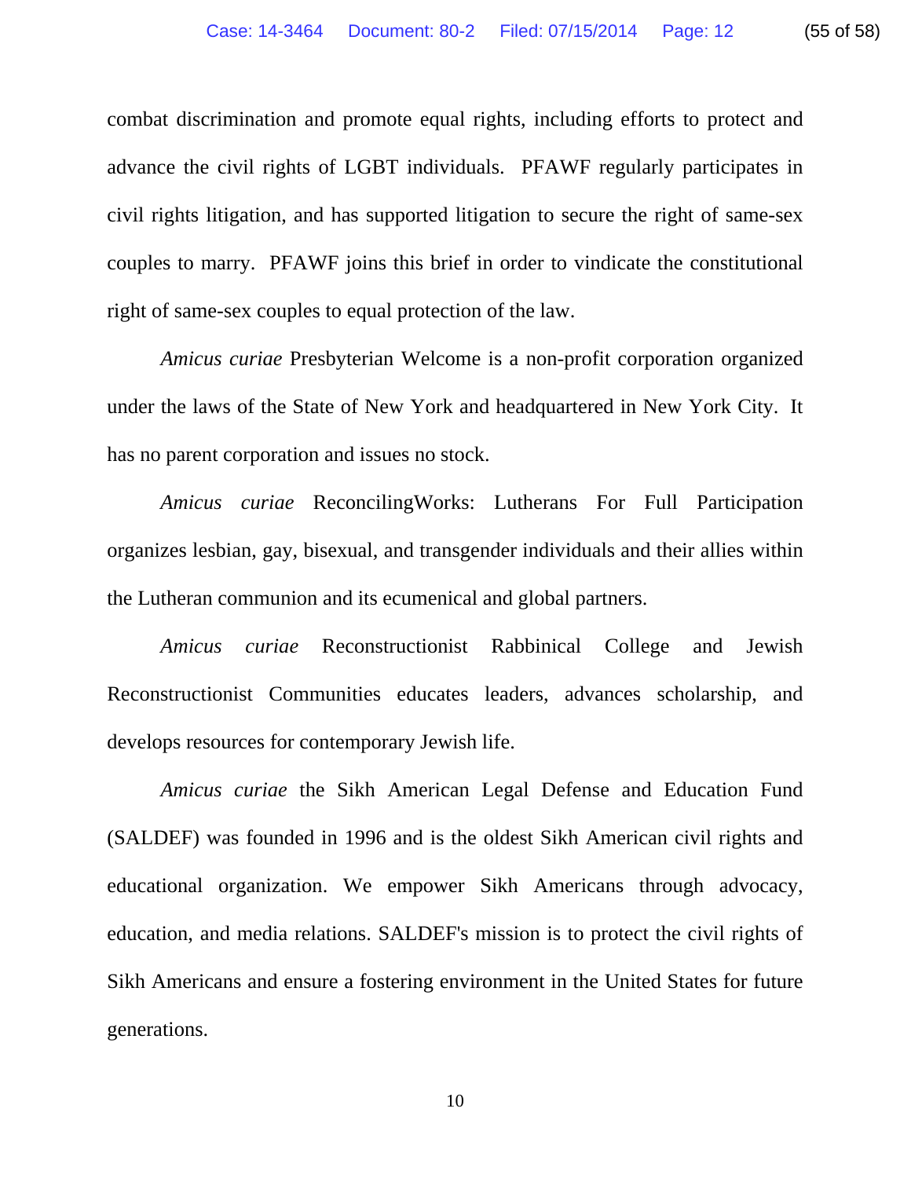combat discrimination and promote equal rights, including efforts to protect and advance the civil rights of LGBT individuals. PFAWF regularly participates in civil rights litigation, and has supported litigation to secure the right of same-sex couples to marry. PFAWF joins this brief in order to vindicate the constitutional right of same-sex couples to equal protection of the law.

*Amicus curiae* Presbyterian Welcome is a non-profit corporation organized under the laws of the State of New York and headquartered in New York City. It has no parent corporation and issues no stock.

*Amicus curiae* ReconcilingWorks: Lutherans For Full Participation organizes lesbian, gay, bisexual, and transgender individuals and their allies within the Lutheran communion and its ecumenical and global partners.

*Amicus curiae* Reconstructionist Rabbinical College and Jewish Reconstructionist Communities educates leaders, advances scholarship, and develops resources for contemporary Jewish life.

*Amicus curiae* the Sikh American Legal Defense and Education Fund (SALDEF) was founded in 1996 and is the oldest Sikh American civil rights and educational organization. We empower Sikh Americans through advocacy, education, and media relations. SALDEF's mission is to protect the civil rights of Sikh Americans and ensure a fostering environment in the United States for future generations.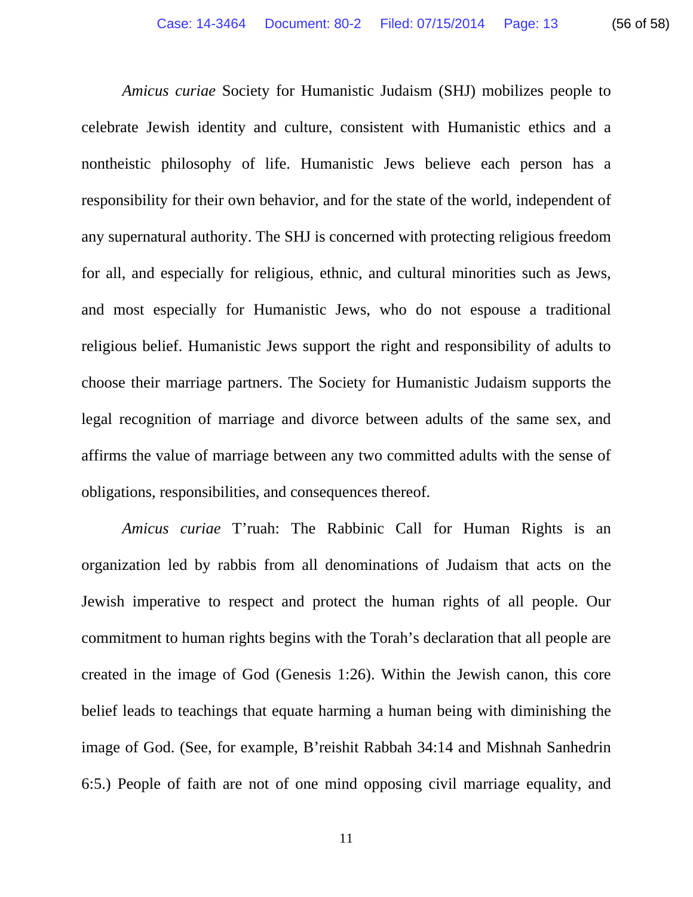*Amicus curiae* Society for Humanistic Judaism (SHJ) mobilizes people to celebrate Jewish identity and culture, consistent with Humanistic ethics and a nontheistic philosophy of life. Humanistic Jews believe each person has a responsibility for their own behavior, and for the state of the world, independent of any supernatural authority. The SHJ is concerned with protecting religious freedom for all, and especially for religious, ethnic, and cultural minorities such as Jews, and most especially for Humanistic Jews, who do not espouse a traditional religious belief. Humanistic Jews support the right and responsibility of adults to choose their marriage partners. The Society for Humanistic Judaism supports the legal recognition of marriage and divorce between adults of the same sex, and affirms the value of marriage between any two committed adults with the sense of obligations, responsibilities, and consequences thereof.

*Amicus curiae* T'ruah: The Rabbinic Call for Human Rights is an organization led by rabbis from all denominations of Judaism that acts on the Jewish imperative to respect and protect the human rights of all people. Our commitment to human rights begins with the Torah's declaration that all people are created in the image of God (Genesis 1:26). Within the Jewish canon, this core belief leads to teachings that equate harming a human being with diminishing the image of God. (See, for example, B'reishit Rabbah 34:14 and Mishnah Sanhedrin 6:5.) People of faith are not of one mind opposing civil marriage equality, and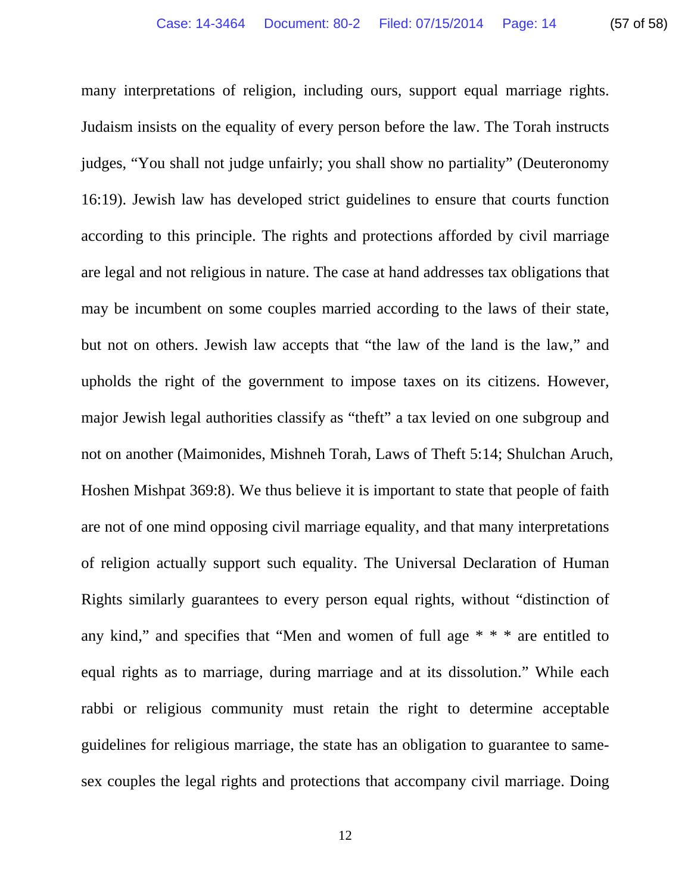many interpretations of religion, including ours, support equal marriage rights. Judaism insists on the equality of every person before the law. The Torah instructs judges, "You shall not judge unfairly; you shall show no partiality" (Deuteronomy 16:19). Jewish law has developed strict guidelines to ensure that courts function according to this principle. The rights and protections afforded by civil marriage are legal and not religious in nature. The case at hand addresses tax obligations that may be incumbent on some couples married according to the laws of their state, but not on others. Jewish law accepts that "the law of the land is the law," and upholds the right of the government to impose taxes on its citizens. However, major Jewish legal authorities classify as "theft" a tax levied on one subgroup and not on another (Maimonides, Mishneh Torah, Laws of Theft 5:14; Shulchan Aruch, Hoshen Mishpat 369:8). We thus believe it is important to state that people of faith are not of one mind opposing civil marriage equality, and that many interpretations of religion actually support such equality. The Universal Declaration of Human Rights similarly guarantees to every person equal rights, without "distinction of any kind," and specifies that "Men and women of full age * * * are entitled to equal rights as to marriage, during marriage and at its dissolution." While each rabbi or religious community must retain the right to determine acceptable guidelines for religious marriage, the state has an obligation to guarantee to same-sex couples the legal rights and protections that accompany civil marriage. Doing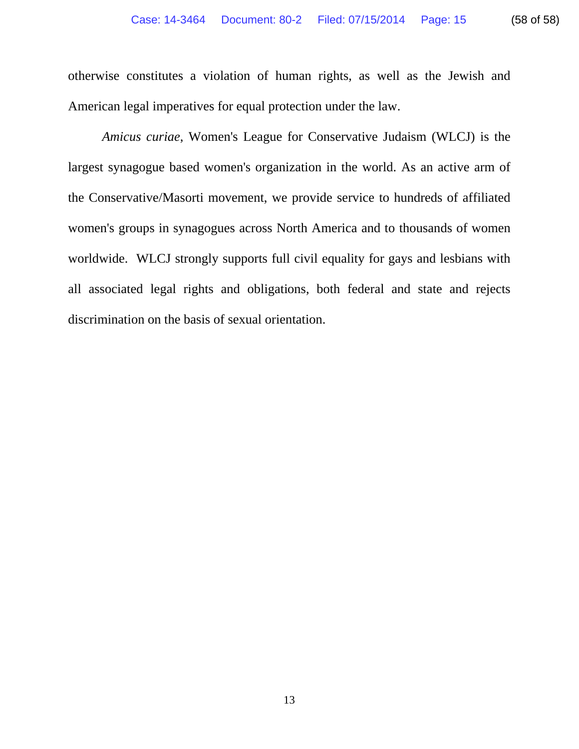otherwise constitutes a violation of human rights, as well as the Jewish and American legal imperatives for equal protection under the law.

*Amicus curiae*, Women's League for Conservative Judaism (WLCJ) is the largest synagogue based women's organization in the world. As an active arm of the Conservative/Masorti movement, we provide service to hundreds of affiliated women's groups in synagogues across North America and to thousands of women worldwide. WLCJ strongly supports full civil equality for gays and lesbians with all associated legal rights and obligations, both federal and state and rejects discrimination on the basis of sexual orientation.